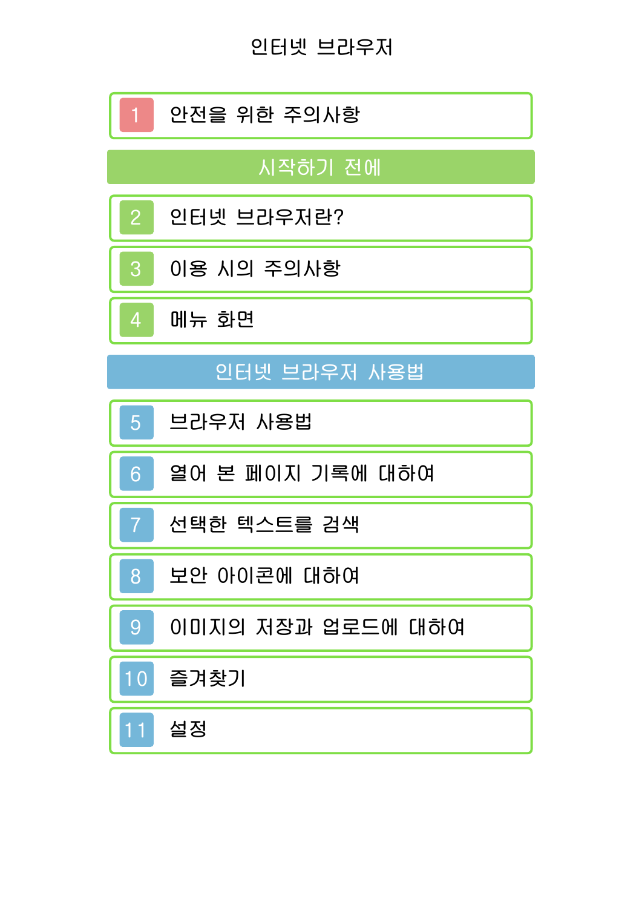# 인터넷 브라우저

1 안전을 위한 주의사항

## 시작하기 전에

2 인터넷 브라우저란?

3 이용 시의 주의사항

4 메뉴 화면

## 인터넷 브라우저 사용법

5 브라우저 사용법

6 열어 본 페이지 기록에 대하여

7 선택한 텍스트를 검색

8 보안 아이콘에 대하여

9 이미지의 저장과 업로드에 대하여

10 즐겨찾기

11 설정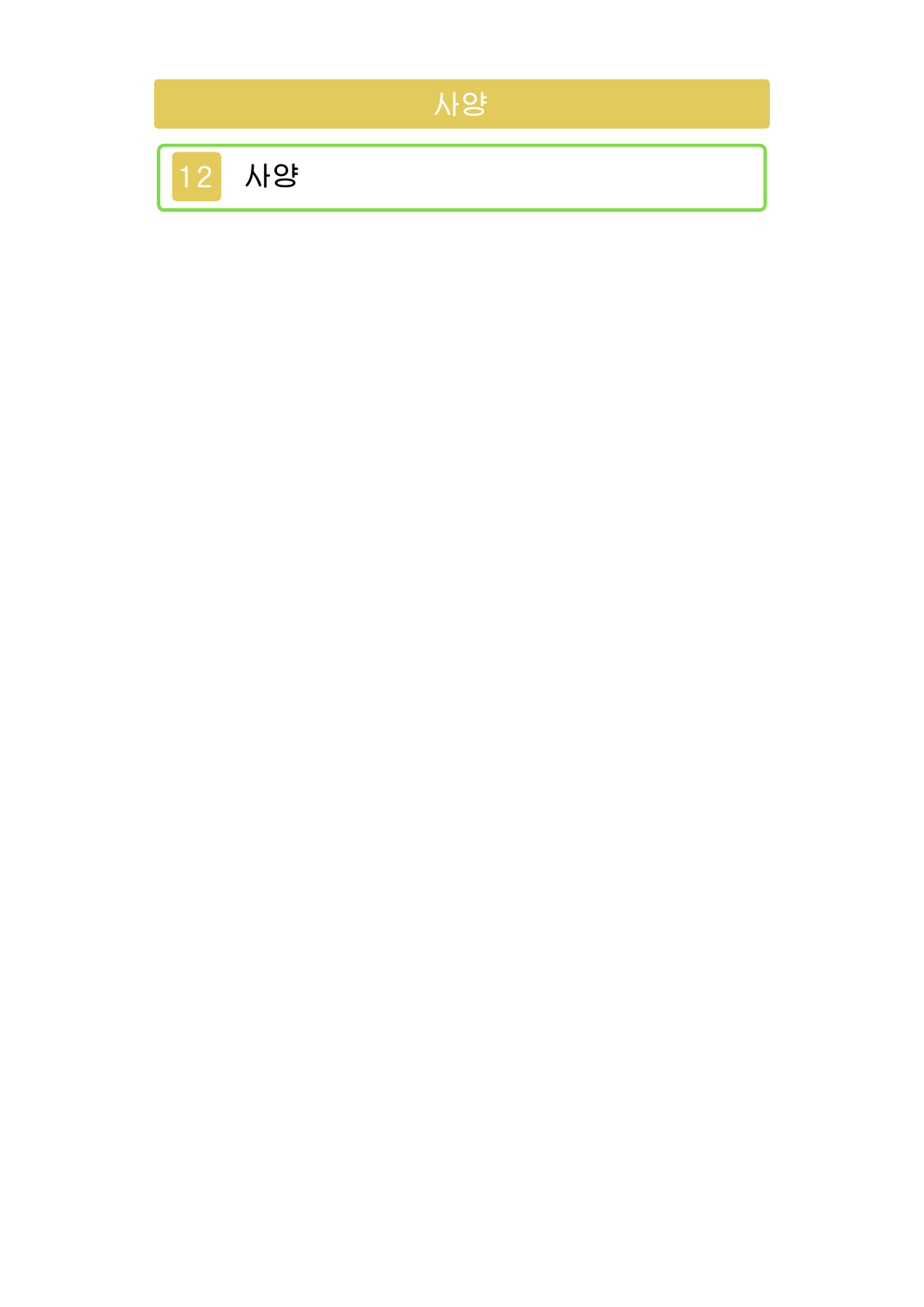# 사양

12 사양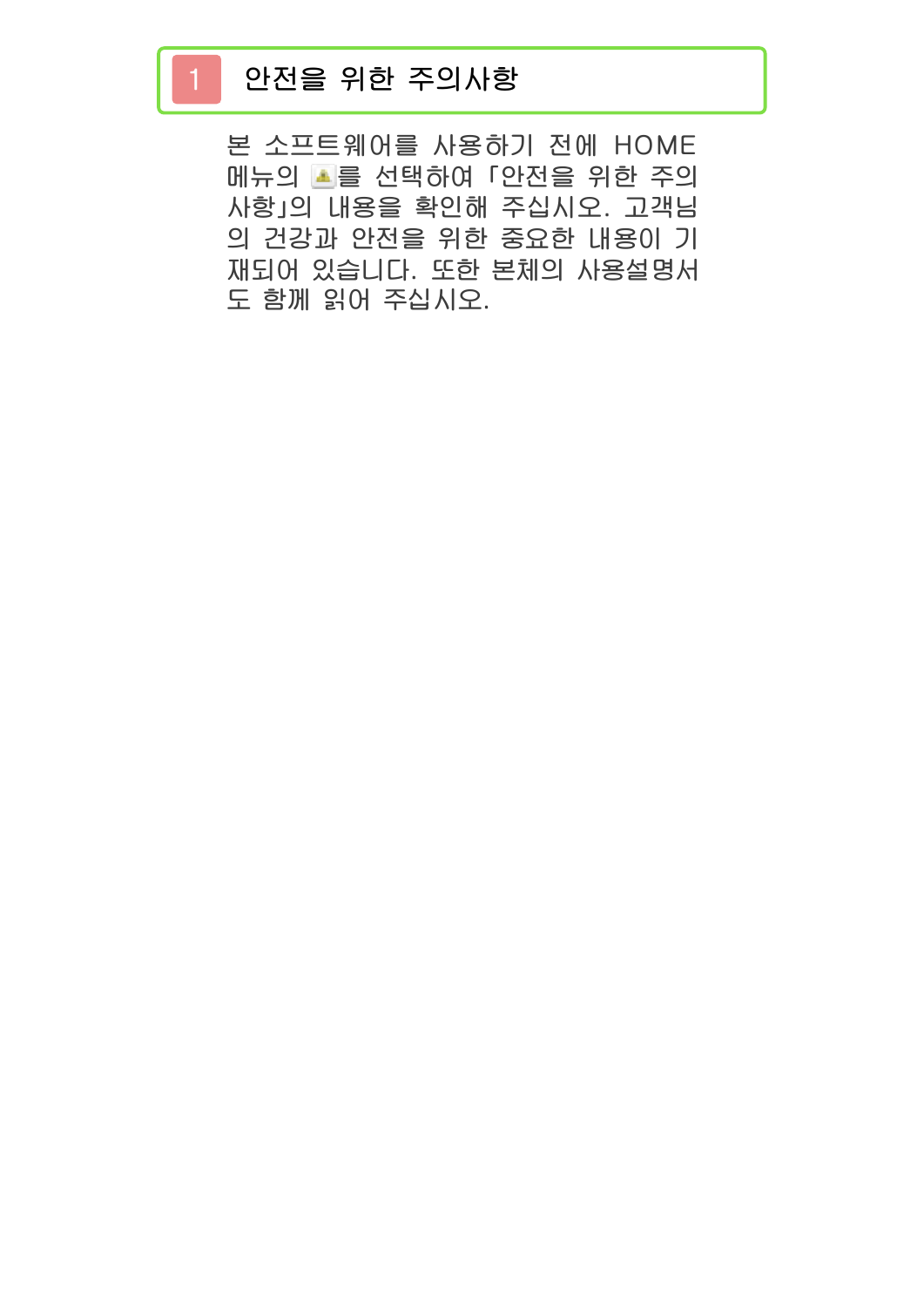## 1 안전을 위한 주의사항

본 소프트웨어를 사용하기 전에 HOME 메뉴의 를 선택하여 「안전을 위한 주의사항」의 내용을 확인해 주십시오. 고객님의 건강과 안전을 위한 중요한 내용이 기재되어 있습니다. 또한 본체의 사용설명서도 함께 읽어 주십시오.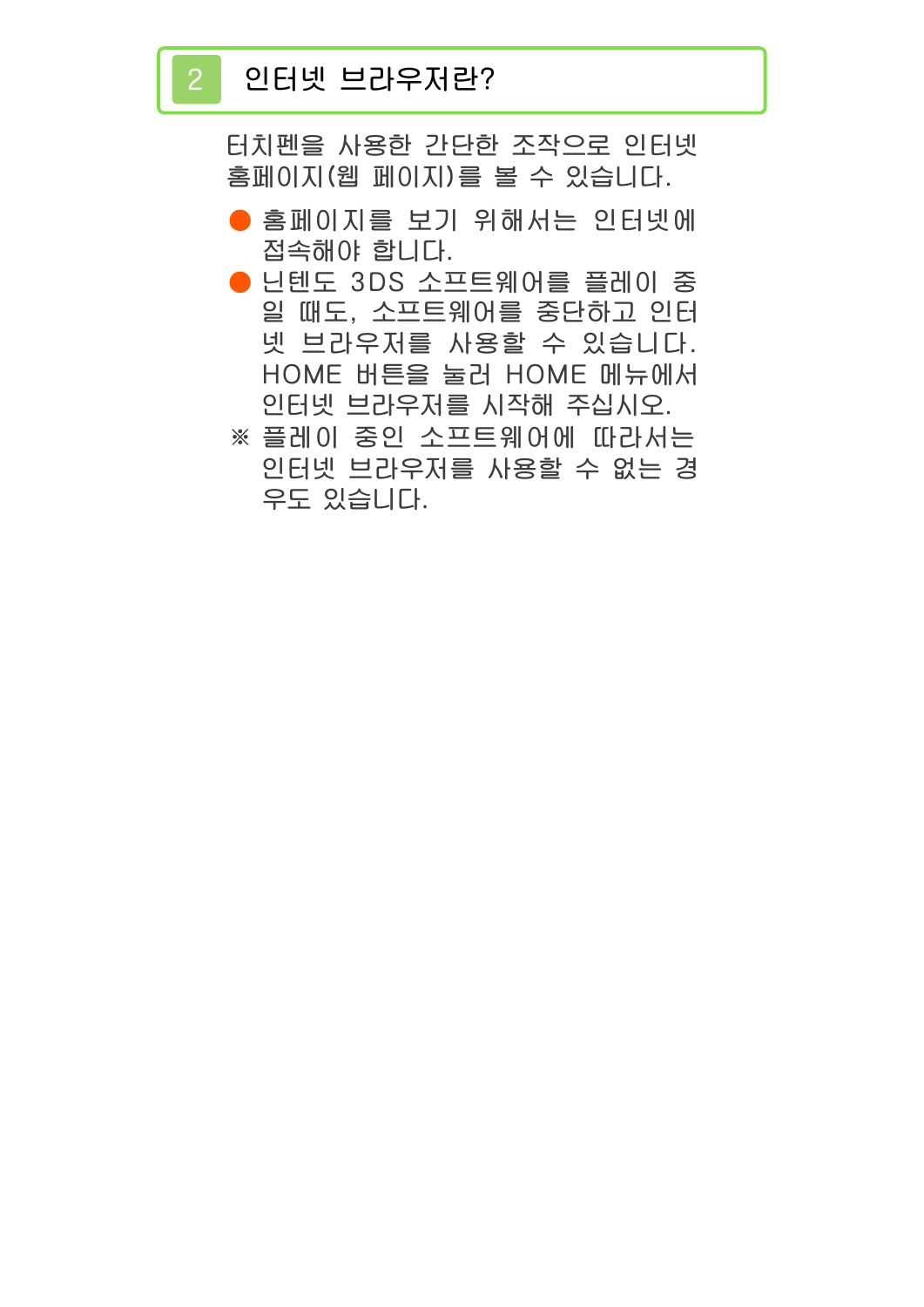## 2 인터넷 브라우저란?

터치펜을 사용한 간단한 조작으로 인터넷 홈페이지(웹 페이지)를 볼 수 있습니다.

- 홈페이지를 보기 위해서는 인터넷에 접속해야 합니다.
- 닌텐도 3DS 소프트웨어를 플레이 중일 때도, 소프트웨어를 중단하고 인터넷 브라우저를 사용할 수 있습니다. HOME 버튼을 눌러 HOME 메뉴에서 인터넷 브라우저를 시작해 주십시오.

※ 플레이 중인 소프트웨어에 따라서는 인터넷 브라우저를 사용할 수 없는 경우도 있습니다.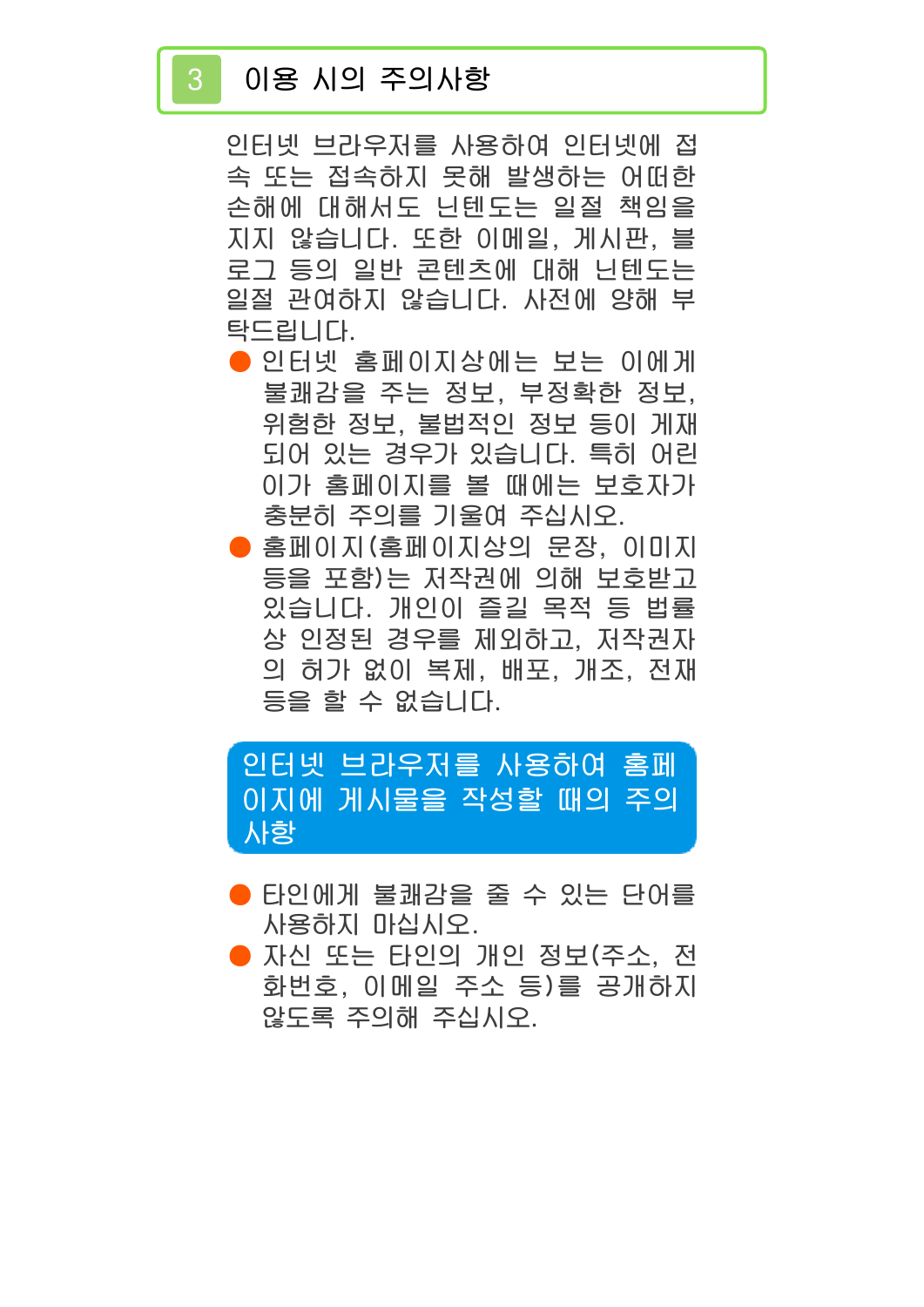## 3 이용 시의 주의사항

인터넷 브라우저를 사용하여 인터넷에 접속 또는 접속하지 못해 발생하는 어떠한 손해에 대해서도 닌텐도는 일절 책임을 지지 않습니다. 또한 이메일, 게시판, 블로그 등의 일반 콘텐츠에 대해 닌텐도는 일절 관여하지 않습니다. 사전에 양해 부탁드립니다.

- 인터넷 홈페이지상에는 보는 이에게 불쾌감을 주는 정보, 부정확한 정보, 위험한 정보, 불법적인 정보 등이 게재되어 있는 경우가 있습니다. 특히 어린이가 홈페이지를 볼 때에는 보호자가 충분히 주의를 기울여 주십시오.
- 홈페이지(홈페이지상의 문장, 이미지 등을 포함)는 저작권에 의해 보호받고 있습니다. 개인이 즐길 목적 등 법률상 인정된 경우를 제외하고, 저작권자의 허가 없이 복제, 배포, 개조, 전재 등을 할 수 없습니다.

### 인터넷 브라우저를 사용하여 홈페이지에 게시물을 작성할 때의 주의사항

- 타인에게 불쾌감을 줄 수 있는 단어를 사용하지 마십시오.
- 자신 또는 타인의 개인 정보(주소, 전화번호, 이메일 주소 등)를 공개하지 않도록 주의해 주십시오.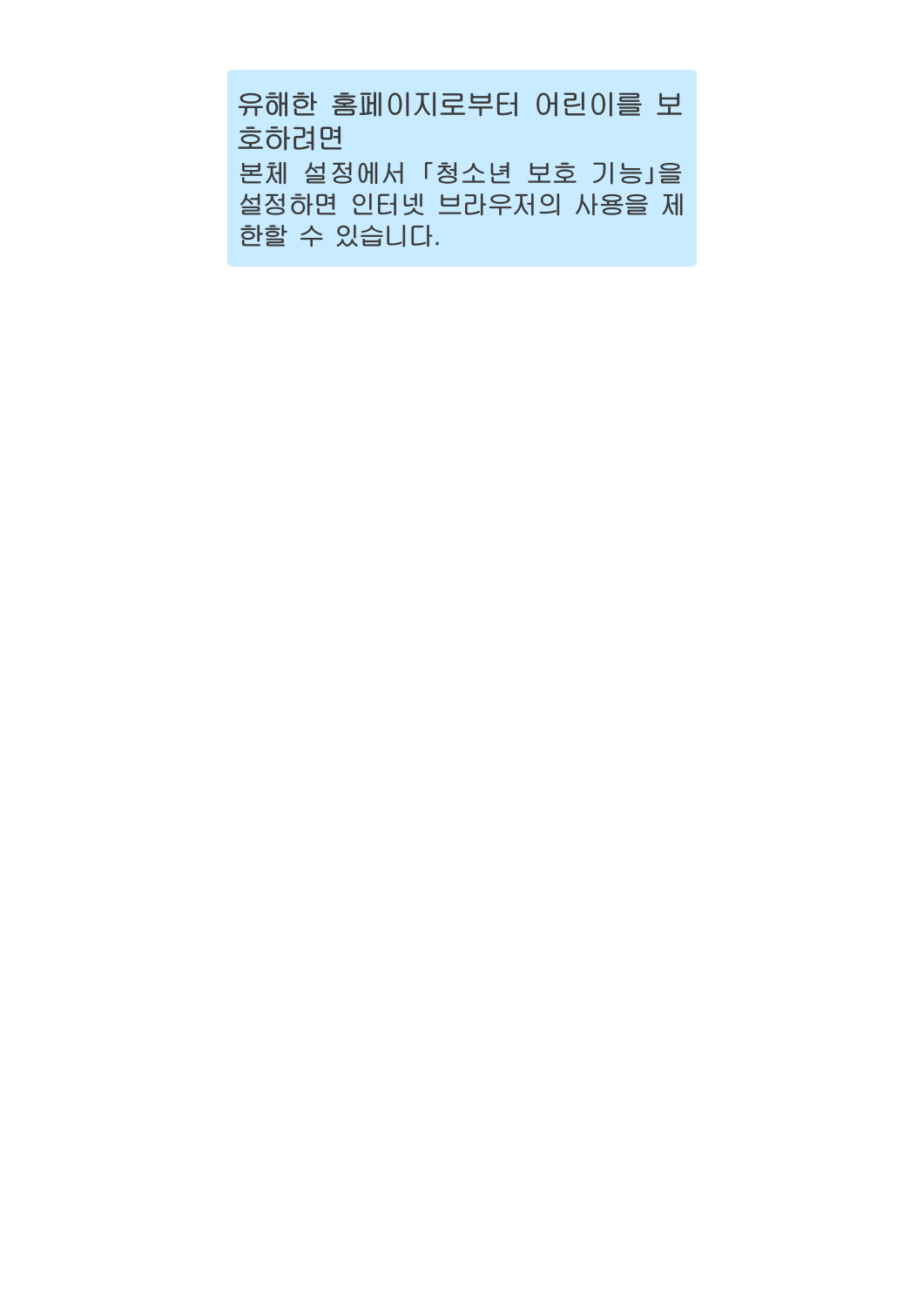**유해한 홈페이지로부터 어린이를 보호하려면**

본체 설정에서 「청소년 보호 기능」을 설정하면 인터넷 브라우저의 사용을 제한할 수 있습니다.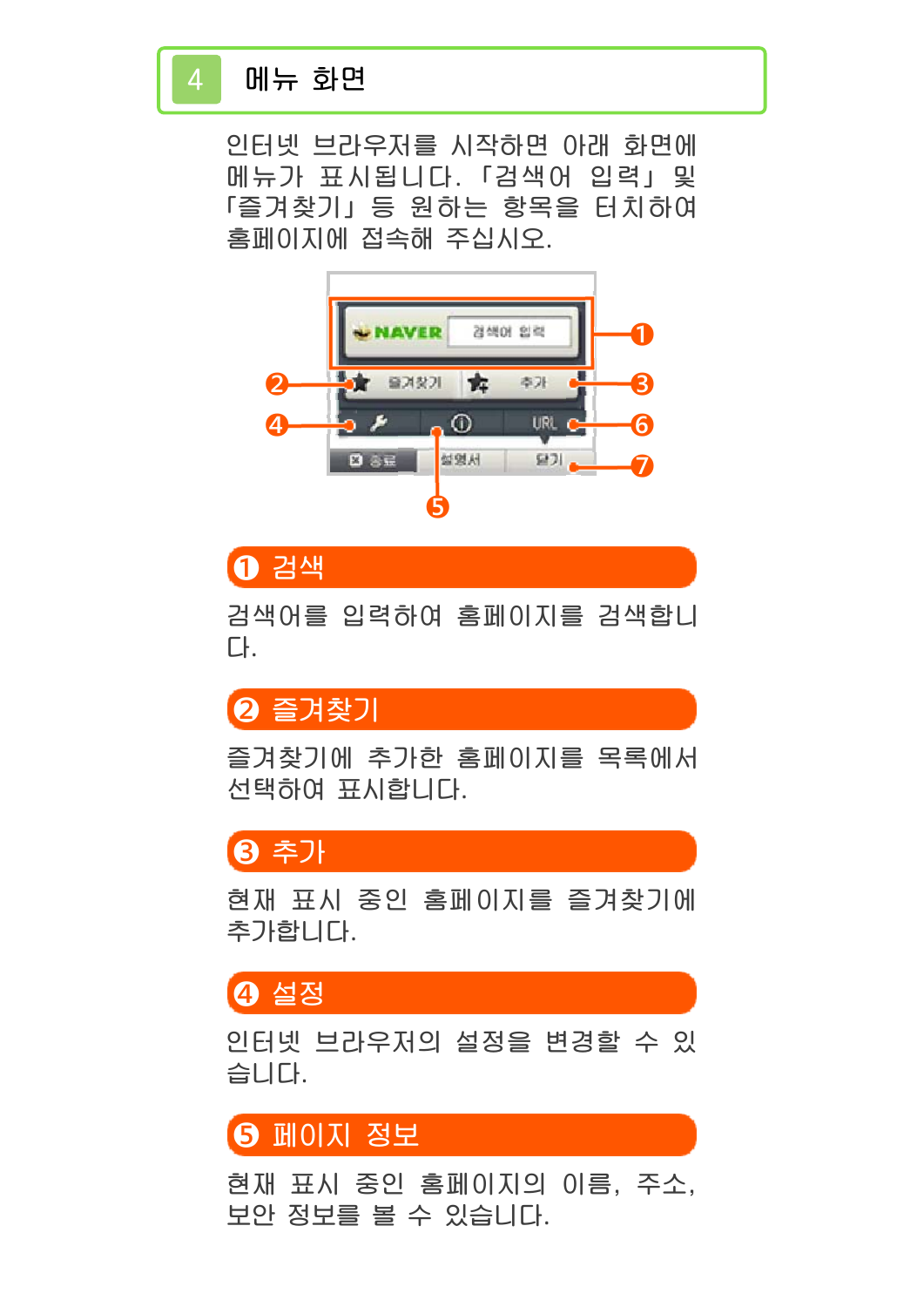## 4 메뉴 화면

인터넷 브라우저를 시작하면 아래 화면에 메뉴가 표시됩니다. 「검색어 입력」 및 「즐겨찾기」 등 원하는 항목을 터치하여 홈페이지에 접속해 주십시오.

### ❶ 검색

검색어를 입력하여 홈페이지를 검색합니다.

### ❷ 즐겨찾기

즐겨찾기에 추가한 홈페이지를 목록에서 선택하여 표시합니다.

### ❸ 추가

현재 표시 중인 홈페이지를 즐겨찾기에 추가합니다.

### ❹ 설정

인터넷 브라우저의 설정을 변경할 수 있습니다.

### ❺ 페이지 정보

현재 표시 중인 홈페이지의 이름, 주소, 보안 정보를 볼 수 있습니다.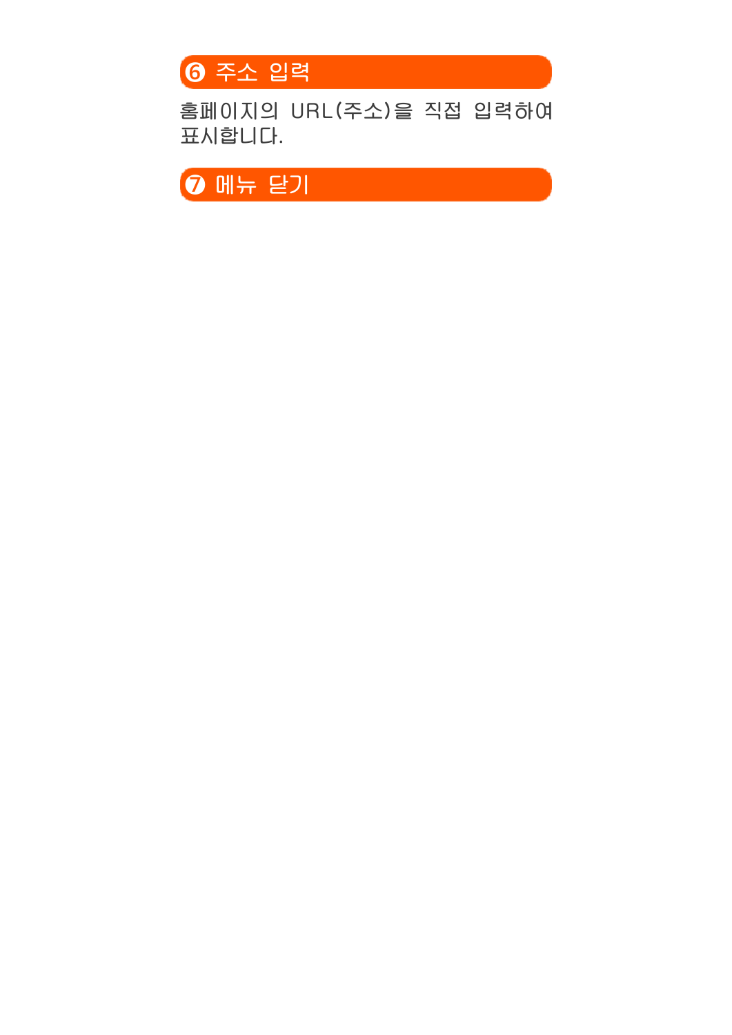## ❻ 주소 입력

홈페이지의 URL(주소)을 직접 입력하여 표시합니다.

## ❼ 메뉴 닫기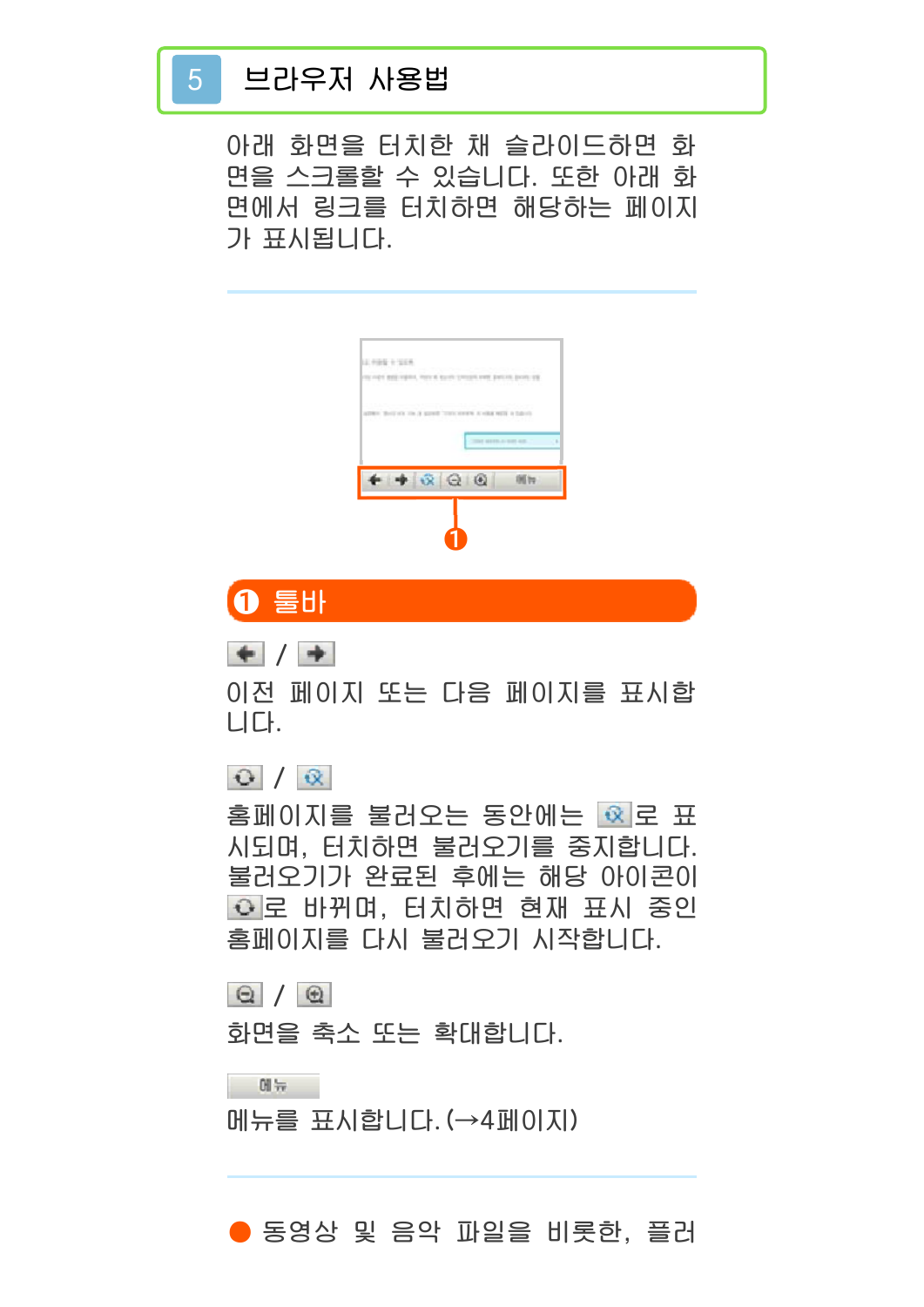# 5 브라우저 사용법

아래 화면을 터치한 채 슬라이드하면 화면을 스크롤할 수 있습니다. 또한 아래 화면에서 링크를 터치하면 해당하는 페이지가 표시됩니다.

❶

## ❶ 툴바

/

이전 페이지 또는 다음 페이지를 표시합니다.

/

홈페이지를 불러오는 동안에는 로 표시되며, 터치하면 불러오기를 중지합니다. 불러오기가 완료된 후에는 해당 아이콘이 로 바뀌며, 터치하면 현재 표시 중인 홈페이지를 다시 불러오기 시작합니다.

/

화면을 축소 또는 확대합니다.

메뉴

메뉴를 표시합니다.(→4페이지)

● 동영상 및 음악 파일을 비롯한, 플러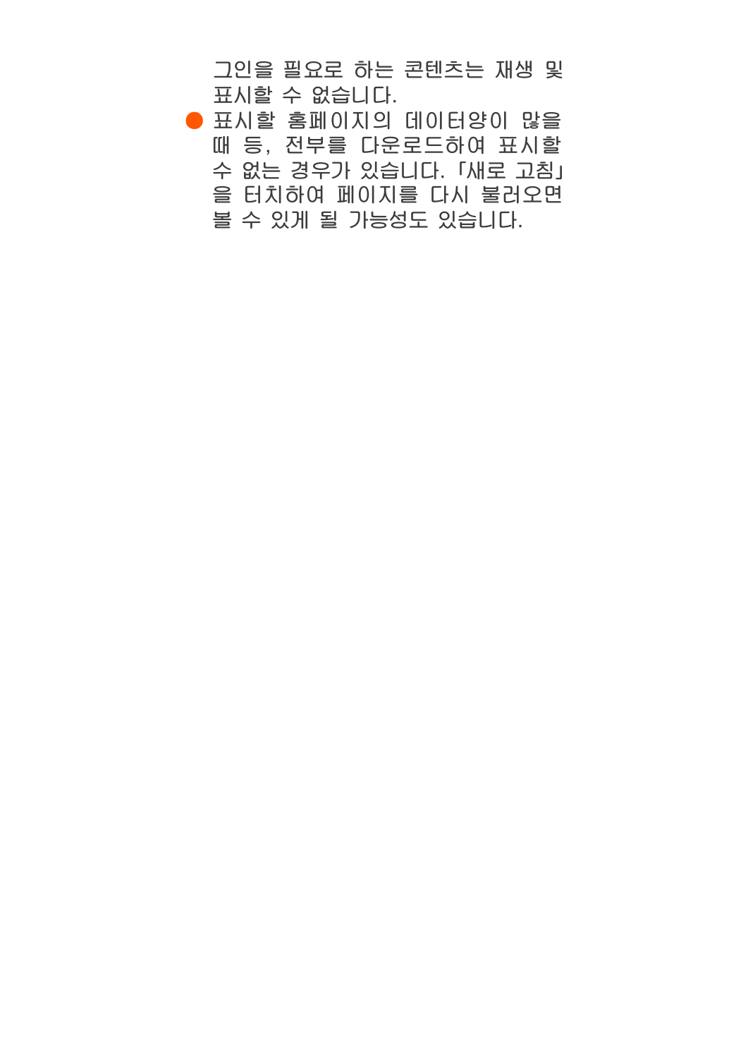그인을 필요로 하는 콘텐츠는 재생 및 표시할 수 없습니다.

- 표시할 홈페이지의 데이터양이 많을 때 등, 전부를 다운로드하여 표시할 수 없는 경우가 있습니다.「새로 고침」을 터치하여 페이지를 다시 불러오면 볼 수 있게 될 가능성도 있습니다.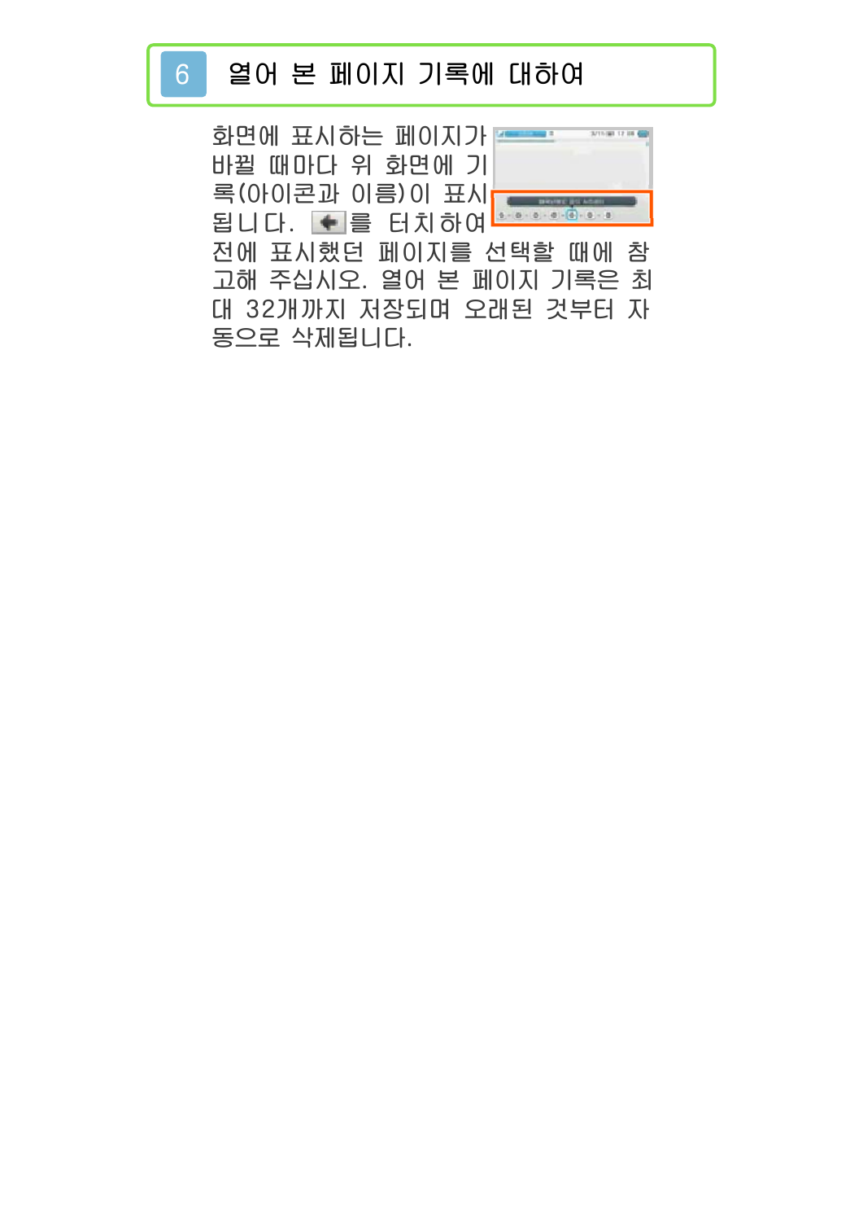## 6 열어 본 페이지 기록에 대하여

화면에 표시하는 페이지가 바뀔 때마다 위 화면에 기록(아이콘과 이름)이 표시됩니다. ⬅를 터치하여 전에 표시했던 페이지를 선택할 때에 참고해 주십시오. 열어 본 페이지 기록은 최대 32개까지 저장되며 오래된 것부터 자동으로 삭제됩니다.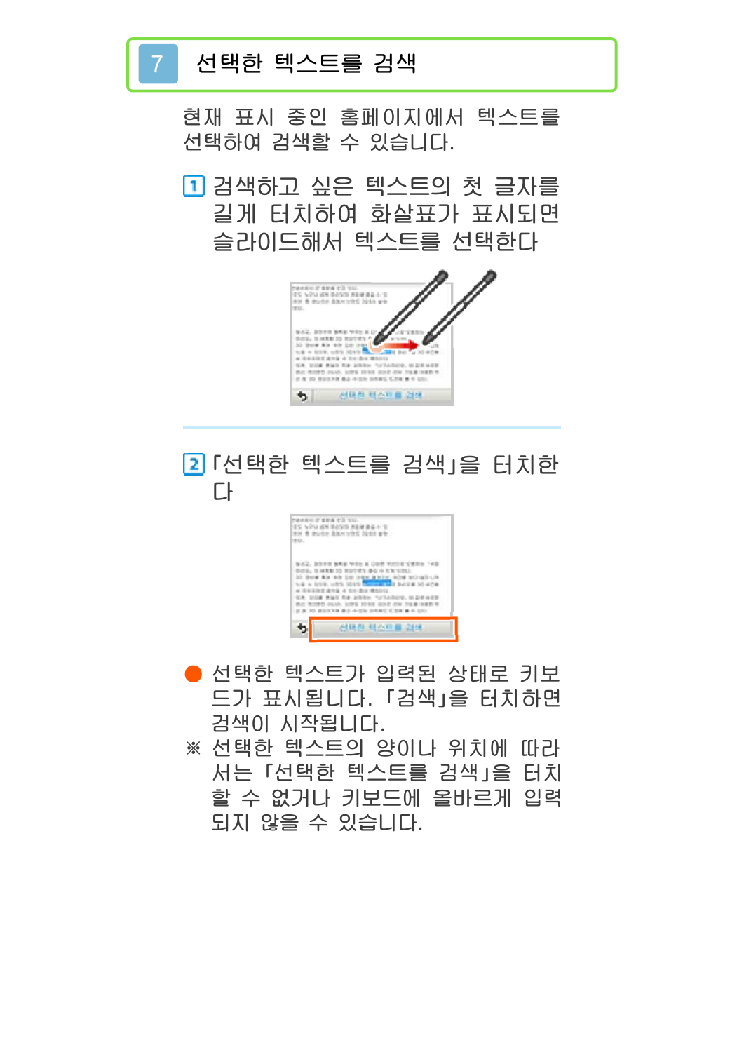# 7 선택한 텍스트를 검색

현재 표시 중인 홈페이지에서 텍스트를 선택하여 검색할 수 있습니다.

1. 검색하고 싶은 텍스트의 첫 글자를 길게 터치하여 화살표가 표시되면 슬라이드해서 텍스트를 선택한다

2. 「선택한 텍스트를 검색」을 터치한다

● 선택한 텍스트가 입력된 상태로 키보드가 표시됩니다. 「검색」을 터치하면 검색이 시작됩니다.

※ 선택한 텍스트의 양이나 위치에 따라서는 「선택한 텍스트를 검색」을 터치할 수 없거나 키보드에 올바르게 입력되지 않을 수 있습니다.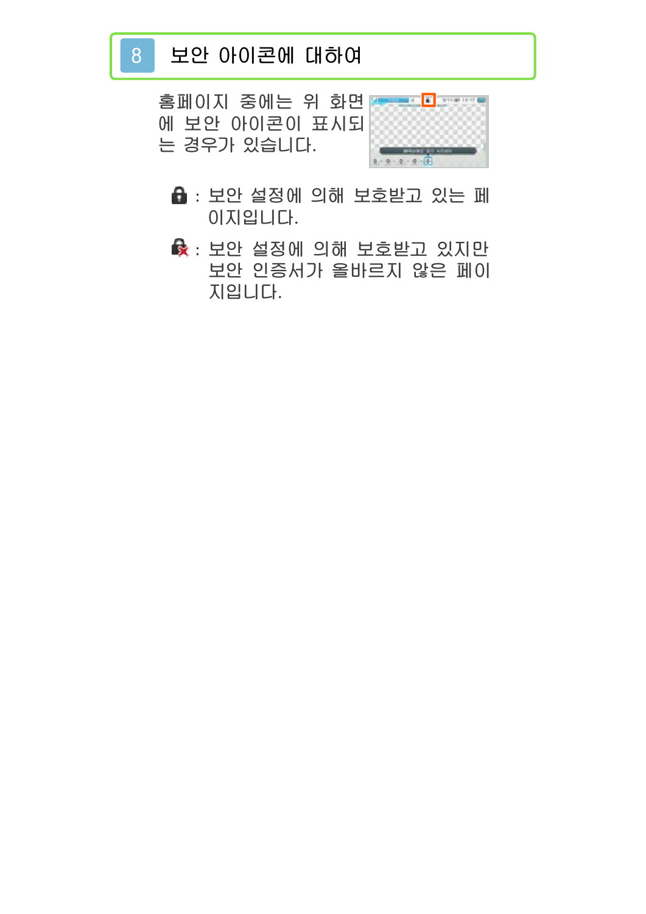# 8 보안 아이콘에 대하여

홈페이지 중에는 위 화면에 보안 아이콘이 표시되는 경우가 있습니다.

- : 보안 설정에 의해 보호받고 있는 페이지입니다.
- : 보안 설정에 의해 보호받고 있지만 보안 인증서가 올바르지 않은 페이지입니다.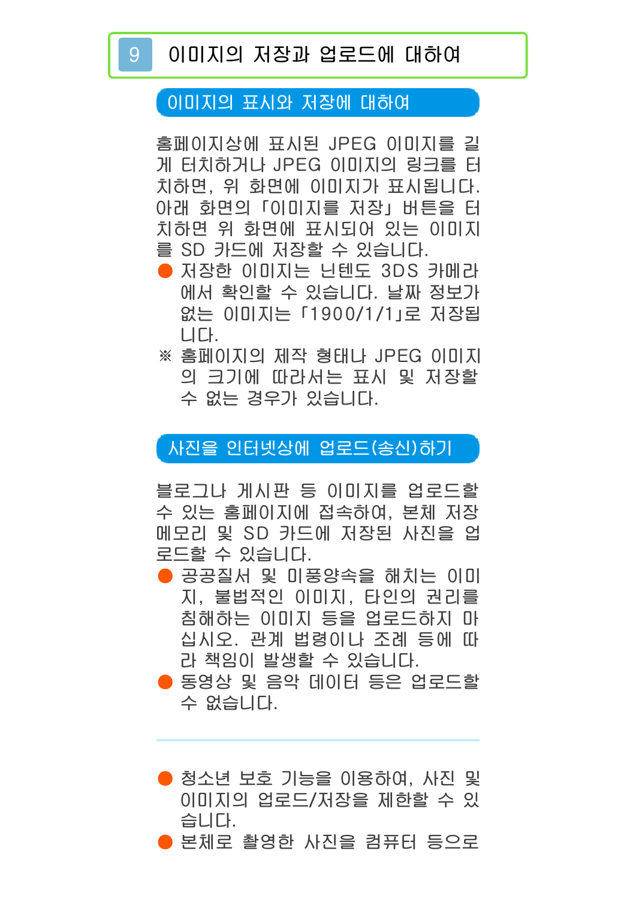# 9 이미지의 저장과 업로드에 대하여

## 이미지의 표시와 저장에 대하여

홈페이지상에 표시된 JPEG 이미지를 길게 터치하거나 JPEG 이미지의 링크를 터치하면, 위 화면에 이미지가 표시됩니다. 아래 화면의 「이미지를 저장」 버튼을 터치하면 위 화면에 표시되어 있는 이미지를 SD 카드에 저장할 수 있습니다.

- 저장한 이미지는 닌텐도 3DS 카메라에서 확인할 수 있습니다. 날짜 정보가 없는 이미지는 「1900/1/1」로 저장됩니다.

※ 홈페이지의 제작 형태나 JPEG 이미지의 크기에 따라서는 표시 및 저장할 수 없는 경우가 있습니다.

## 사진을 인터넷상에 업로드(송신)하기

블로그나 게시판 등 이미지를 업로드할 수 있는 홈페이지에 접속하여, 본체 저장 메모리 및 SD 카드에 저장된 사진을 업로드할 수 있습니다.

- 공공질서 및 미풍양속을 해치는 이미지, 불법적인 이미지, 타인의 권리를 침해하는 이미지 등을 업로드하지 마십시오. 관계 법령이나 조례 등에 따라 책임이 발생할 수 있습니다.
- 동영상 및 음악 데이터 등은 업로드할 수 없습니다.

---

- 청소년 보호 기능을 이용하여, 사진 및 이미지의 업로드/저장을 제한할 수 있습니다.
- 본체로 촬영한 사진을 컴퓨터 등으로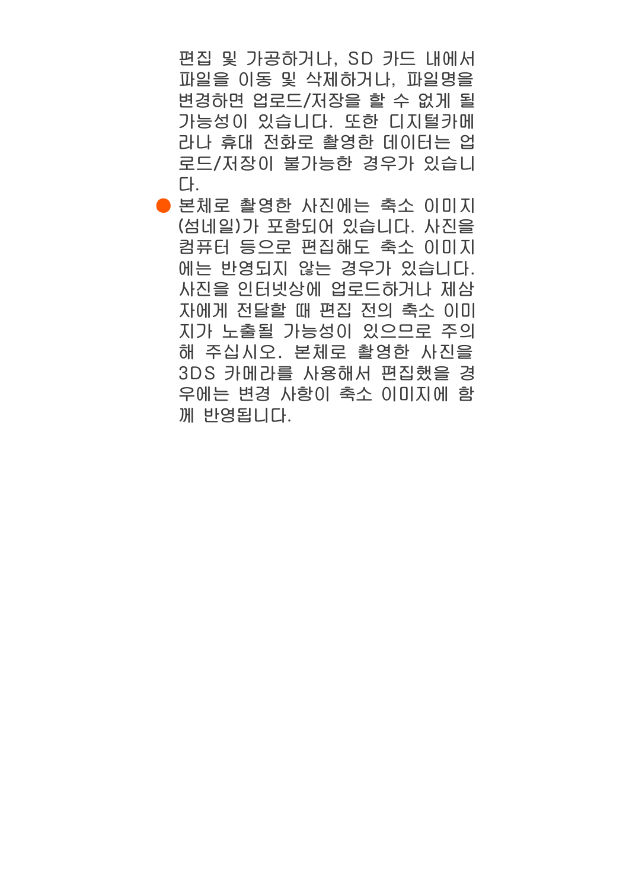편집 및 가공하거나, SD 카드 내에서 파일을 이동 및 삭제하거나, 파일명을 변경하면 업로드/저장을 할 수 없게 될 가능성이 있습니다. 또한 디지털카메라나 휴대 전화로 촬영한 데이터는 업로드/저장이 불가능한 경우가 있습니다.

- 본체로 촬영한 사진에는 축소 이미지(섬네일)가 포함되어 있습니다. 사진을 컴퓨터 등으로 편집해도 축소 이미지에는 반영되지 않는 경우가 있습니다. 사진을 인터넷상에 업로드하거나 제삼자에게 전달할 때 편집 전의 축소 이미지가 노출될 가능성이 있으므로 주의해 주십시오. 본체로 촬영한 사진을 3DS 카메라를 사용해서 편집했을 경우에는 변경 사항이 축소 이미지에 함께 반영됩니다.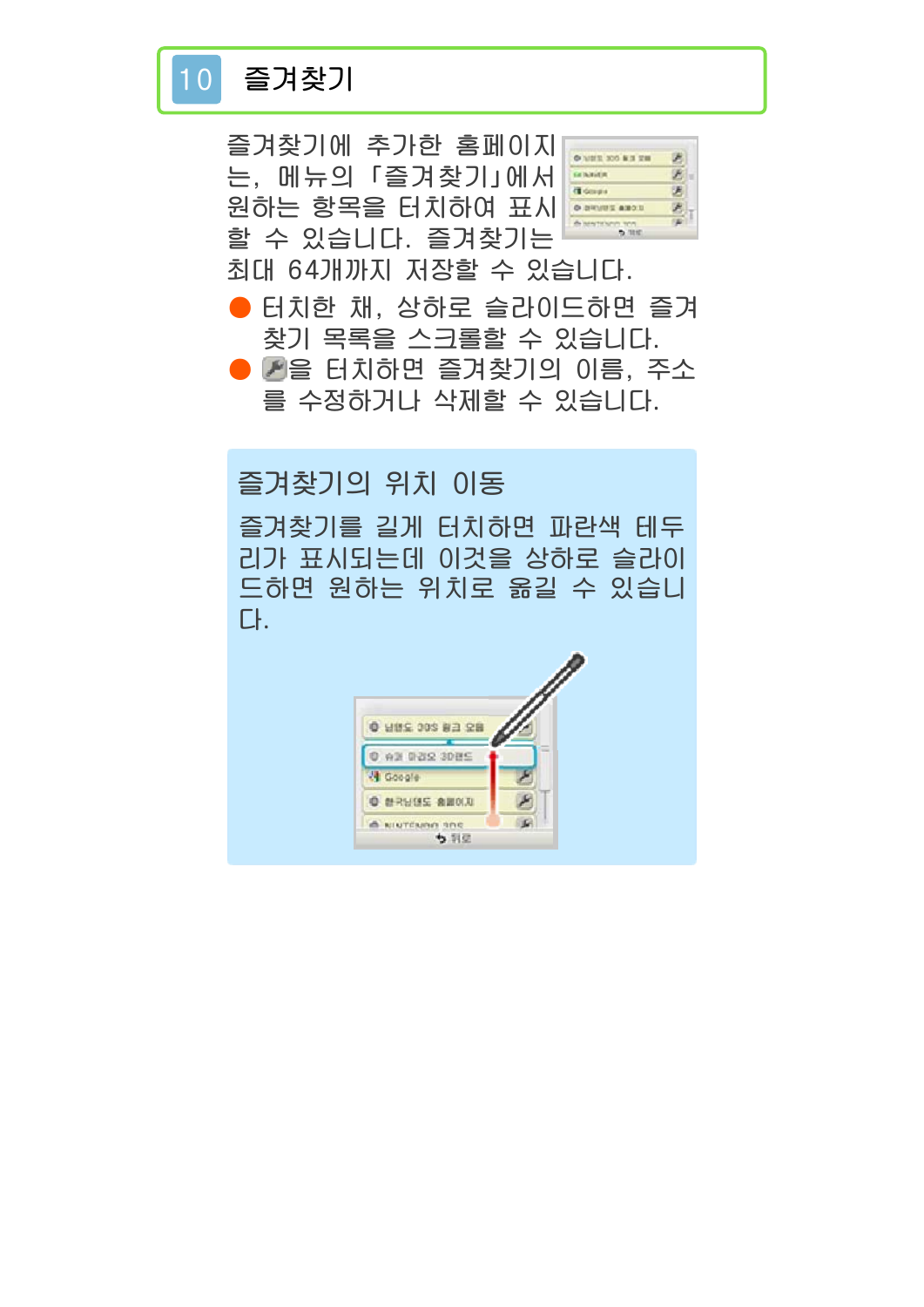## 10 즐겨찾기

즐겨찾기에 추가한 홈페이지는, 메뉴의 「즐겨찾기」에서 원하는 항목을 터치하여 표시할 수 있습니다. 즐겨찾기는 최대 64개까지 저장할 수 있습니다.

- 터치한 채, 상하로 슬라이드하면 즐겨찾기 목록을 스크롤할 수 있습니다.
- 을 터치하면 즐겨찾기의 이름, 주소를 수정하거나 삭제할 수 있습니다.

### 즐겨찾기의 위치 이동

즐겨찾기를 길게 터치하면 파란색 테두리가 표시되는데 이것을 상하로 슬라이드하면 원하는 위치로 옮길 수 있습니다.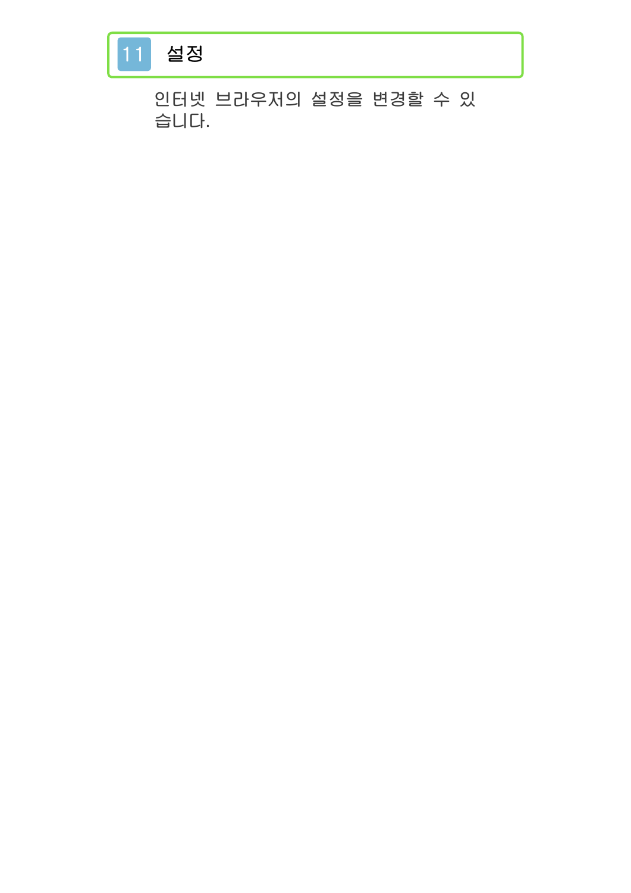## 11 설정

인터넷 브라우저의 설정을 변경할 수 있습니다.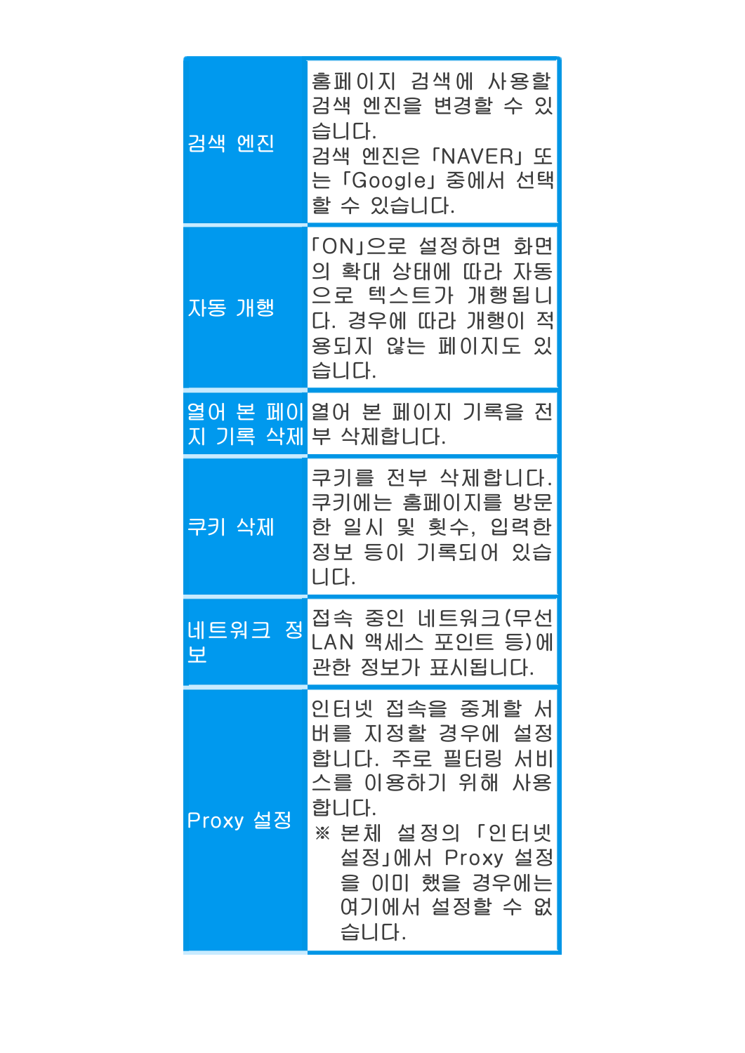| | |
|---|---|
| 검색 엔진 | 홈페이지 검색에 사용할 검색 엔진을 변경할 수 있습니다.<br>검색 엔진은 「NAVER」 또는 「Google」 중에서 선택할 수 있습니다. |
| 자동 개행 | 「ON」으로 설정하면 화면의 확대 상태에 따라 자동으로 텍스트가 개행됩니다. 경우에 따라 개행이 적용되지 않는 페이지도 있습니다. |
| 열어 본 페이지 기록 삭제 | 열어 본 페이지 기록을 전부 삭제합니다. |
| 쿠키 삭제 | 쿠키를 전부 삭제합니다.<br>쿠키에는 홈페이지를 방문한 일시 및 횟수, 입력한 정보 등이 기록되어 있습니다. |
| 네트워크 정보 | 접속 중인 네트워크(무선 LAN 액세스 포인트 등)에 관한 정보가 표시됩니다. |
| Proxy 설정 | 인터넷 접속을 중계할 서버를 지정할 경우에 설정합니다. 주로 필터링 서비스를 이용하기 위해 사용합니다.<br>※ 본체 설정의 「인터넷 설정」에서 Proxy 설정을 이미 했을 경우에는 여기에서 설정할 수 없습니다. |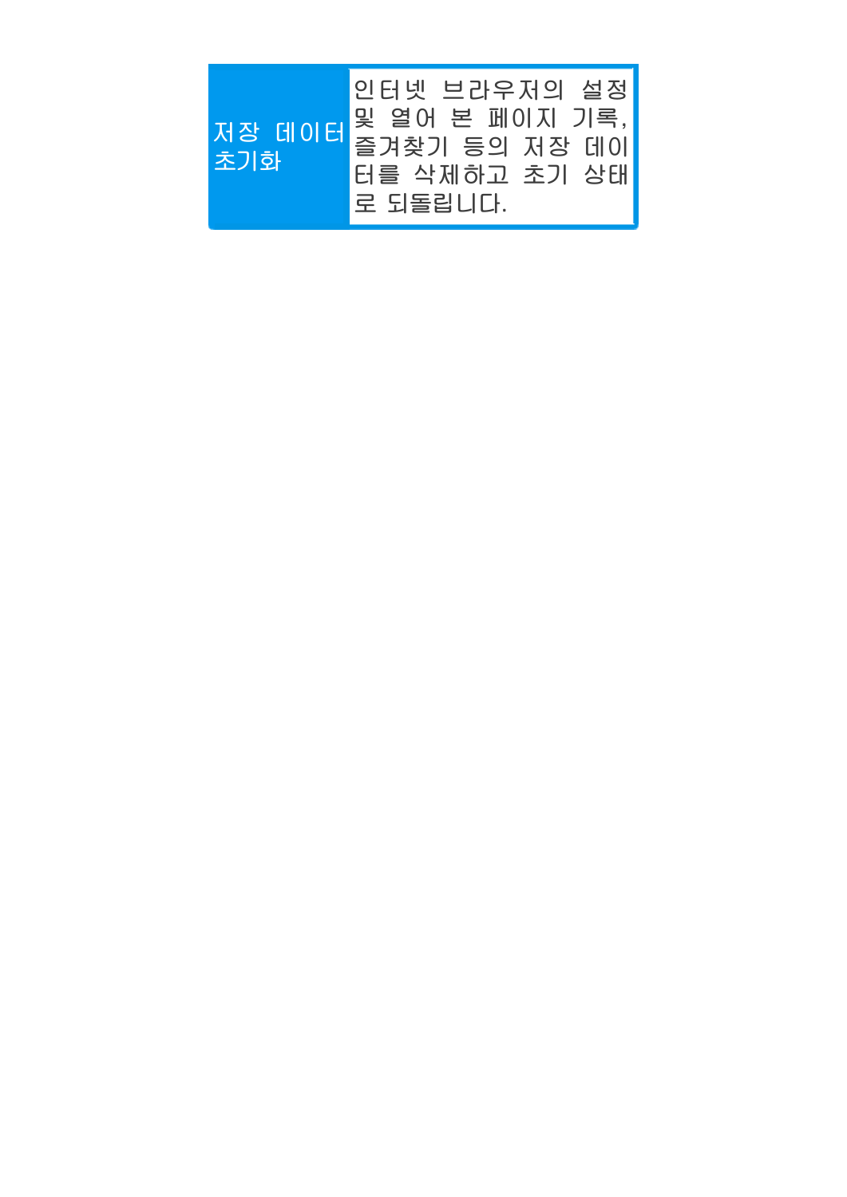| 저장 데이터 초기화 | 인터넷 브라우저의 설정 및 열어 본 페이지 기록, 즐겨찾기 등의 저장 데이터를 삭제하고 초기 상태로 되돌립니다. |
|---|---|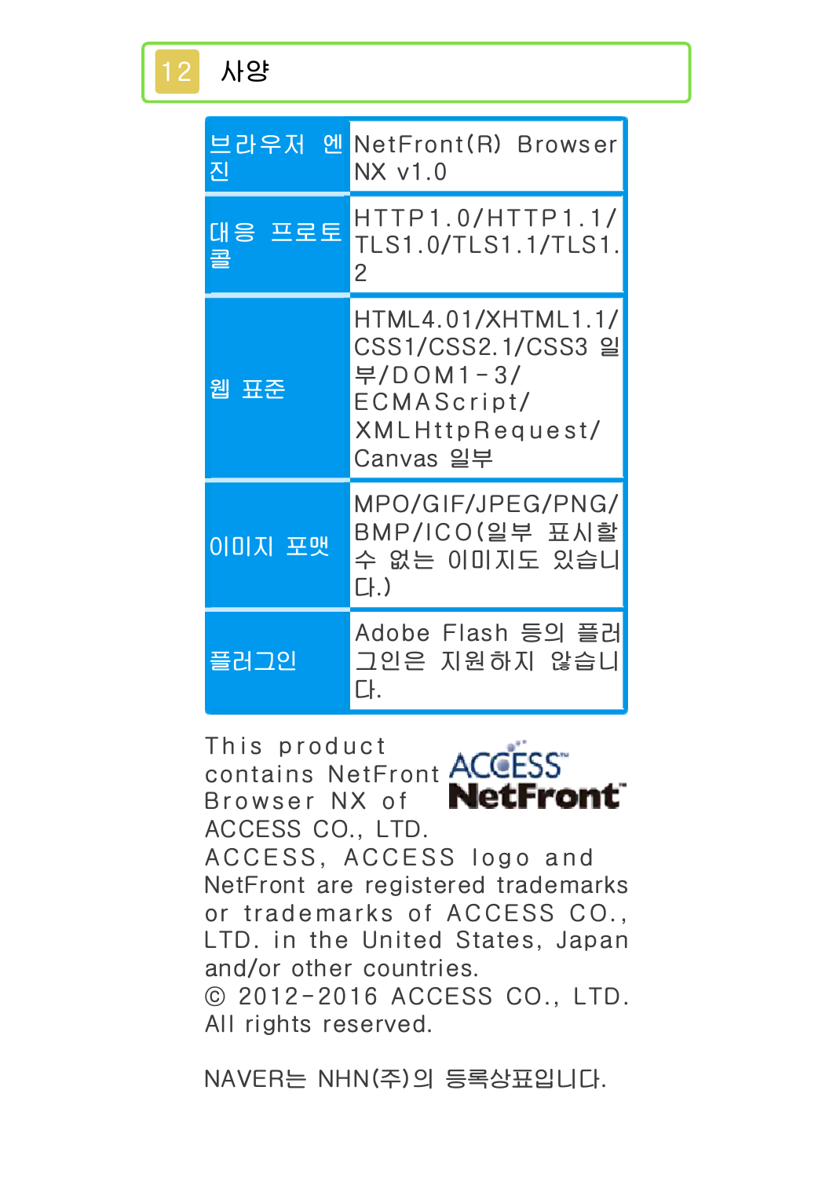## 12 사양

| | |
|---|---|
| 브라우저 엔진 | NetFront(R) Browser NX v1.0 |
| 대응 프로토콜 | HTTP1.0/HTTP1.1/TLS1.0/TLS1.1/TLS1.2 |
| 웹 표준 | HTML4.01/XHTML1.1/CSS1/CSS2.1/CSS3 일부/DOM1-3/ECMAScript/XMLHttpRequest/Canvas 일부 |
| 이미지 포맷 | MPO/GIF/JPEG/PNG/BMP/ICO(일부 표시할 수 없는 이미지도 있습니다.) |
| 플러그인 | Adobe Flash 등의 플러그인은 지원하지 않습니다. |

This product contains NetFront Browser NX of ACCESS CO., LTD.

ACCESS NetFront

ACCESS, ACCESS logo and NetFront are registered trademarks or trademarks of ACCESS CO., LTD. in the United States, Japan and/or other countries.

© 2012-2016 ACCESS CO., LTD. All rights reserved.

NAVER는 NHN(주)의 등록상표입니다.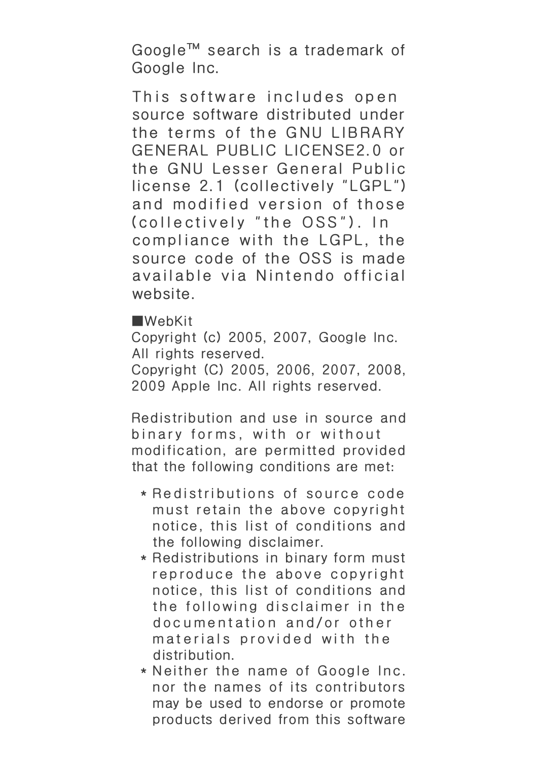Google™ search is a trademark of Google Inc.

This software includes open source software distributed under the terms of the GNU LIBRARY GENERAL PUBLIC LICENSE2.0 or the GNU Lesser General Public license 2.1 (collectively "LGPL") and modified version of those (collectively "the OSS"). In compliance with the LGPL, the source code of the OSS is made available via Nintendo official website.

■WebKit
Copyright (c) 2005, 2007, Google Inc. All rights reserved.
Copyright (C) 2005, 2006, 2007, 2008, 2009 Apple Inc. All rights reserved.

Redistribution and use in source and binary forms, with or without modification, are permitted provided that the following conditions are met:

* Redistributions of source code must retain the above copyright notice, this list of conditions and the following disclaimer.
* Redistributions in binary form must reproduce the above copyright notice, this list of conditions and the following disclaimer in the documentation and/or other materials provided with the distribution.
* Neither the name of Google Inc. nor the names of its contributors may be used to endorse or promote products derived from this software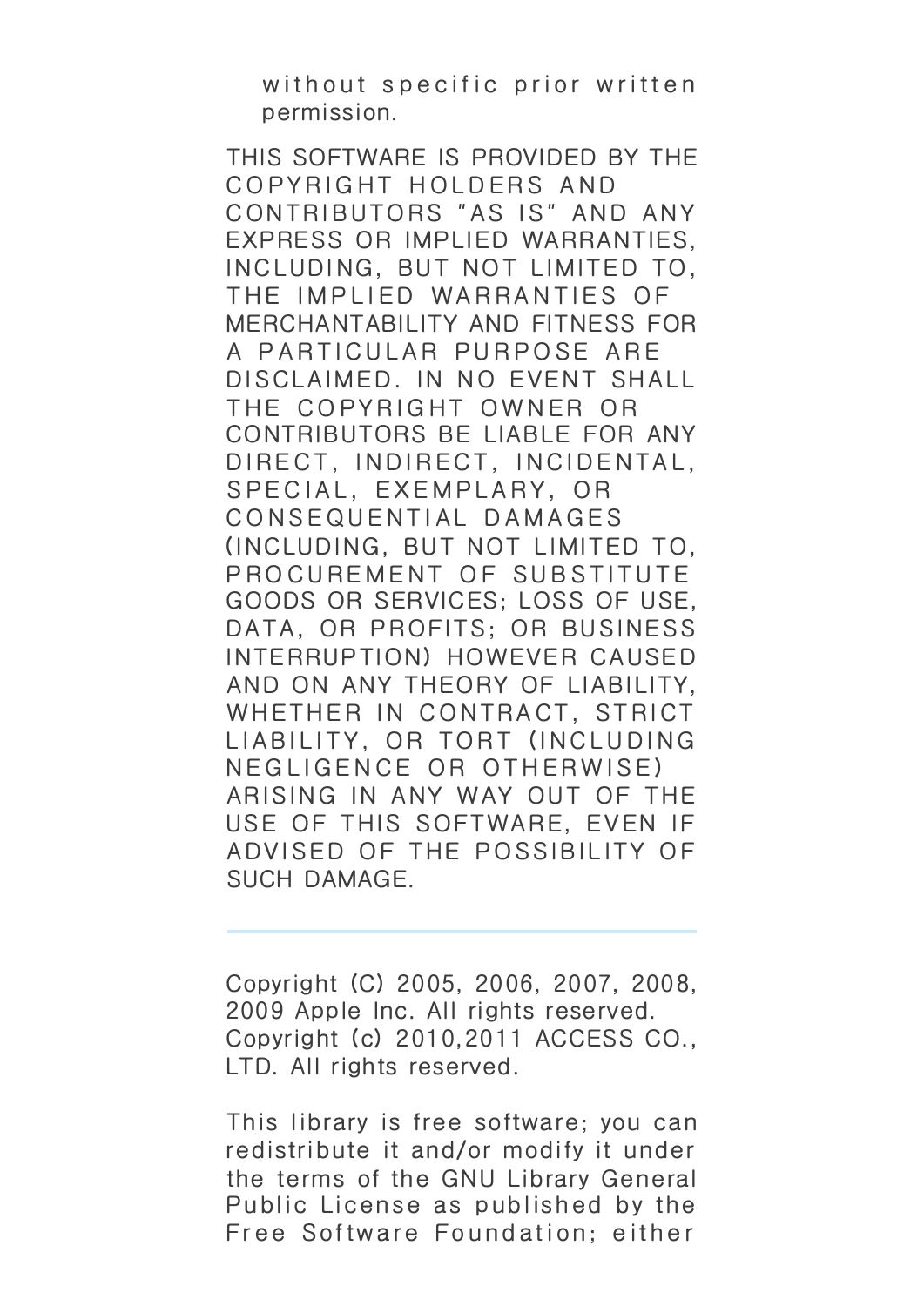without specific prior written permission.

THIS SOFTWARE IS PROVIDED BY THE COPYRIGHT HOLDERS AND CONTRIBUTORS "AS IS" AND ANY EXPRESS OR IMPLIED WARRANTIES, INCLUDING, BUT NOT LIMITED TO, THE IMPLIED WARRANTIES OF MERCHANTABILITY AND FITNESS FOR A PARTICULAR PURPOSE ARE DISCLAIMED. IN NO EVENT SHALL THE COPYRIGHT OWNER OR CONTRIBUTORS BE LIABLE FOR ANY DIRECT, INDIRECT, INCIDENTAL, SPECIAL, EXEMPLARY, OR CONSEQUENTIAL DAMAGES (INCLUDING, BUT NOT LIMITED TO, PROCUREMENT OF SUBSTITUTE GOODS OR SERVICES; LOSS OF USE, DATA, OR PROFITS; OR BUSINESS INTERRUPTION) HOWEVER CAUSED AND ON ANY THEORY OF LIABILITY, WHETHER IN CONTRACT, STRICT LIABILITY, OR TORT (INCLUDING NEGLIGENCE OR OTHERWISE) ARISING IN ANY WAY OUT OF THE USE OF THIS SOFTWARE, EVEN IF ADVISED OF THE POSSIBILITY OF SUCH DAMAGE.

---

Copyright (C) 2005, 2006, 2007, 2008, 2009 Apple Inc. All rights reserved.
Copyright (c) 2010,2011 ACCESS CO., LTD. All rights reserved.

This library is free software; you can redistribute it and/or modify it under the terms of the GNU Library General Public License as published by the Free Software Foundation; either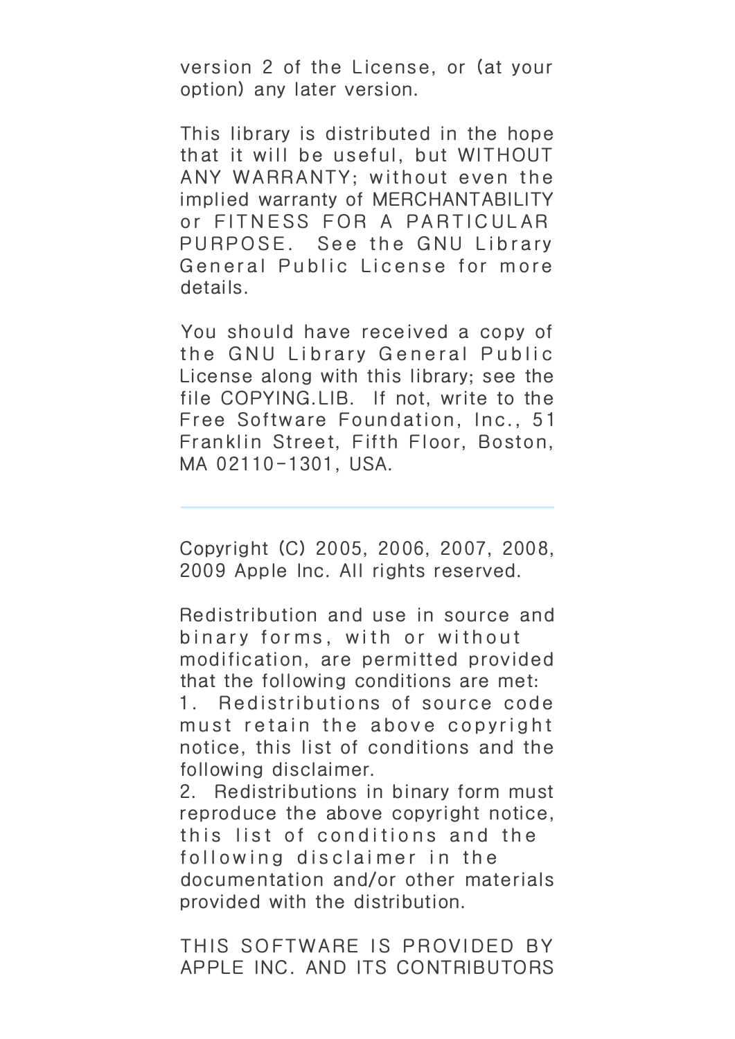version 2 of the License, or (at your option) any later version.

This library is distributed in the hope that it will be useful, but WITHOUT ANY WARRANTY; without even the implied warranty of MERCHANTABILITY or FITNESS FOR A PARTICULAR PURPOSE. See the GNU Library General Public License for more details.

You should have received a copy of the GNU Library General Public License along with this library; see the file COPYING.LIB. If not, write to the Free Software Foundation, Inc., 51 Franklin Street, Fifth Floor, Boston, MA 02110-1301, USA.

---

Copyright (C) 2005, 2006, 2007, 2008, 2009 Apple Inc. All rights reserved.

Redistribution and use in source and binary forms, with or without modification, are permitted provided that the following conditions are met:

1. Redistributions of source code must retain the above copyright notice, this list of conditions and the following disclaimer.
2. Redistributions in binary form must reproduce the above copyright notice, this list of conditions and the following disclaimer in the documentation and/or other materials provided with the distribution.

THIS SOFTWARE IS PROVIDED BY APPLE INC. AND ITS CONTRIBUTORS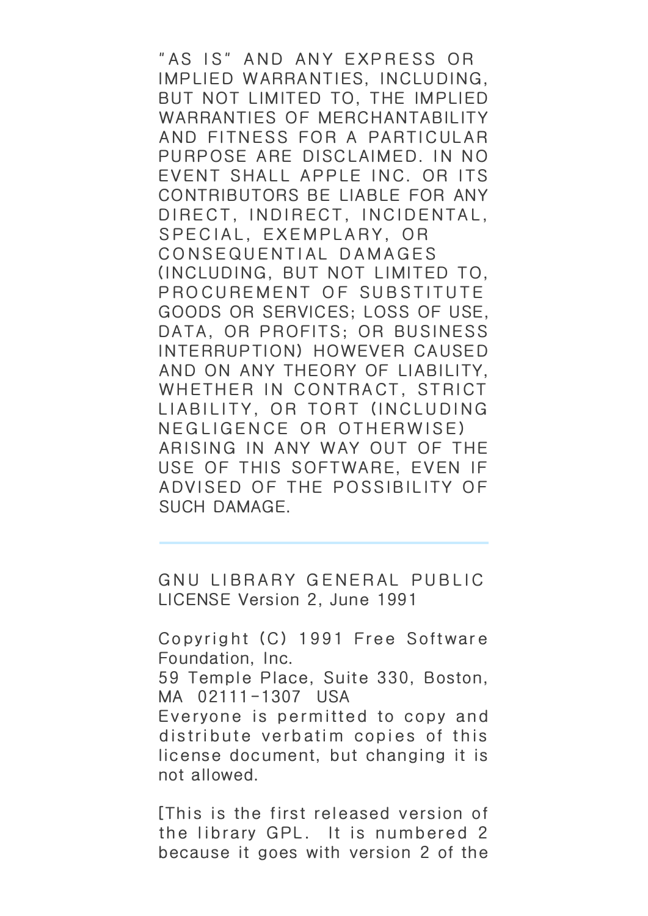"AS IS" AND ANY EXPRESS OR IMPLIED WARRANTIES, INCLUDING, BUT NOT LIMITED TO, THE IMPLIED WARRANTIES OF MERCHANTABILITY AND FITNESS FOR A PARTICULAR PURPOSE ARE DISCLAIMED. IN NO EVENT SHALL APPLE INC. OR ITS CONTRIBUTORS BE LIABLE FOR ANY DIRECT, INDIRECT, INCIDENTAL, SPECIAL, EXEMPLARY, OR CONSEQUENTIAL DAMAGES (INCLUDING, BUT NOT LIMITED TO, PROCUREMENT OF SUBSTITUTE GOODS OR SERVICES; LOSS OF USE, DATA, OR PROFITS; OR BUSINESS INTERRUPTION) HOWEVER CAUSED AND ON ANY THEORY OF LIABILITY, WHETHER IN CONTRACT, STRICT LIABILITY, OR TORT (INCLUDING NEGLIGENCE OR OTHERWISE) ARISING IN ANY WAY OUT OF THE USE OF THIS SOFTWARE, EVEN IF ADVISED OF THE POSSIBILITY OF SUCH DAMAGE.

---

GNU LIBRARY GENERAL PUBLIC LICENSE Version 2, June 1991

Copyright (C) 1991 Free Software Foundation, Inc.
59 Temple Place, Suite 330, Boston, MA 02111-1307 USA
Everyone is permitted to copy and distribute verbatim copies of this license document, but changing it is not allowed.

[This is the first released version of the library GPL. It is numbered 2 because it goes with version 2 of the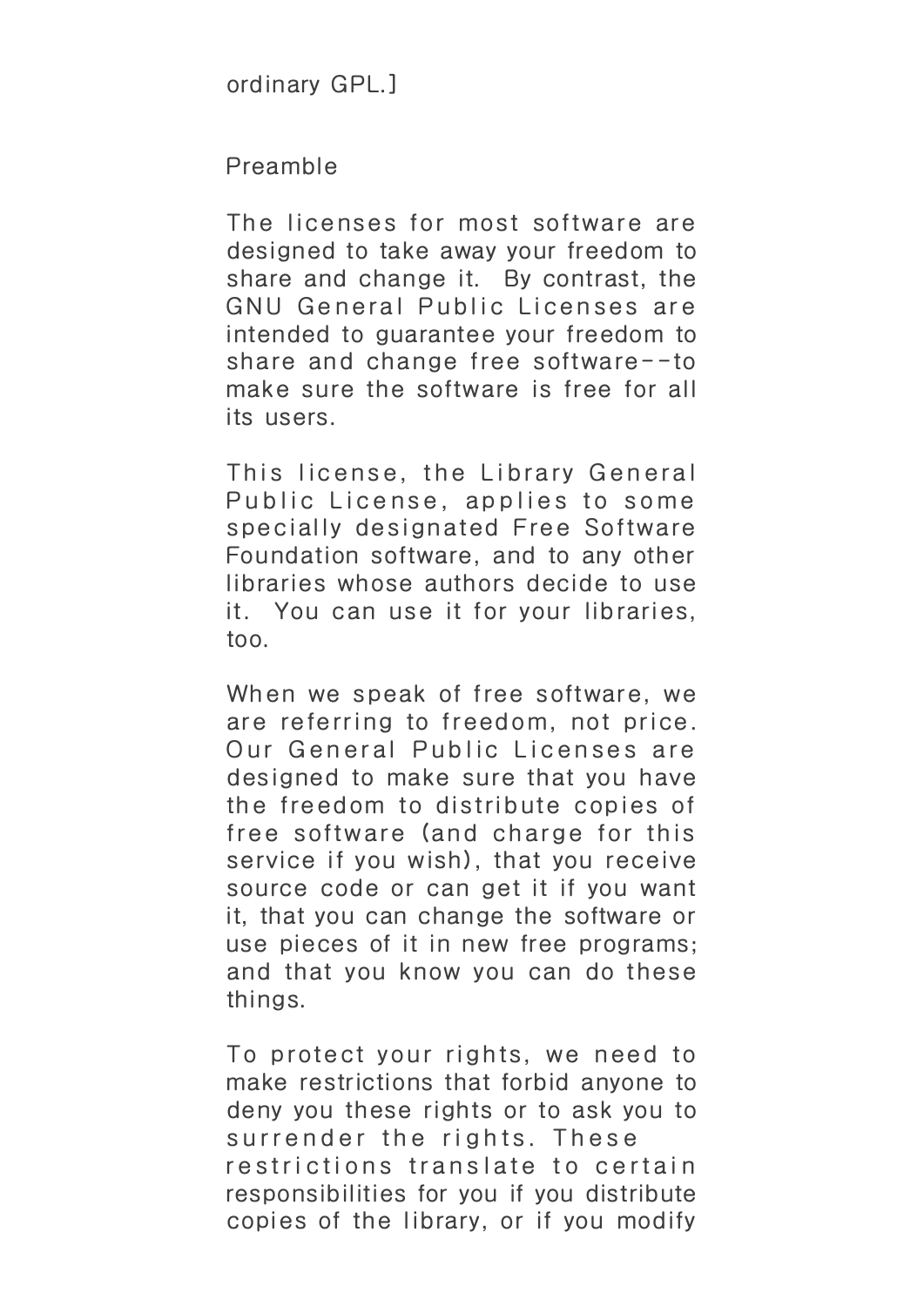ordinary GPL.]

Preamble

The licenses for most software are designed to take away your freedom to share and change it. By contrast, the GNU General Public Licenses are intended to guarantee your freedom to share and change free software--to make sure the software is free for all its users.

This license, the Library General Public License, applies to some specially designated Free Software Foundation software, and to any other libraries whose authors decide to use it. You can use it for your libraries, too.

When we speak of free software, we are referring to freedom, not price. Our General Public Licenses are designed to make sure that you have the freedom to distribute copies of free software (and charge for this service if you wish), that you receive source code or can get it if you want it, that you can change the software or use pieces of it in new free programs; and that you know you can do these things.

To protect your rights, we need to make restrictions that forbid anyone to deny you these rights or to ask you to surrender the rights. These restrictions translate to certain responsibilities for you if you distribute copies of the library, or if you modify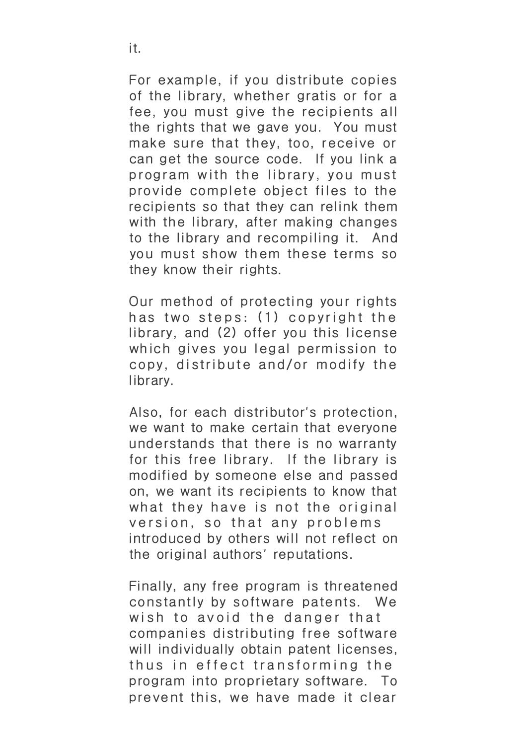it.

For example, if you distribute copies of the library, whether gratis or for a fee, you must give the recipients all the rights that we gave you. You must make sure that they, too, receive or can get the source code. If you link a program with the library, you must provide complete object files to the recipients so that they can relink them with the library, after making changes to the library and recompiling it. And you must show them these terms so they know their rights.

Our method of protecting your rights has two steps: (1) copyright the library, and (2) offer you this license which gives you legal permission to copy, distribute and/or modify the library.

Also, for each distributor's protection, we want to make certain that everyone understands that there is no warranty for this free library. If the library is modified by someone else and passed on, we want its recipients to know that what they have is not the original version, so that any problems introduced by others will not reflect on the original authors' reputations.

Finally, any free program is threatened constantly by software patents. We wish to avoid the danger that companies distributing free software will individually obtain patent licenses, thus in effect transforming the program into proprietary software. To prevent this, we have made it clear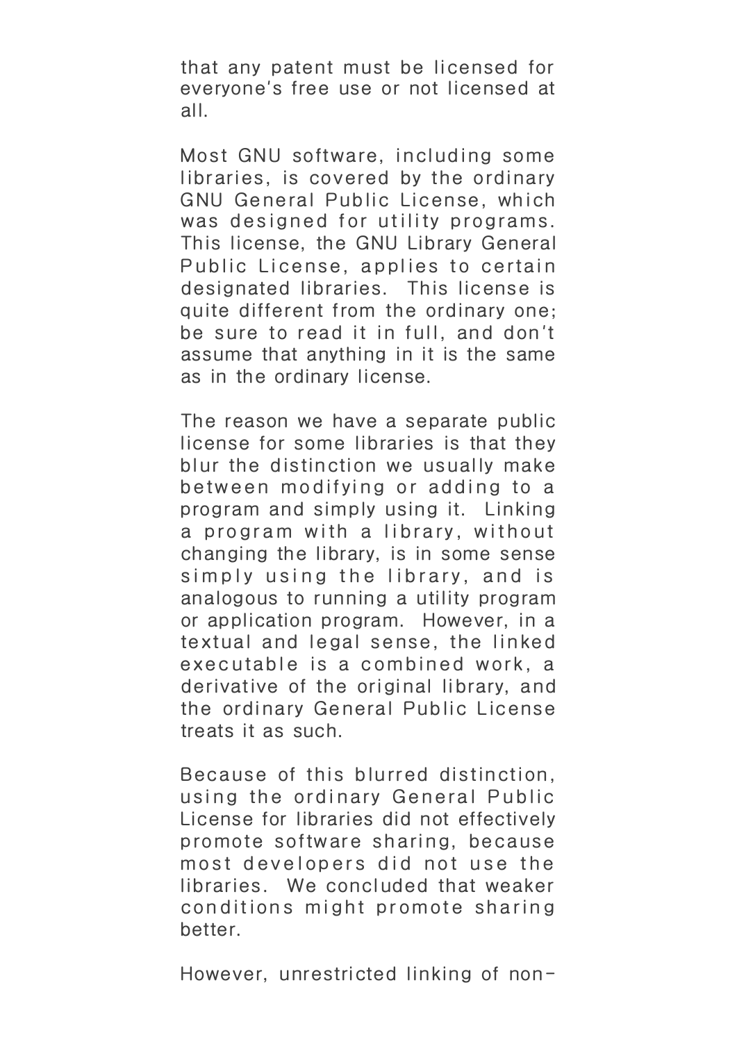that any patent must be licensed for everyone's free use or not licensed at all.

Most GNU software, including some libraries, is covered by the ordinary GNU General Public License, which was designed for utility programs. This license, the GNU Library General Public License, applies to certain designated libraries. This license is quite different from the ordinary one; be sure to read it in full, and don't assume that anything in it is the same as in the ordinary license.

The reason we have a separate public license for some libraries is that they blur the distinction we usually make between modifying or adding to a program and simply using it. Linking a program with a library, without changing the library, is in some sense simply using the library, and is analogous to running a utility program or application program. However, in a textual and legal sense, the linked executable is a combined work, a derivative of the original library, and the ordinary General Public License treats it as such.

Because of this blurred distinction, using the ordinary General Public License for libraries did not effectively promote software sharing, because most developers did not use the libraries. We concluded that weaker conditions might promote sharing better.

However, unrestricted linking of non-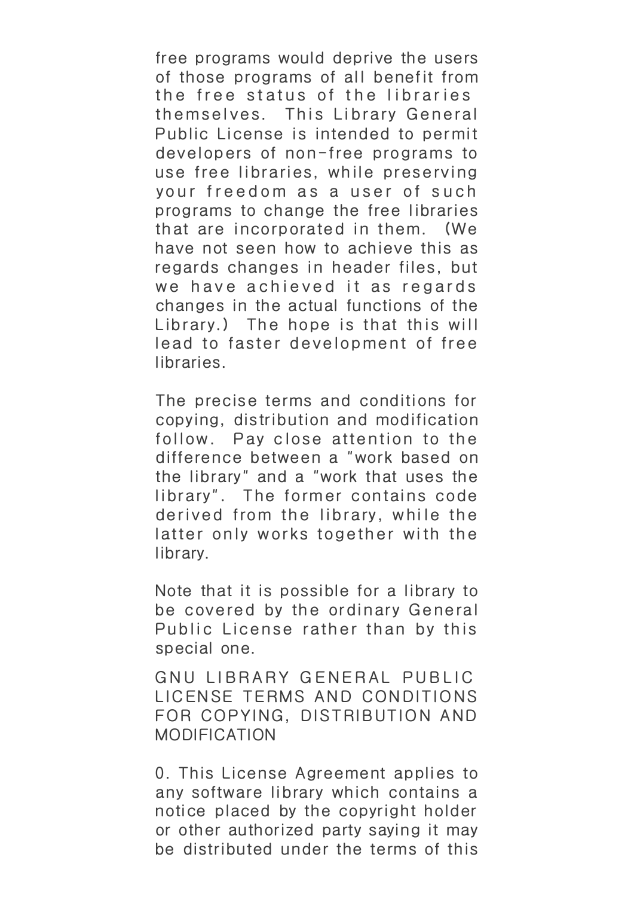free programs would deprive the users of those programs of all benefit from the free status of the libraries themselves. This Library General Public License is intended to permit developers of non-free programs to use free libraries, while preserving your freedom as a user of such programs to change the free libraries that are incorporated in them. (We have not seen how to achieve this as regards changes in header files, but we have achieved it as regards changes in the actual functions of the Library.) The hope is that this will lead to faster development of free libraries.

The precise terms and conditions for copying, distribution and modification follow. Pay close attention to the difference between a "work based on the library" and a "work that uses the library". The former contains code derived from the library, while the latter only works together with the library.

Note that it is possible for a library to be covered by the ordinary General Public License rather than by this special one.

GNU LIBRARY GENERAL PUBLIC LICENSE TERMS AND CONDITIONS FOR COPYING, DISTRIBUTION AND MODIFICATION

0. This License Agreement applies to any software library which contains a notice placed by the copyright holder or other authorized party saying it may be distributed under the terms of this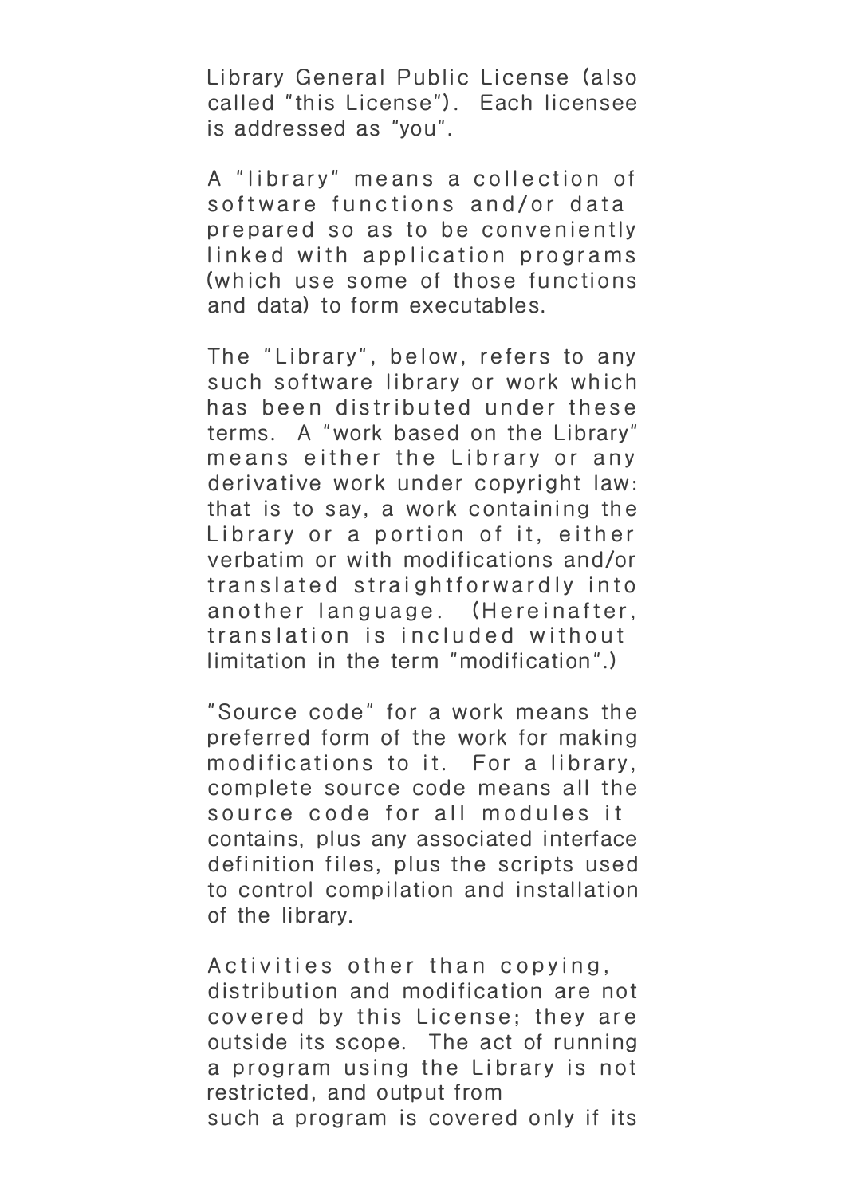Library General Public License (also called "this License"). Each licensee is addressed as "you".

A "library" means a collection of software functions and/or data prepared so as to be conveniently linked with application programs (which use some of those functions and data) to form executables.

The "Library", below, refers to any such software library or work which has been distributed under these terms. A "work based on the Library" means either the Library or any derivative work under copyright law: that is to say, a work containing the Library or a portion of it, either verbatim or with modifications and/or translated straightforwardly into another language. (Hereinafter, translation is included without limitation in the term "modification".)

"Source code" for a work means the preferred form of the work for making modifications to it. For a library, complete source code means all the source code for all modules it contains, plus any associated interface definition files, plus the scripts used to control compilation and installation of the library.

Activities other than copying, distribution and modification are not covered by this License; they are outside its scope. The act of running a program using the Library is not restricted, and output from such a program is covered only if its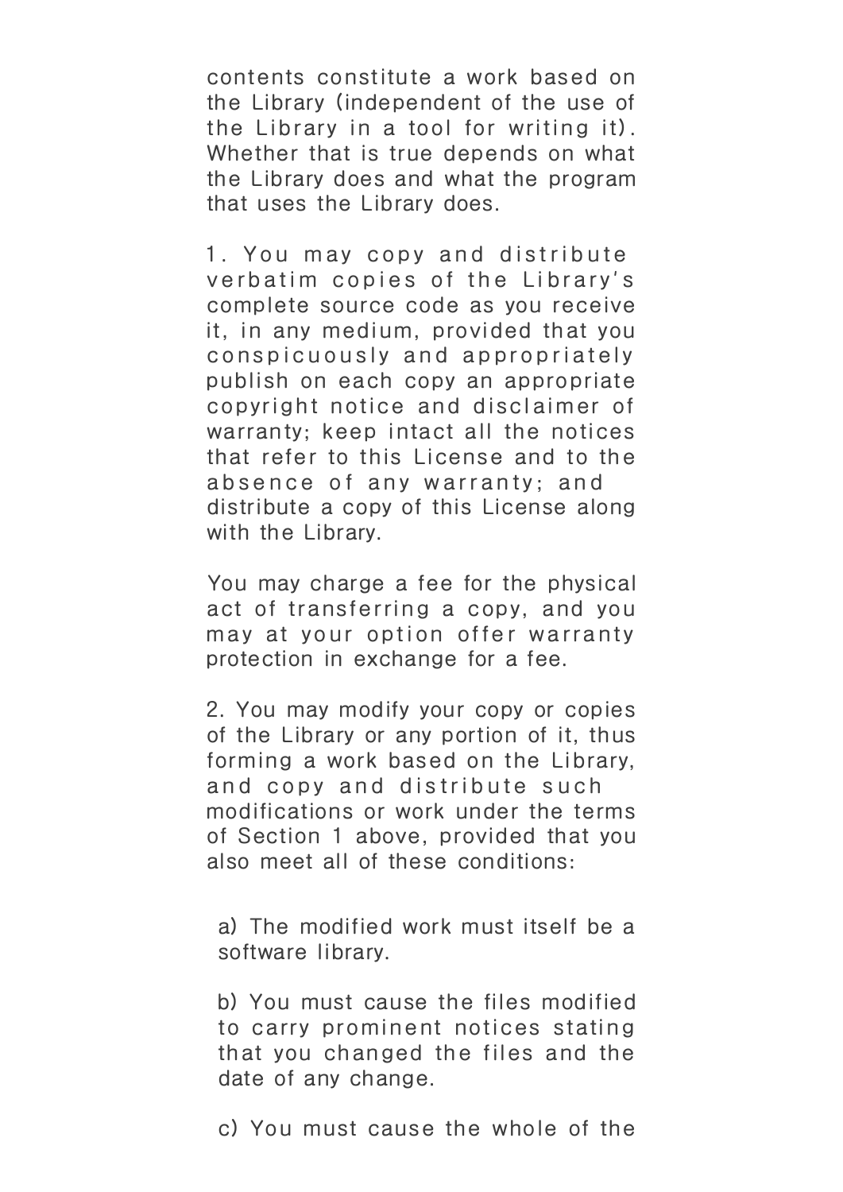contents constitute a work based on the Library (independent of the use of the Library in a tool for writing it). Whether that is true depends on what the Library does and what the program that uses the Library does.

1. You may copy and distribute verbatim copies of the Library's complete source code as you receive it, in any medium, provided that you conspicuously and appropriately publish on each copy an appropriate copyright notice and disclaimer of warranty; keep intact all the notices that refer to this License and to the absence of any warranty; and distribute a copy of this License along with the Library.

You may charge a fee for the physical act of transferring a copy, and you may at your option offer warranty protection in exchange for a fee.

2. You may modify your copy or copies of the Library or any portion of it, thus forming a work based on the Library, and copy and distribute such modifications or work under the terms of Section 1 above, provided that you also meet all of these conditions:

a) The modified work must itself be a software library.

b) You must cause the files modified to carry prominent notices stating that you changed the files and the date of any change.

c) You must cause the whole of the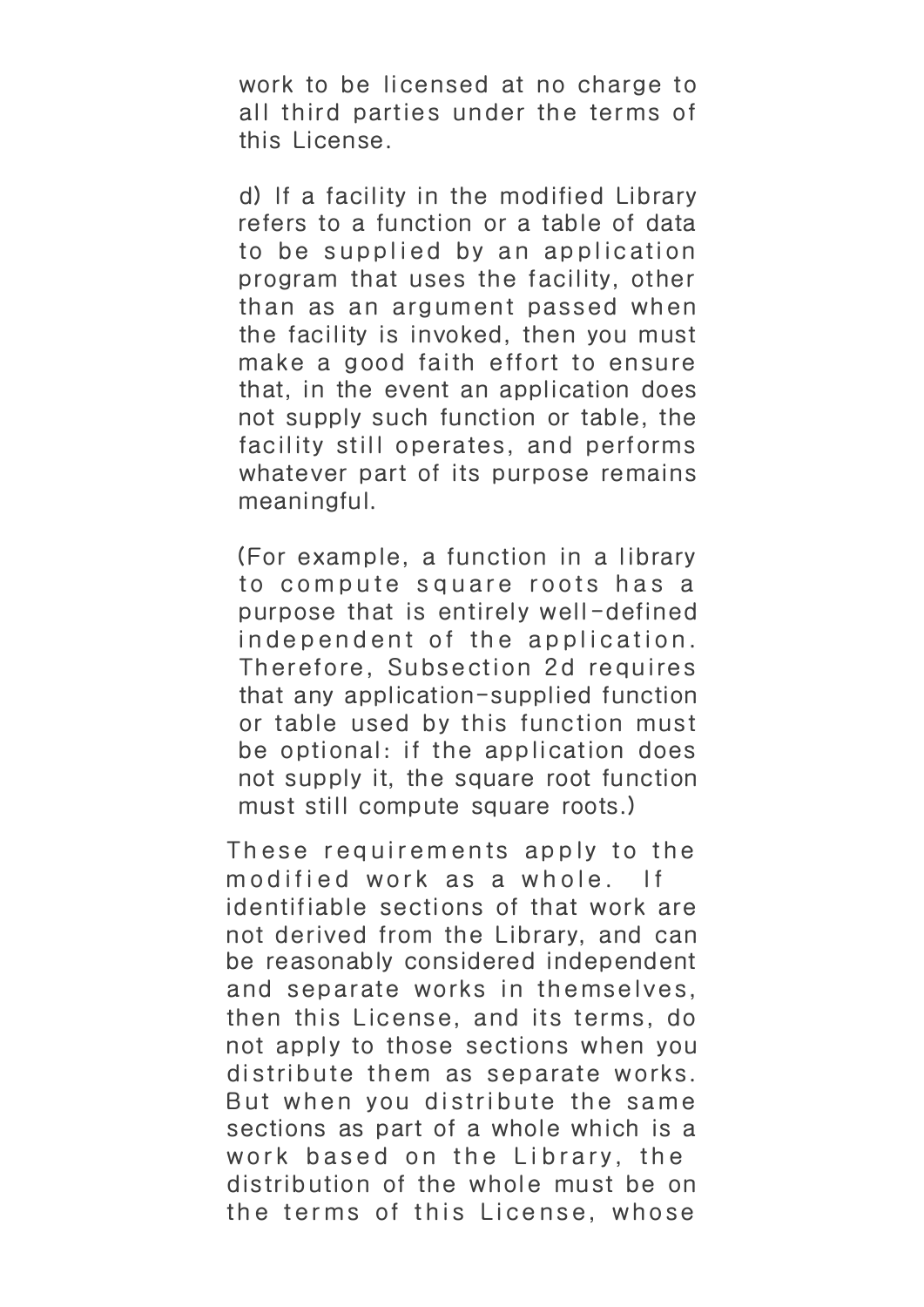work to be licensed at no charge to all third parties under the terms of this License.

d) If a facility in the modified Library refers to a function or a table of data to be supplied by an application program that uses the facility, other than as an argument passed when the facility is invoked, then you must make a good faith effort to ensure that, in the event an application does not supply such function or table, the facility still operates, and performs whatever part of its purpose remains meaningful.

(For example, a function in a library to compute square roots has a purpose that is entirely well-defined independent of the application. Therefore, Subsection 2d requires that any application-supplied function or table used by this function must be optional: if the application does not supply it, the square root function must still compute square roots.)

These requirements apply to the modified work as a whole. If identifiable sections of that work are not derived from the Library, and can be reasonably considered independent and separate works in themselves, then this License, and its terms, do not apply to those sections when you distribute them as separate works. But when you distribute the same sections as part of a whole which is a work based on the Library, the distribution of the whole must be on the terms of this License, whose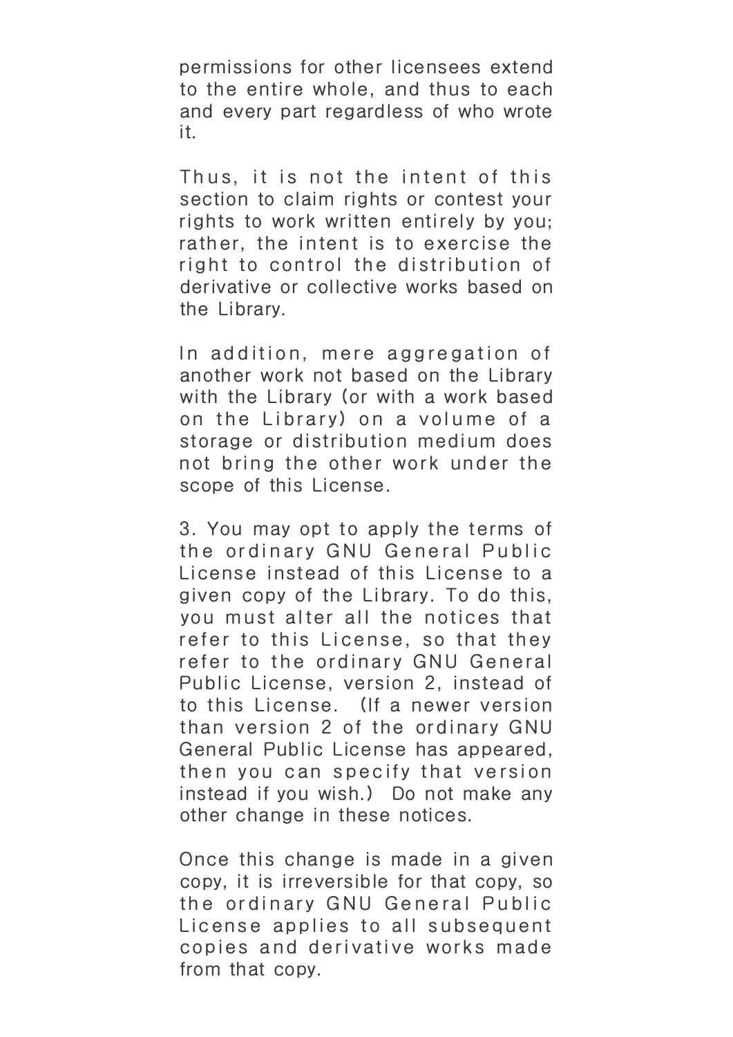permissions for other licensees extend to the entire whole, and thus to each and every part regardless of who wrote it.

Thus, it is not the intent of this section to claim rights or contest your rights to work written entirely by you; rather, the intent is to exercise the right to control the distribution of derivative or collective works based on the Library.

In addition, mere aggregation of another work not based on the Library with the Library (or with a work based on the Library) on a volume of a storage or distribution medium does not bring the other work under the scope of this License.

3. You may opt to apply the terms of the ordinary GNU General Public License instead of this License to a given copy of the Library. To do this, you must alter all the notices that refer to this License, so that they refer to the ordinary GNU General Public License, version 2, instead of to this License. (If a newer version than version 2 of the ordinary GNU General Public License has appeared, then you can specify that version instead if you wish.) Do not make any other change in these notices.

Once this change is made in a given copy, it is irreversible for that copy, so the ordinary GNU General Public License applies to all subsequent copies and derivative works made from that copy.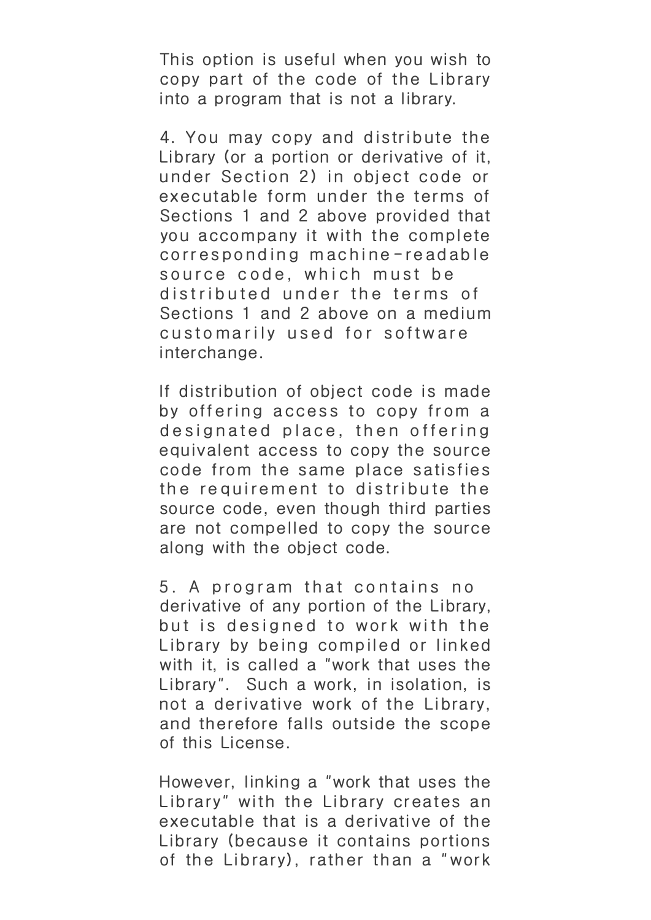This option is useful when you wish to copy part of the code of the Library into a program that is not a library.

4. You may copy and distribute the Library (or a portion or derivative of it, under Section 2) in object code or executable form under the terms of Sections 1 and 2 above provided that you accompany it with the complete corresponding machine-readable source code, which must be distributed under the terms of Sections 1 and 2 above on a medium customarily used for software interchange.

If distribution of object code is made by offering access to copy from a designated place, then offering equivalent access to copy the source code from the same place satisfies the requirement to distribute the source code, even though third parties are not compelled to copy the source along with the object code.

5. A program that contains no derivative of any portion of the Library, but is designed to work with the Library by being compiled or linked with it, is called a "work that uses the Library". Such a work, in isolation, is not a derivative work of the Library, and therefore falls outside the scope of this License.

However, linking a "work that uses the Library" with the Library creates an executable that is a derivative of the Library (because it contains portions of the Library), rather than a "work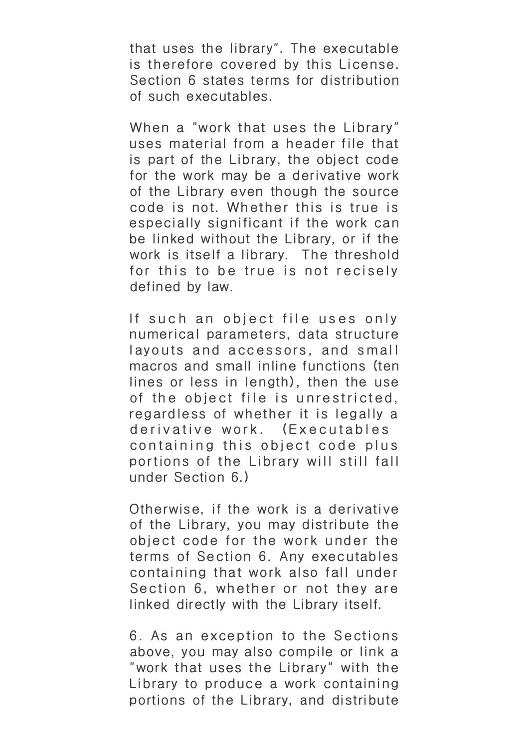that uses the library". The executable is therefore covered by this License. Section 6 states terms for distribution of such executables.

When a "work that uses the Library" uses material from a header file that is part of the Library, the object code for the work may be a derivative work of the Library even though the source code is not. Whether this is true is especially significant if the work can be linked without the Library, or if the work is itself a library. The threshold for this to be true is not recisely defined by law.

If such an object file uses only numerical parameters, data structure layouts and accessors, and small macros and small inline functions (ten lines or less in length), then the use of the object file is unrestricted, regardless of whether it is legally a derivative work. (Executables containing this object code plus portions of the Library will still fall under Section 6.)

Otherwise, if the work is a derivative of the Library, you may distribute the object code for the work under the terms of Section 6. Any executables containing that work also fall under Section 6, whether or not they are linked directly with the Library itself.

6. As an exception to the Sections above, you may also compile or link a "work that uses the Library" with the Library to produce a work containing portions of the Library, and distribute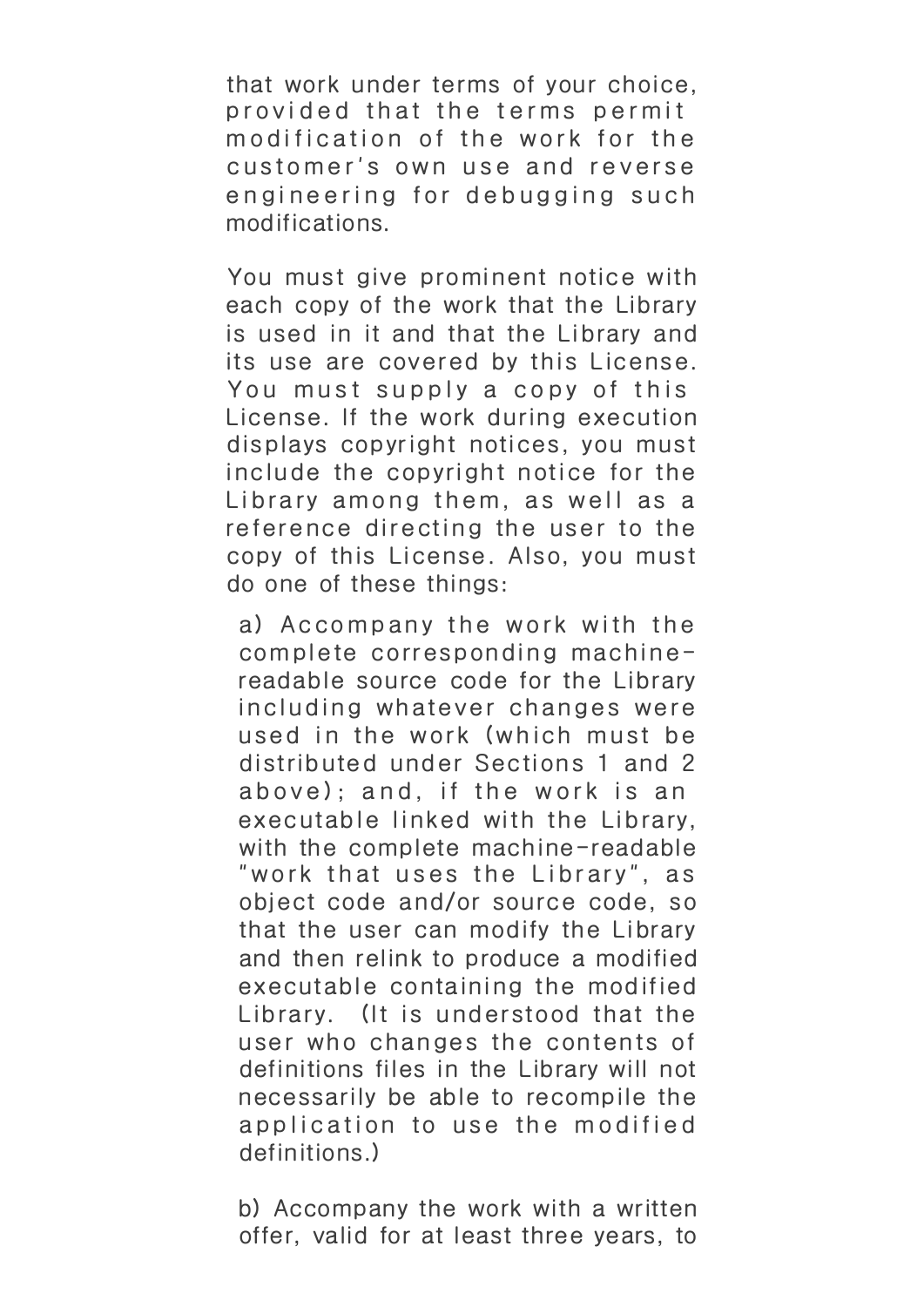that work under terms of your choice, provided that the terms permit modification of the work for the customer's own use and reverse engineering for debugging such modifications.

You must give prominent notice with each copy of the work that the Library is used in it and that the Library and its use are covered by this License. You must supply a copy of this License. If the work during execution displays copyright notices, you must include the copyright notice for the Library among them, as well as a reference directing the user to the copy of this License. Also, you must do one of these things:

a) Accompany the work with the complete corresponding machine-readable source code for the Library including whatever changes were used in the work (which must be distributed under Sections 1 and 2 above); and, if the work is an executable linked with the Library, with the complete machine-readable "work that uses the Library", as object code and/or source code, so that the user can modify the Library and then relink to produce a modified executable containing the modified Library. (It is understood that the user who changes the contents of definitions files in the Library will not necessarily be able to recompile the application to use the modified definitions.)

b) Accompany the work with a written offer, valid for at least three years, to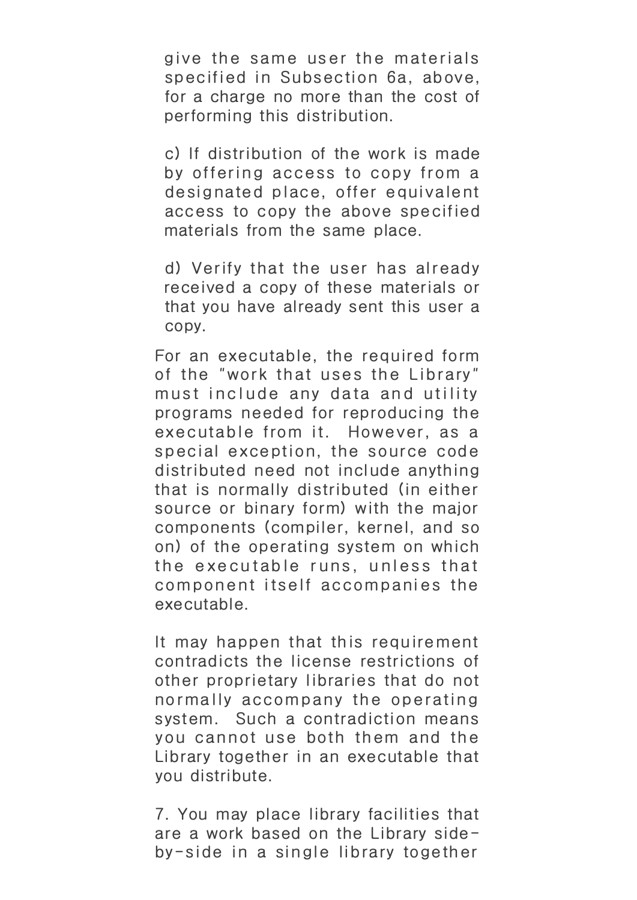give the same user the materials specified in Subsection 6a, above, for a charge no more than the cost of performing this distribution.

c) If distribution of the work is made by offering access to copy from a designated place, offer equivalent access to copy the above specified materials from the same place.

d) Verify that the user has already received a copy of these materials or that you have already sent this user a copy.

For an executable, the required form of the "work that uses the Library" must include any data and utility programs needed for reproducing the executable from it. However, as a special exception, the source code distributed need not include anything that is normally distributed (in either source or binary form) with the major components (compiler, kernel, and so on) of the operating system on which the executable runs, unless that component itself accompanies the executable.

It may happen that this requirement contradicts the license restrictions of other proprietary libraries that do not normally accompany the operating system. Such a contradiction means you cannot use both them and the Library together in an executable that you distribute.

7. You may place library facilities that are a work based on the Library side-by-side in a single library together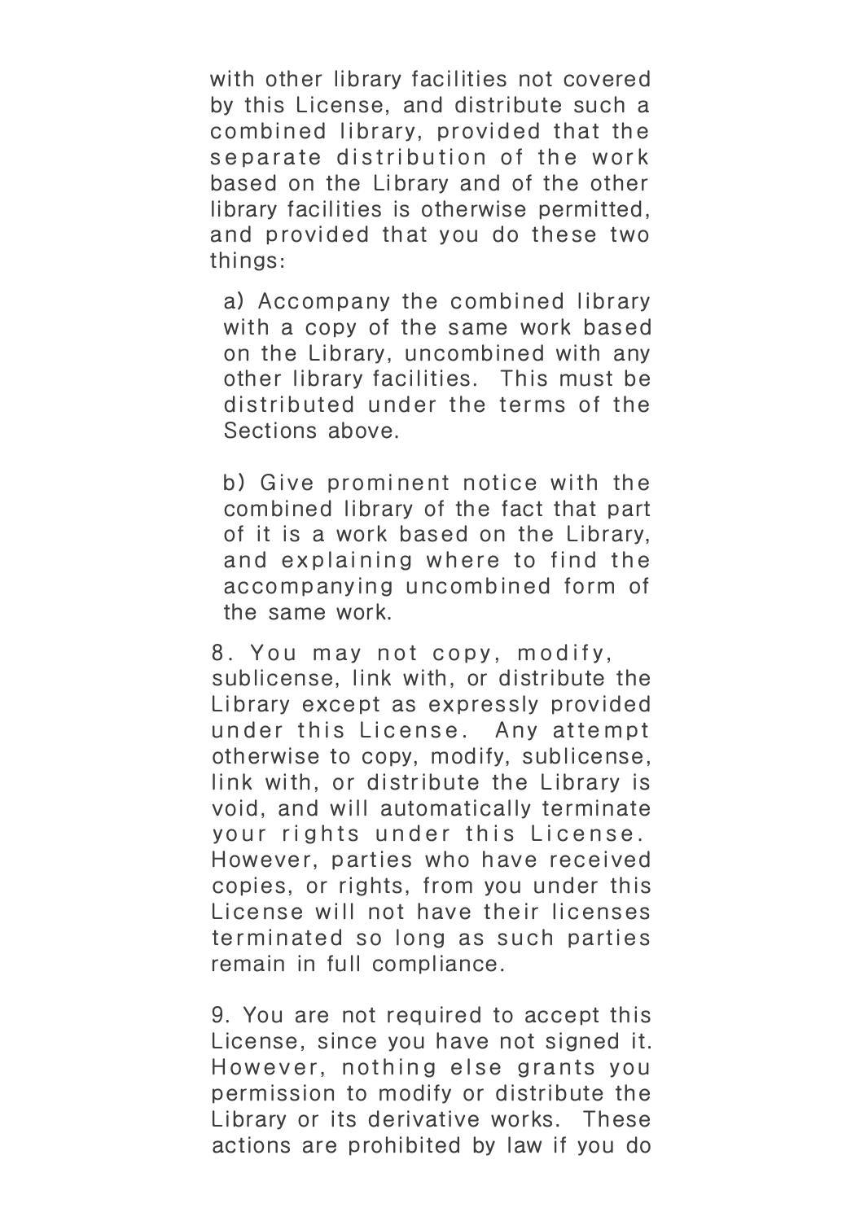with other library facilities not covered by this License, and distribute such a combined library, provided that the separate distribution of the work based on the Library and of the other library facilities is otherwise permitted, and provided that you do these two things:

a) Accompany the combined library with a copy of the same work based on the Library, uncombined with any other library facilities. This must be distributed under the terms of the Sections above.

b) Give prominent notice with the combined library of the fact that part of it is a work based on the Library, and explaining where to find the accompanying uncombined form of the same work.

8. You may not copy, modify, sublicense, link with, or distribute the Library except as expressly provided under this License. Any attempt otherwise to copy, modify, sublicense, link with, or distribute the Library is void, and will automatically terminate your rights under this License. However, parties who have received copies, or rights, from you under this License will not have their licenses terminated so long as such parties remain in full compliance.

9. You are not required to accept this License, since you have not signed it. However, nothing else grants you permission to modify or distribute the Library or its derivative works. These actions are prohibited by law if you do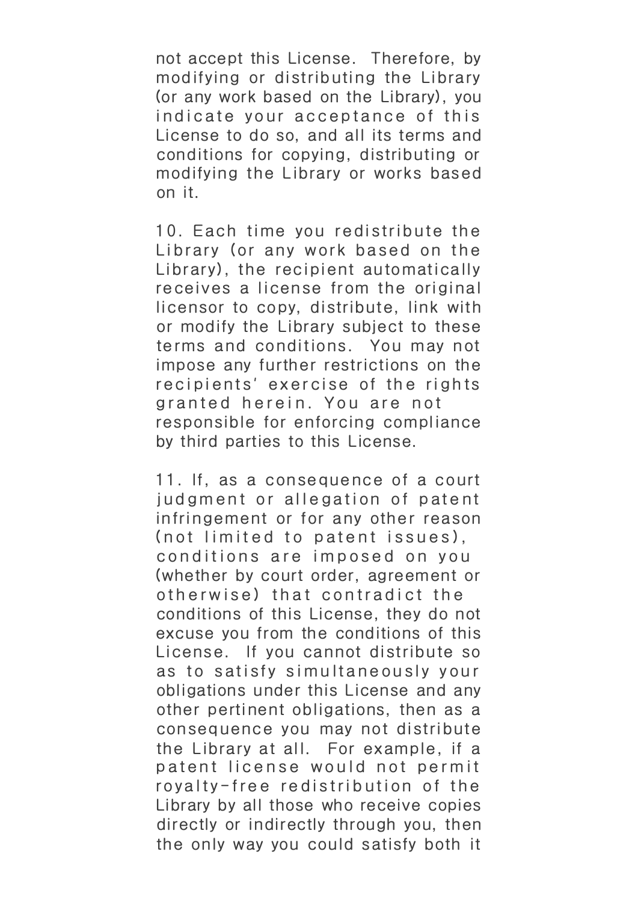not accept this License. Therefore, by modifying or distributing the Library (or any work based on the Library), you indicate your acceptance of this License to do so, and all its terms and conditions for copying, distributing or modifying the Library or works based on it.

10. Each time you redistribute the Library (or any work based on the Library), the recipient automatically receives a license from the original licensor to copy, distribute, link with or modify the Library subject to these terms and conditions. You may not impose any further restrictions on the recipients' exercise of the rights granted herein. You are not responsible for enforcing compliance by third parties to this License.

11. If, as a consequence of a court judgment or allegation of patent infringement or for any other reason (not limited to patent issues), conditions are imposed on you (whether by court order, agreement or otherwise) that contradict the conditions of this License, they do not excuse you from the conditions of this License. If you cannot distribute so as to satisfy simultaneously your obligations under this License and any other pertinent obligations, then as a consequence you may not distribute the Library at all. For example, if a patent license would not permit royalty-free redistribution of the Library by all those who receive copies directly or indirectly through you, then the only way you could satisfy both it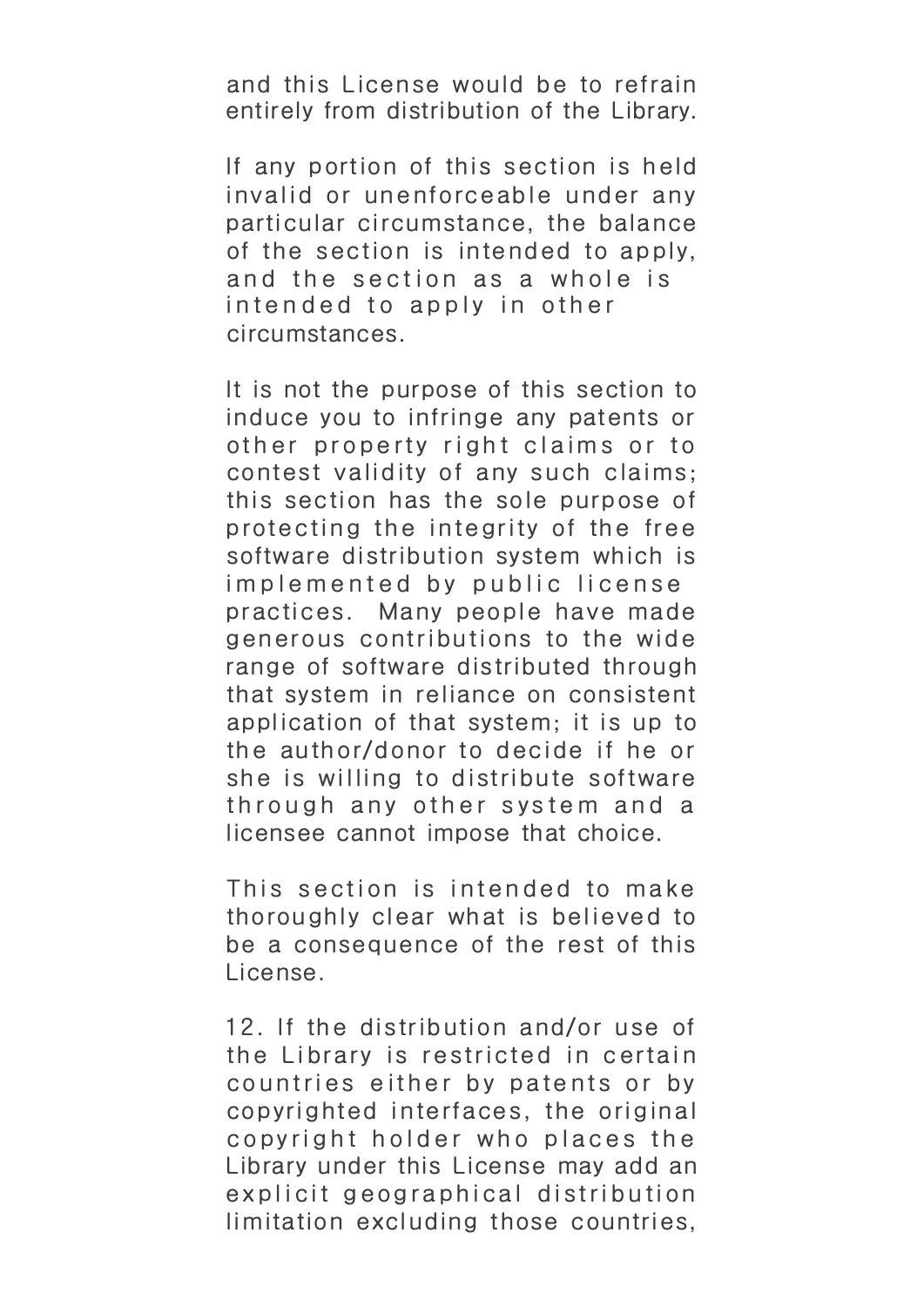and this License would be to refrain entirely from distribution of the Library.

If any portion of this section is held invalid or unenforceable under any particular circumstance, the balance of the section is intended to apply, and the section as a whole is intended to apply in other circumstances.

It is not the purpose of this section to induce you to infringe any patents or other property right claims or to contest validity of any such claims; this section has the sole purpose of protecting the integrity of the free software distribution system which is implemented by public license practices. Many people have made generous contributions to the wide range of software distributed through that system in reliance on consistent application of that system; it is up to the author/donor to decide if he or she is willing to distribute software through any other system and a licensee cannot impose that choice.

This section is intended to make thoroughly clear what is believed to be a consequence of the rest of this License.

12. If the distribution and/or use of the Library is restricted in certain countries either by patents or by copyrighted interfaces, the original copyright holder who places the Library under this License may add an explicit geographical distribution limitation excluding those countries,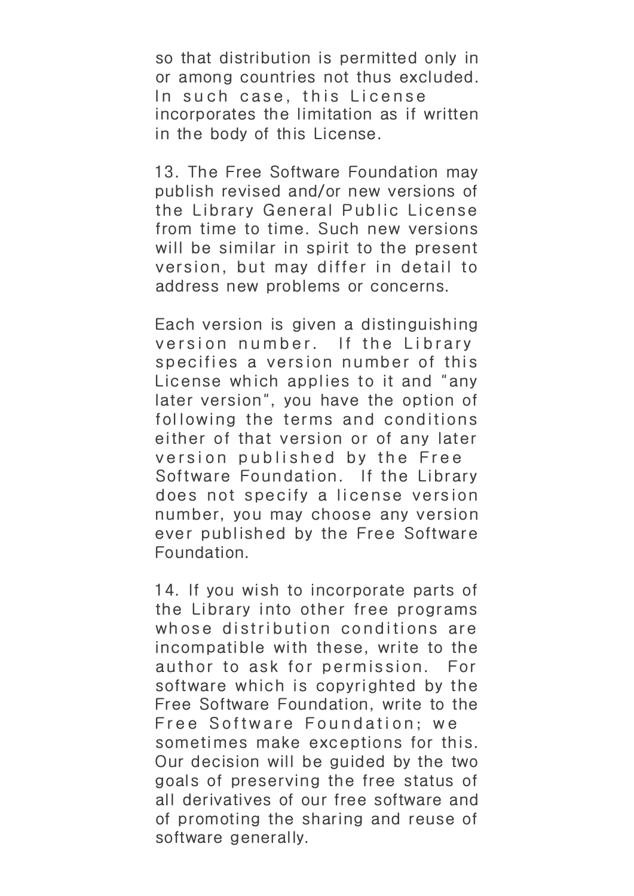so that distribution is permitted only in or among countries not thus excluded. In such case, this License incorporates the limitation as if written in the body of this License.

13. The Free Software Foundation may publish revised and/or new versions of the Library General Public License from time to time. Such new versions will be similar in spirit to the present version, but may differ in detail to address new problems or concerns.

Each version is given a distinguishing version number. If the Library specifies a version number of this License which applies to it and "any later version", you have the option of following the terms and conditions either of that version or of any later version published by the Free Software Foundation. If the Library does not specify a license version number, you may choose any version ever published by the Free Software Foundation.

14. If you wish to incorporate parts of the Library into other free programs whose distribution conditions are incompatible with these, write to the author to ask for permission. For software which is copyrighted by the Free Software Foundation, write to the Free Software Foundation; we sometimes make exceptions for this. Our decision will be guided by the two goals of preserving the free status of all derivatives of our free software and of promoting the sharing and reuse of software generally.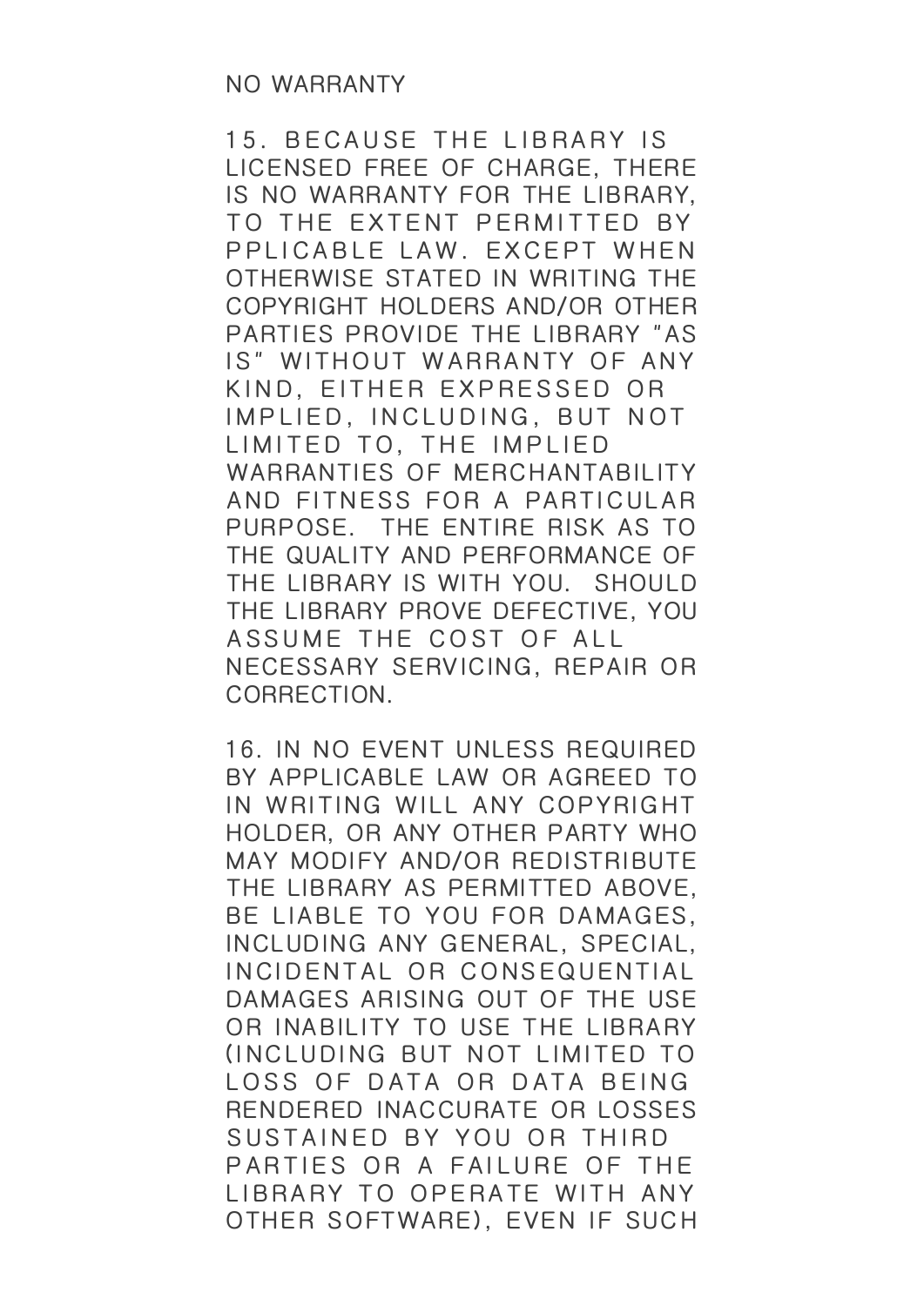NO WARRANTY

15. BECAUSE THE LIBRARY IS LICENSED FREE OF CHARGE, THERE IS NO WARRANTY FOR THE LIBRARY, TO THE EXTENT PERMITTED BY PPLICABLE LAW. EXCEPT WHEN OTHERWISE STATED IN WRITING THE COPYRIGHT HOLDERS AND/OR OTHER PARTIES PROVIDE THE LIBRARY "AS IS" WITHOUT WARRANTY OF ANY KIND, EITHER EXPRESSED OR IMPLIED, INCLUDING, BUT NOT LIMITED TO, THE IMPLIED WARRANTIES OF MERCHANTABILITY AND FITNESS FOR A PARTICULAR PURPOSE. THE ENTIRE RISK AS TO THE QUALITY AND PERFORMANCE OF THE LIBRARY IS WITH YOU. SHOULD THE LIBRARY PROVE DEFECTIVE, YOU ASSUME THE COST OF ALL NECESSARY SERVICING, REPAIR OR CORRECTION.

16. IN NO EVENT UNLESS REQUIRED BY APPLICABLE LAW OR AGREED TO IN WRITING WILL ANY COPYRIGHT HOLDER, OR ANY OTHER PARTY WHO MAY MODIFY AND/OR REDISTRIBUTE THE LIBRARY AS PERMITTED ABOVE, BE LIABLE TO YOU FOR DAMAGES, INCLUDING ANY GENERAL, SPECIAL, INCIDENTAL OR CONSEQUENTIAL DAMAGES ARISING OUT OF THE USE OR INABILITY TO USE THE LIBRARY (INCLUDING BUT NOT LIMITED TO LOSS OF DATA OR DATA BEING RENDERED INACCURATE OR LOSSES SUSTAINED BY YOU OR THIRD PARTIES OR A FAILURE OF THE LIBRARY TO OPERATE WITH ANY OTHER SOFTWARE), EVEN IF SUCH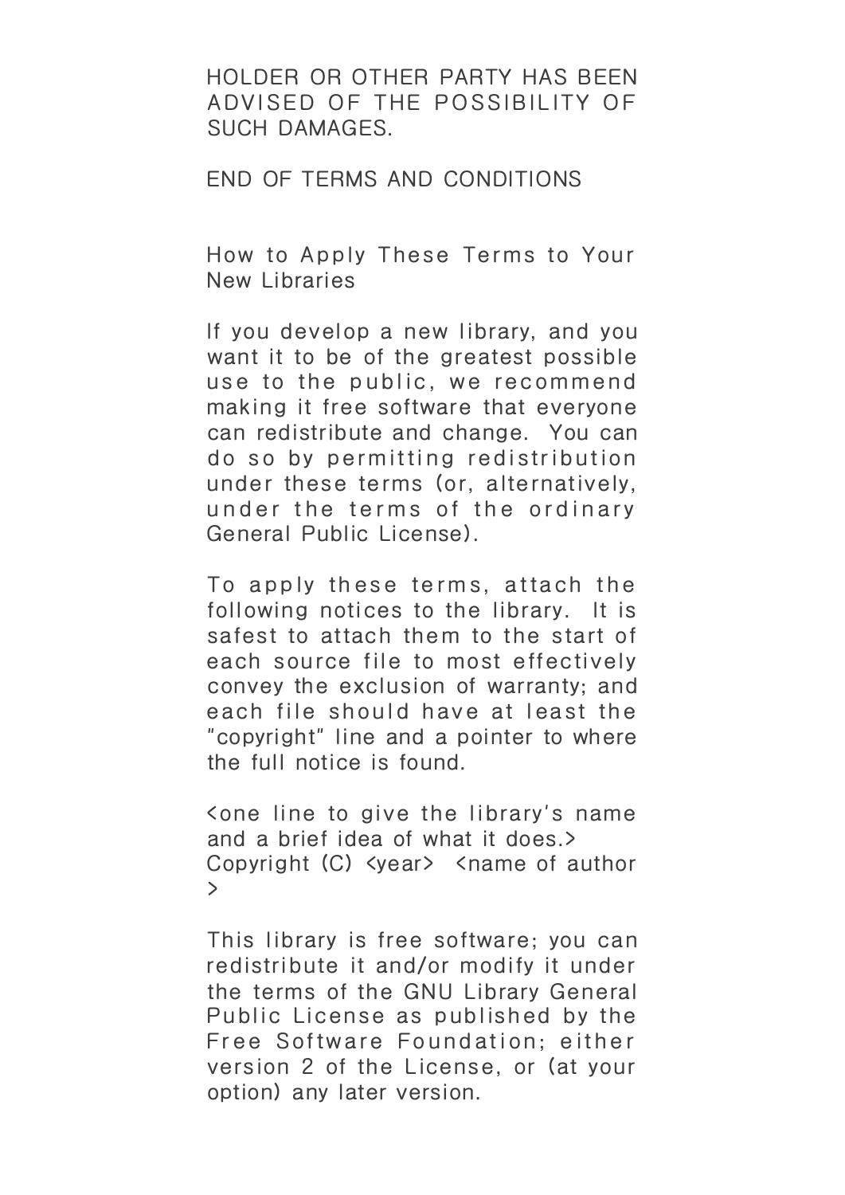HOLDER OR OTHER PARTY HAS BEEN ADVISED OF THE POSSIBILITY OF SUCH DAMAGES.

END OF TERMS AND CONDITIONS

How to Apply These Terms to Your New Libraries

If you develop a new library, and you want it to be of the greatest possible use to the public, we recommend making it free software that everyone can redistribute and change. You can do so by permitting redistribution under these terms (or, alternatively, under the terms of the ordinary General Public License).

To apply these terms, attach the following notices to the library. It is safest to attach them to the start of each source file to most effectively convey the exclusion of warranty; and each file should have at least the "copyright" line and a pointer to where the full notice is found.

<one line to give the library's name and a brief idea of what it does.>
Copyright (C) <year> <name of author>

This library is free software; you can redistribute it and/or modify it under the terms of the GNU Library General Public License as published by the Free Software Foundation; either version 2 of the License, or (at your option) any later version.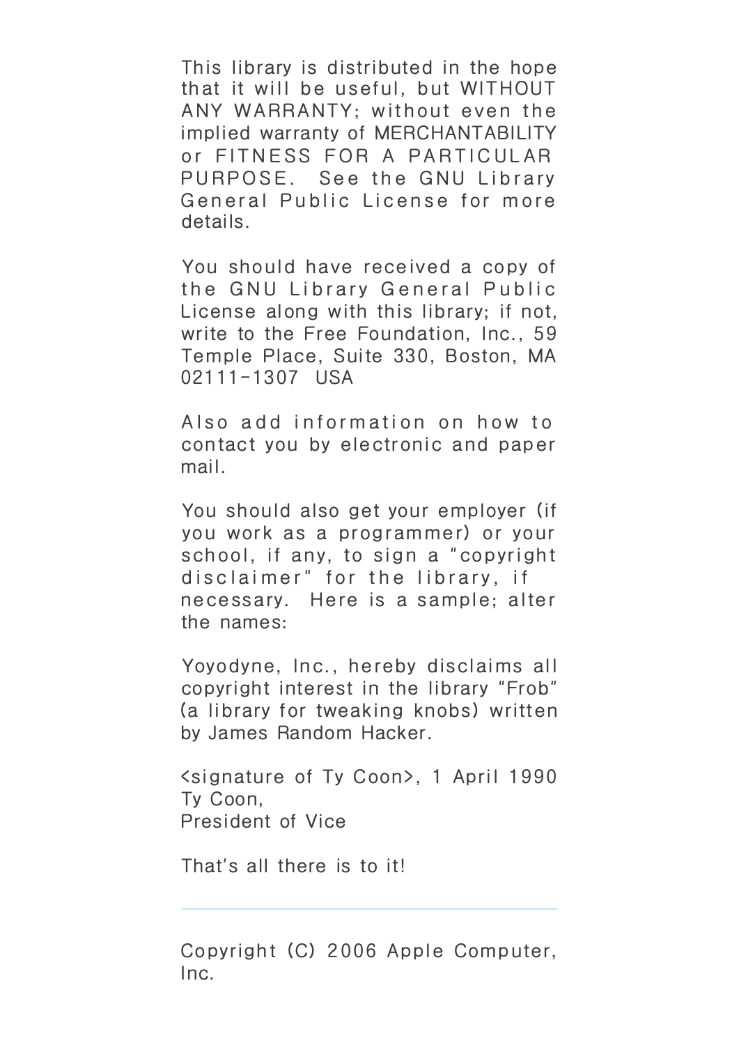This library is distributed in the hope that it will be useful, but WITHOUT ANY WARRANTY; without even the implied warranty of MERCHANTABILITY or FITNESS FOR A PARTICULAR PURPOSE. See the GNU Library General Public License for more details.

You should have received a copy of the GNU Library General Public License along with this library; if not, write to the Free Foundation, Inc., 59 Temple Place, Suite 330, Boston, MA 02111-1307 USA

Also add information on how to contact you by electronic and paper mail.

You should also get your employer (if you work as a programmer) or your school, if any, to sign a "copyright disclaimer" for the library, if necessary. Here is a sample; alter the names:

Yoyodyne, Inc., hereby disclaims all copyright interest in the library "Frob" (a library for tweaking knobs) written by James Random Hacker.

<signature of Ty Coon>, 1 April 1990
Ty Coon,
President of Vice

That's all there is to it!

---

Copyright (C) 2006 Apple Computer, Inc.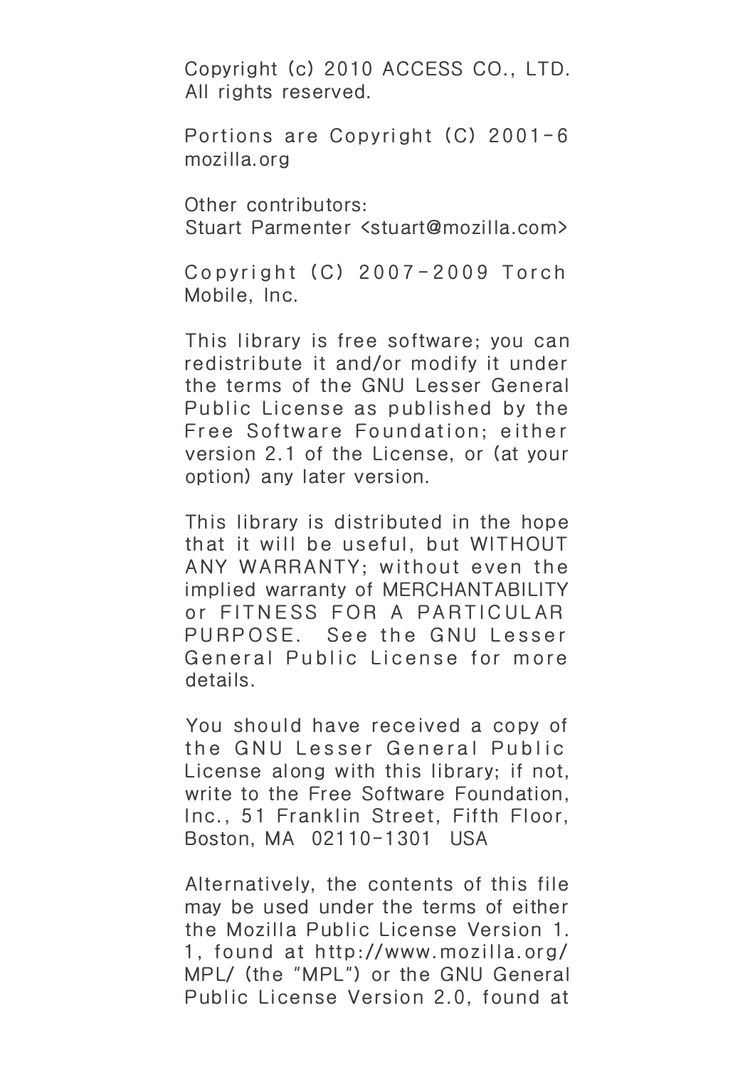Copyright (c) 2010 ACCESS CO., LTD. All rights reserved.

Portions are Copyright (C) 2001-6 mozilla.org

Other contributors:
Stuart Parmenter <stuart@mozilla.com>

Copyright (C) 2007-2009 Torch Mobile, Inc.

This library is free software; you can redistribute it and/or modify it under the terms of the GNU Lesser General Public License as published by the Free Software Foundation; either version 2.1 of the License, or (at your option) any later version.

This library is distributed in the hope that it will be useful, but WITHOUT ANY WARRANTY; without even the implied warranty of MERCHANTABILITY or FITNESS FOR A PARTICULAR PURPOSE. See the GNU Lesser General Public License for more details.

You should have received a copy of the GNU Lesser General Public License along with this library; if not, write to the Free Software Foundation, Inc., 51 Franklin Street, Fifth Floor, Boston, MA 02110-1301 USA

Alternatively, the contents of this file may be used under the terms of either the Mozilla Public License Version 1.1, found at http://www.mozilla.org/MPL/ (the "MPL") or the GNU General Public License Version 2.0, found at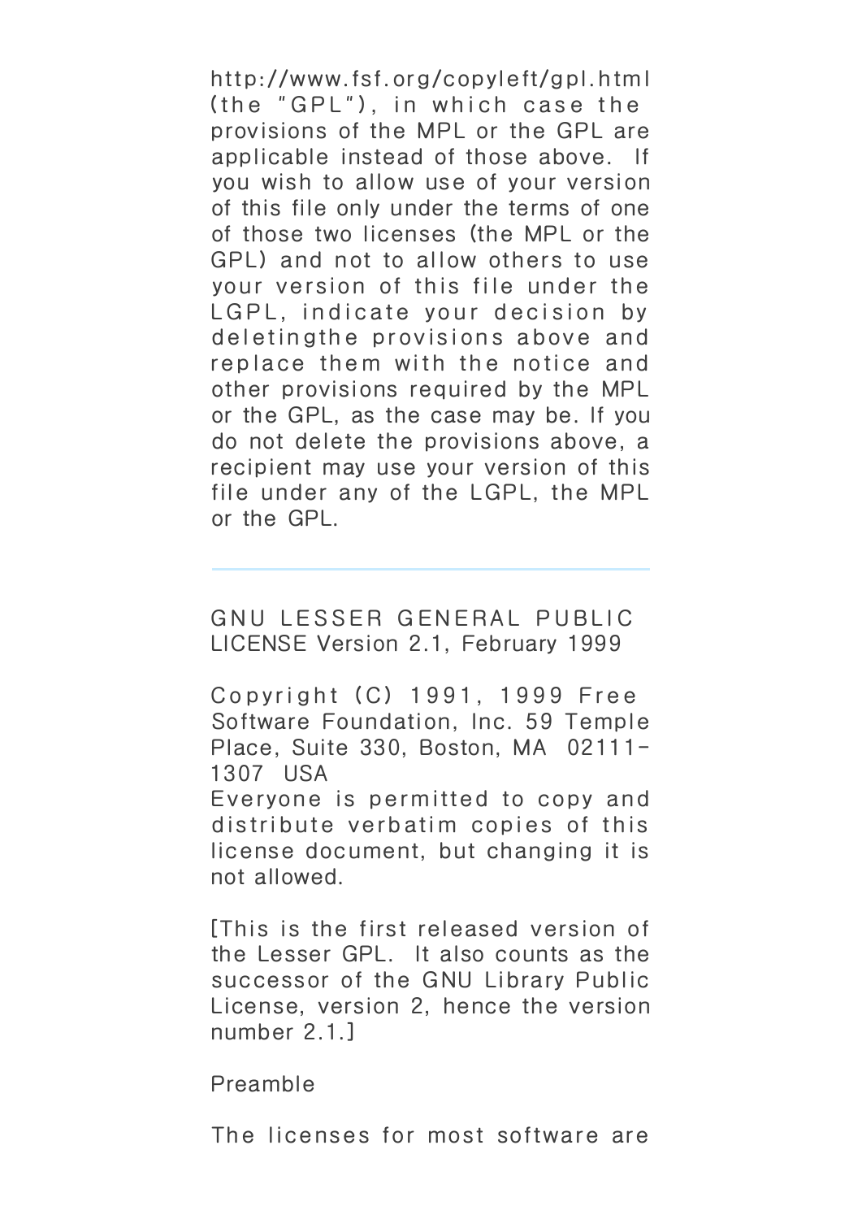http://www.fsf.org/copyleft/gpl.html (the "GPL"), in which case the provisions of the MPL or the GPL are applicable instead of those above. If you wish to allow use of your version of this file only under the terms of one of those two licenses (the MPL or the GPL) and not to allow others to use your version of this file under the LGPL, indicate your decision by deletingthe provisions above and replace them with the notice and other provisions required by the MPL or the GPL, as the case may be. If you do not delete the provisions above, a recipient may use your version of this file under any of the LGPL, the MPL or the GPL.

---

GNU LESSER GENERAL PUBLIC LICENSE Version 2.1, February 1999

Copyright (C) 1991, 1999 Free Software Foundation, Inc. 59 Temple Place, Suite 330, Boston, MA 02111-1307 USA
Everyone is permitted to copy and distribute verbatim copies of this license document, but changing it is not allowed.

[This is the first released version of the Lesser GPL. It also counts as the successor of the GNU Library Public License, version 2, hence the version number 2.1.]

Preamble

The licenses for most software are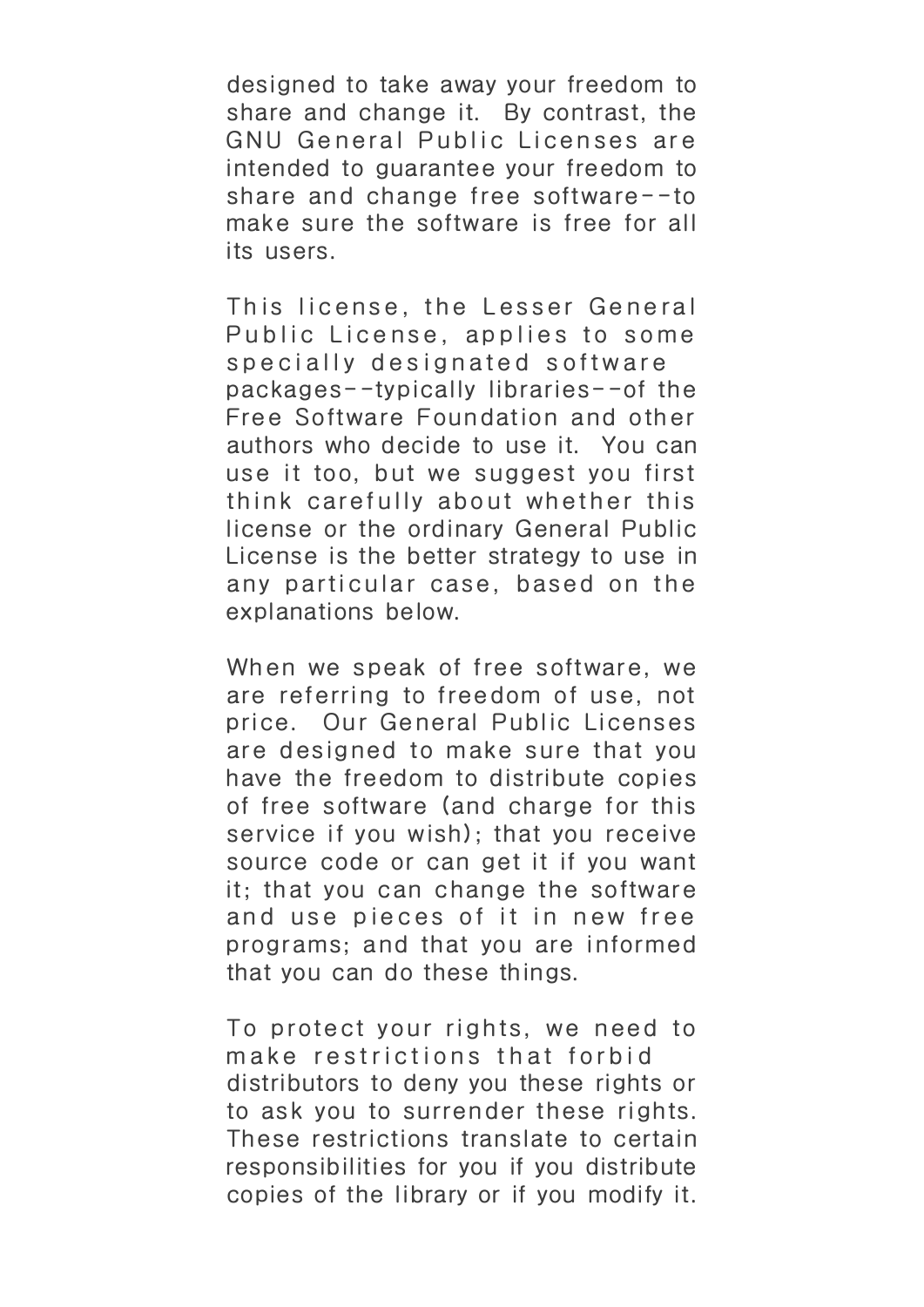designed to take away your freedom to share and change it.  By contrast, the GNU General Public Licenses are intended to guarantee your freedom to share and change free software--to make sure the software is free for all its users.

This license, the Lesser General Public License, applies to some specially designated software packages--typically libraries--of the Free Software Foundation and other authors who decide to use it.  You can use it too, but we suggest you first think carefully about whether this license or the ordinary General Public License is the better strategy to use in any particular case, based on the explanations below.

When we speak of free software, we are referring to freedom of use, not price.  Our General Public Licenses are designed to make sure that you have the freedom to distribute copies of free software (and charge for this service if you wish); that you receive source code or can get it if you want it; that you can change the software and use pieces of it in new free programs; and that you are informed that you can do these things.

To protect your rights, we need to make restrictions that forbid distributors to deny you these rights or to ask you to surrender these rights. These restrictions translate to certain responsibilities for you if you distribute copies of the library or if you modify it.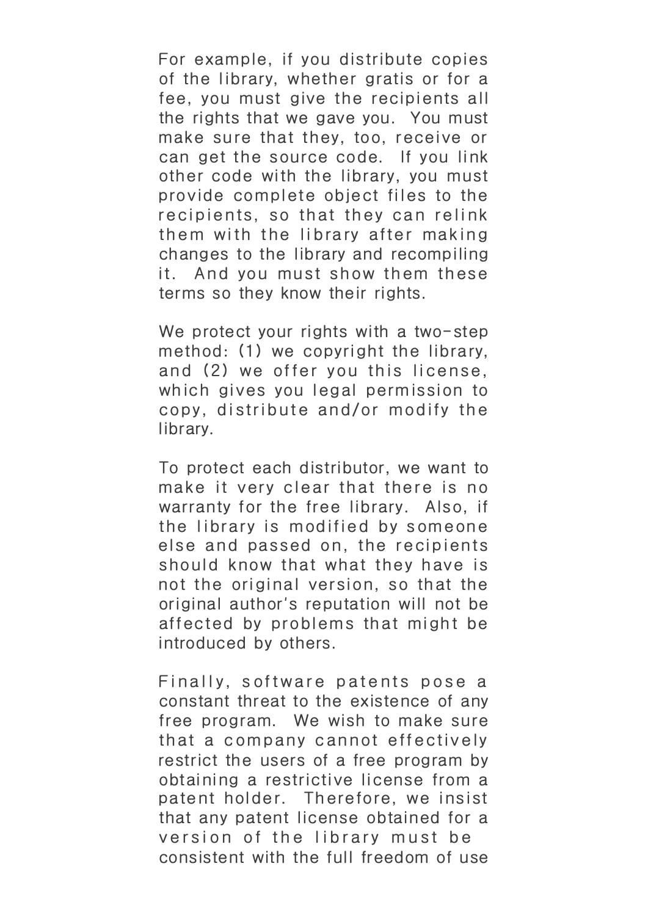For example, if you distribute copies of the library, whether gratis or for a fee, you must give the recipients all the rights that we gave you. You must make sure that they, too, receive or can get the source code. If you link other code with the library, you must provide complete object files to the recipients, so that they can relink them with the library after making changes to the library and recompiling it. And you must show them these terms so they know their rights.

We protect your rights with a two-step method: (1) we copyright the library, and (2) we offer you this license, which gives you legal permission to copy, distribute and/or modify the library.

To protect each distributor, we want to make it very clear that there is no warranty for the free library. Also, if the library is modified by someone else and passed on, the recipients should know that what they have is not the original version, so that the original author's reputation will not be affected by problems that might be introduced by others.

Finally, software patents pose a constant threat to the existence of any free program. We wish to make sure that a company cannot effectively restrict the users of a free program by obtaining a restrictive license from a patent holder. Therefore, we insist that any patent license obtained for a version of the library must be consistent with the full freedom of use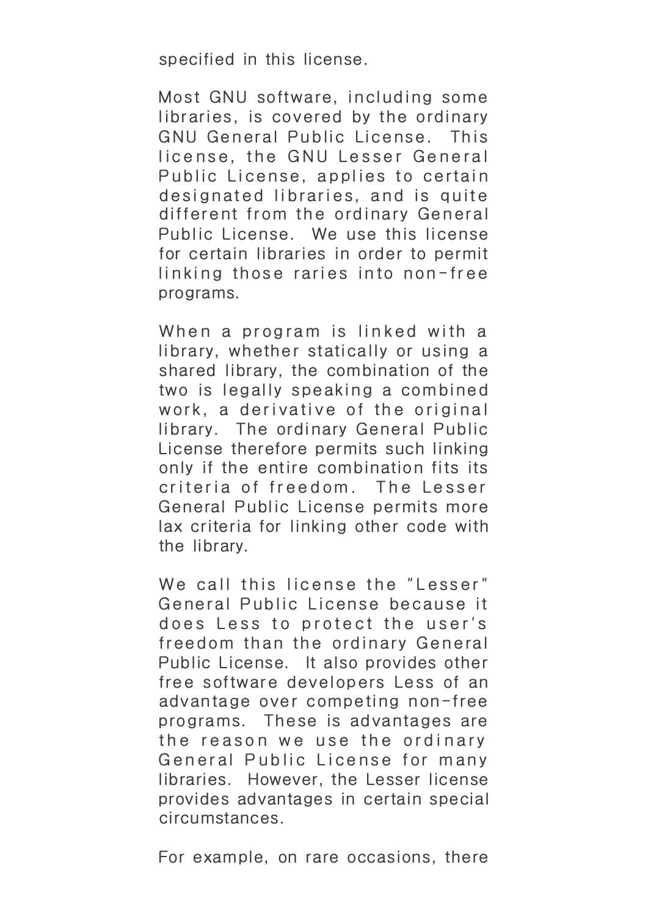specified in this license.

Most GNU software, including some libraries, is covered by the ordinary GNU General Public License. This license, the GNU Lesser General Public License, applies to certain designated libraries, and is quite different from the ordinary General Public License. We use this license for certain libraries in order to permit linking those raries into non-free programs.

When a program is linked with a library, whether statically or using a shared library, the combination of the two is legally speaking a combined work, a derivative of the original library. The ordinary General Public License therefore permits such linking only if the entire combination fits its criteria of freedom. The Lesser General Public License permits more lax criteria for linking other code with the library.

We call this license the "Lesser" General Public License because it does Less to protect the user's freedom than the ordinary General Public License. It also provides other free software developers Less of an advantage over competing non-free programs. These is advantages are the reason we use the ordinary General Public License for many libraries. However, the Lesser license provides advantages in certain special circumstances.

For example, on rare occasions, there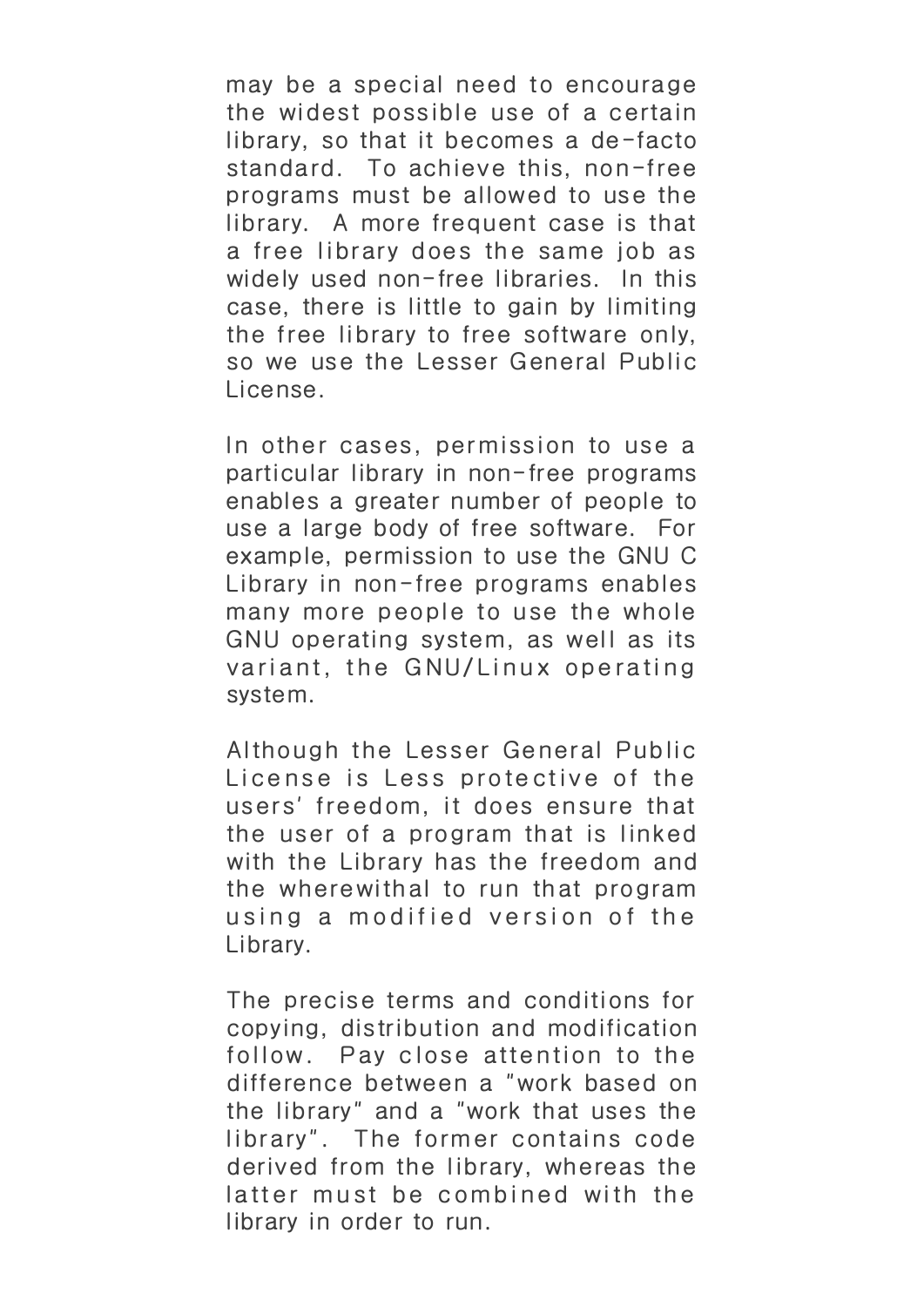may be a special need to encourage the widest possible use of a certain library, so that it becomes a de-facto standard. To achieve this, non-free programs must be allowed to use the library. A more frequent case is that a free library does the same job as widely used non-free libraries. In this case, there is little to gain by limiting the free library to free software only, so we use the Lesser General Public License.

In other cases, permission to use a particular library in non-free programs enables a greater number of people to use a large body of free software. For example, permission to use the GNU C Library in non-free programs enables many more people to use the whole GNU operating system, as well as its variant, the GNU/Linux operating system.

Although the Lesser General Public License is Less protective of the users' freedom, it does ensure that the user of a program that is linked with the Library has the freedom and the wherewithal to run that program using a modified version of the Library.

The precise terms and conditions for copying, distribution and modification follow. Pay close attention to the difference between a "work based on the library" and a "work that uses the library". The former contains code derived from the library, whereas the latter must be combined with the library in order to run.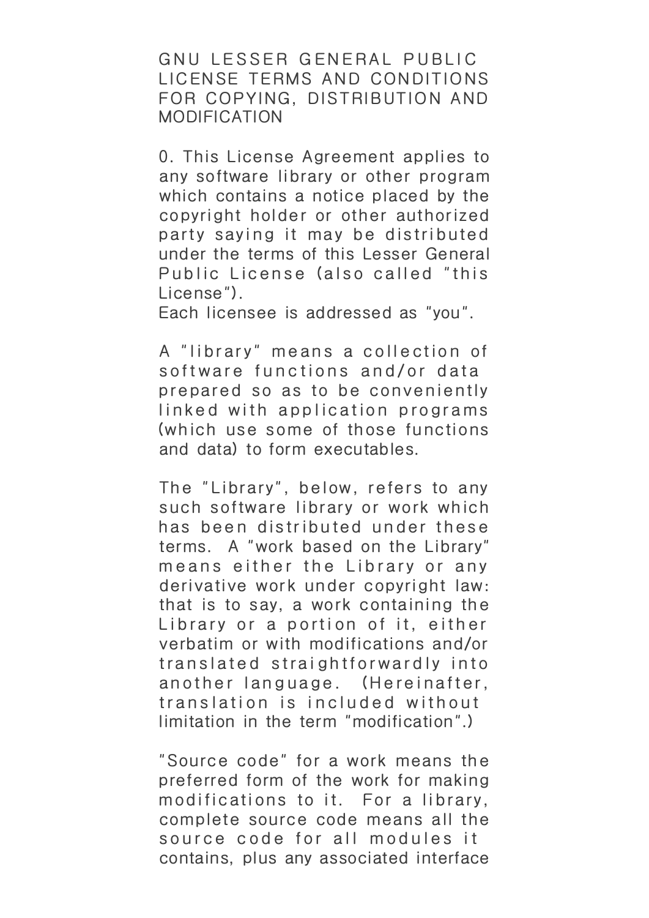# GNU LESSER GENERAL PUBLIC LICENSE TERMS AND CONDITIONS FOR COPYING, DISTRIBUTION AND MODIFICATION

0. This License Agreement applies to any software library or other program which contains a notice placed by the copyright holder or other authorized party saying it may be distributed under the terms of this Lesser General Public License (also called "this License").
Each licensee is addressed as "you".

A "library" means a collection of software functions and/or data prepared so as to be conveniently linked with application programs (which use some of those functions and data) to form executables.

The "Library", below, refers to any such software library or work which has been distributed under these terms. A "work based on the Library" means either the Library or any derivative work under copyright law: that is to say, a work containing the Library or a portion of it, either verbatim or with modifications and/or translated straightforwardly into another language. (Hereinafter, translation is included without limitation in the term "modification".)

"Source code" for a work means the preferred form of the work for making modifications to it. For a library, complete source code means all the source code for all modules it contains, plus any associated interface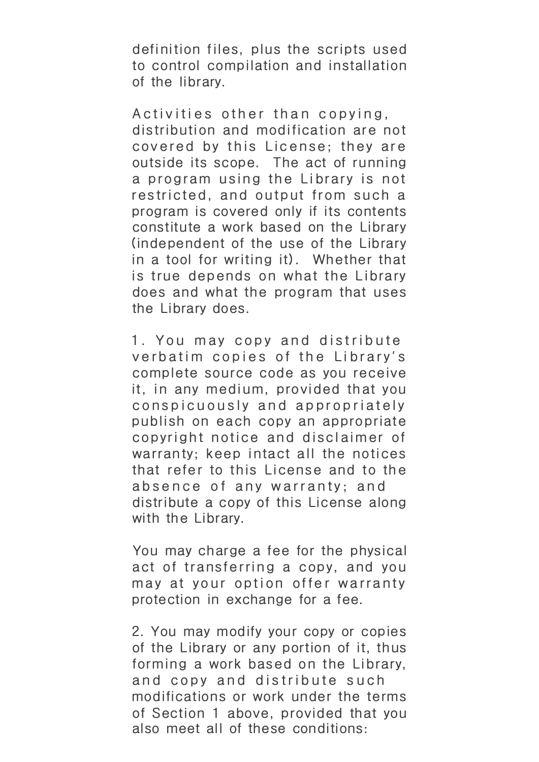definition files, plus the scripts used to control compilation and installation of the library.

Activities other than copying, distribution and modification are not covered by this License; they are outside its scope. The act of running a program using the Library is not restricted, and output from such a program is covered only if its contents constitute a work based on the Library (independent of the use of the Library in a tool for writing it). Whether that is true depends on what the Library does and what the program that uses the Library does.

1. You may copy and distribute verbatim copies of the Library's complete source code as you receive it, in any medium, provided that you conspicuously and appropriately publish on each copy an appropriate copyright notice and disclaimer of warranty; keep intact all the notices that refer to this License and to the absence of any warranty; and distribute a copy of this License along with the Library.

You may charge a fee for the physical act of transferring a copy, and you may at your option offer warranty protection in exchange for a fee.

2. You may modify your copy or copies of the Library or any portion of it, thus forming a work based on the Library, and copy and distribute such modifications or work under the terms of Section 1 above, provided that you also meet all of these conditions: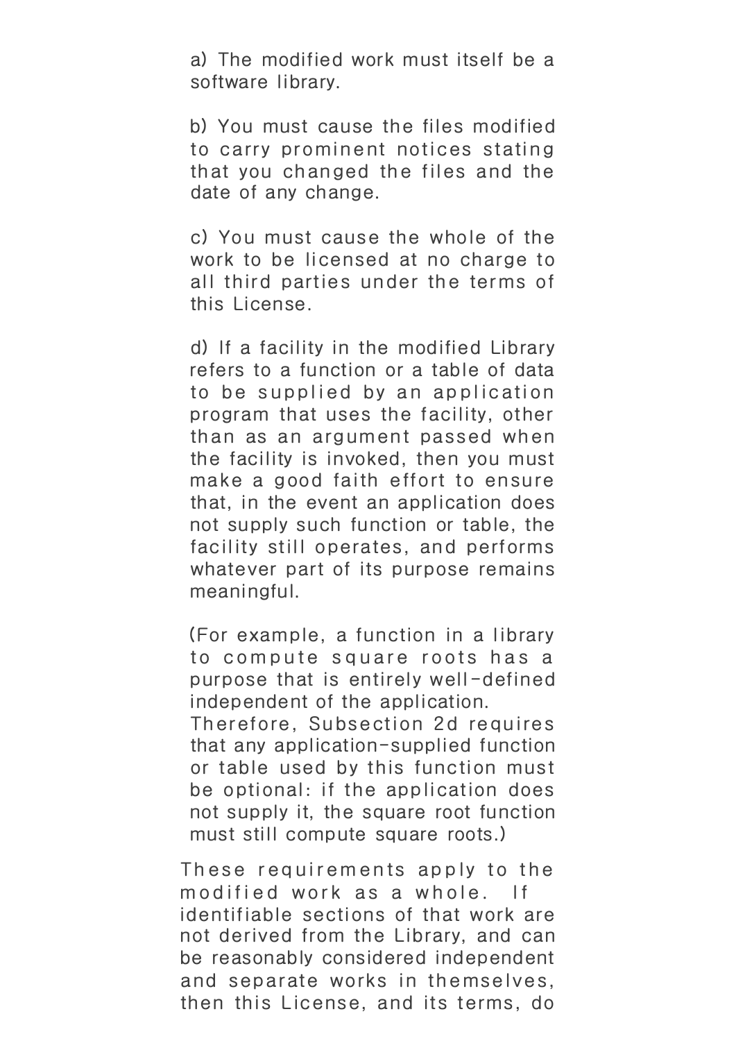a) The modified work must itself be a software library.

b) You must cause the files modified to carry prominent notices stating that you changed the files and the date of any change.

c) You must cause the whole of the work to be licensed at no charge to all third parties under the terms of this License.

d) If a facility in the modified Library refers to a function or a table of data to be supplied by an application program that uses the facility, other than as an argument passed when the facility is invoked, then you must make a good faith effort to ensure that, in the event an application does not supply such function or table, the facility still operates, and performs whatever part of its purpose remains meaningful.

(For example, a function in a library to compute square roots has a purpose that is entirely well-defined independent of the application. Therefore, Subsection 2d requires that any application-supplied function or table used by this function must be optional: if the application does not supply it, the square root function must still compute square roots.)

These requirements apply to the modified work as a whole. If identifiable sections of that work are not derived from the Library, and can be reasonably considered independent and separate works in themselves, then this License, and its terms, do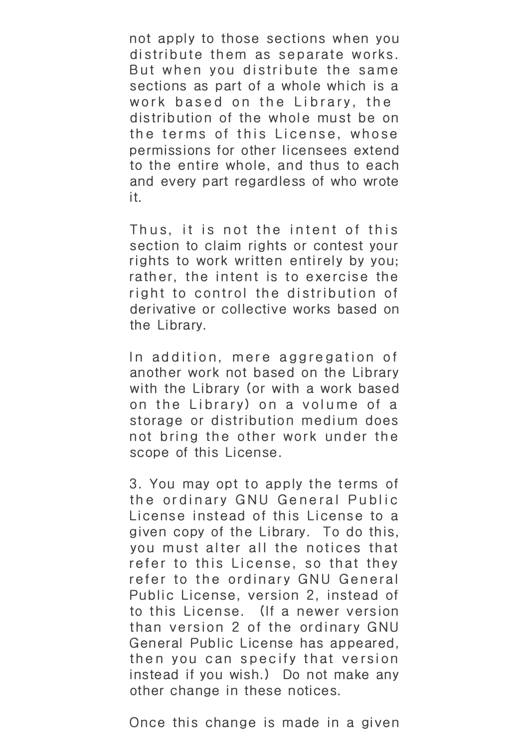not apply to those sections when you distribute them as separate works. But when you distribute the same sections as part of a whole which is a work based on the Library, the distribution of the whole must be on the terms of this License, whose permissions for other licensees extend to the entire whole, and thus to each and every part regardless of who wrote it.

Thus, it is not the intent of this section to claim rights or contest your rights to work written entirely by you; rather, the intent is to exercise the right to control the distribution of derivative or collective works based on the Library.

In addition, mere aggregation of another work not based on the Library with the Library (or with a work based on the Library) on a volume of a storage or distribution medium does not bring the other work under the scope of this License.

3. You may opt to apply the terms of the ordinary GNU General Public License instead of this License to a given copy of the Library. To do this, you must alter all the notices that refer to this License, so that they refer to the ordinary GNU General Public License, version 2, instead of to this License. (If a newer version than version 2 of the ordinary GNU General Public License has appeared, then you can specify that version instead if you wish.) Do not make any other change in these notices.

Once this change is made in a given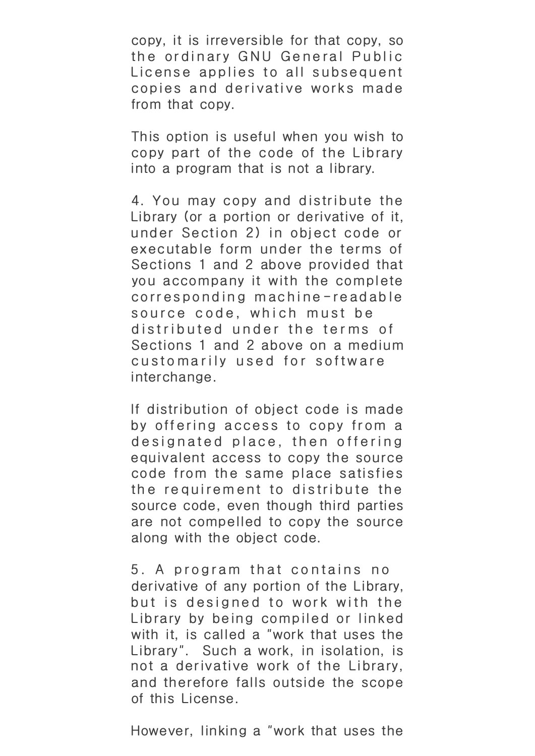copy, it is irreversible for that copy, so the ordinary GNU General Public License applies to all subsequent copies and derivative works made from that copy.

This option is useful when you wish to copy part of the code of the Library into a program that is not a library.

4. You may copy and distribute the Library (or a portion or derivative of it, under Section 2) in object code or executable form under the terms of Sections 1 and 2 above provided that you accompany it with the complete corresponding machine-readable source code, which must be distributed under the terms of Sections 1 and 2 above on a medium customarily used for software interchange.

If distribution of object code is made by offering access to copy from a designated place, then offering equivalent access to copy the source code from the same place satisfies the requirement to distribute the source code, even though third parties are not compelled to copy the source along with the object code.

5. A program that contains no derivative of any portion of the Library, but is designed to work with the Library by being compiled or linked with it, is called a "work that uses the Library". Such a work, in isolation, is not a derivative work of the Library, and therefore falls outside the scope of this License.

However, linking a "work that uses the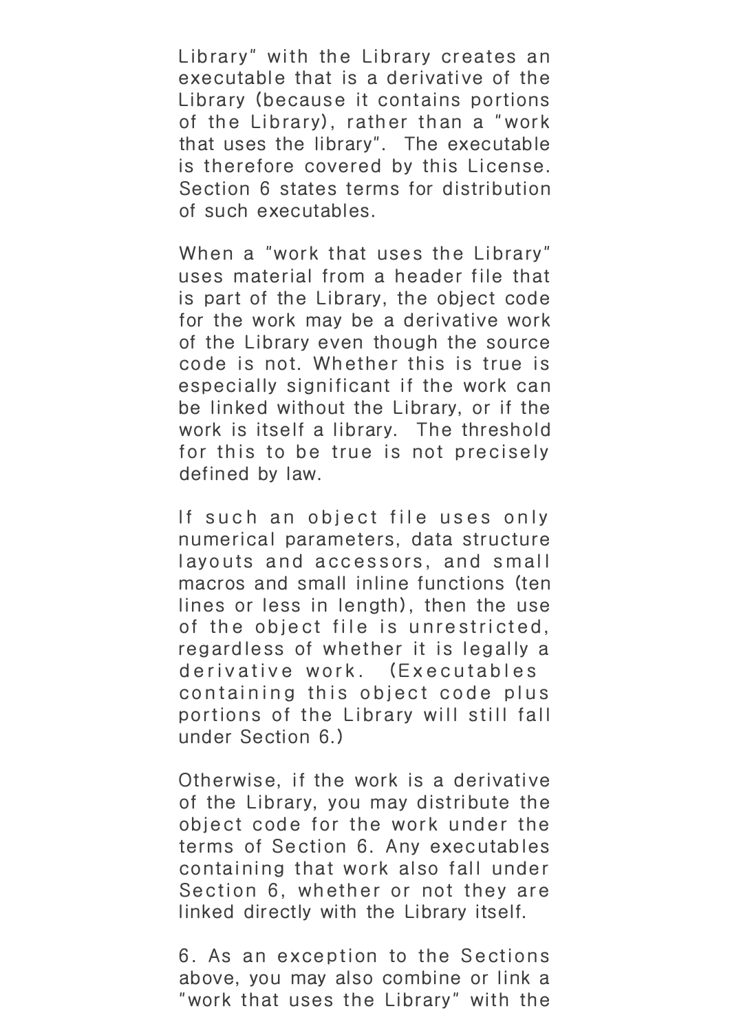Library" with the Library creates an executable that is a derivative of the Library (because it contains portions of the Library), rather than a "work that uses the library". The executable is therefore covered by this License. Section 6 states terms for distribution of such executables.

When a "work that uses the Library" uses material from a header file that is part of the Library, the object code for the work may be a derivative work of the Library even though the source code is not. Whether this is true is especially significant if the work can be linked without the Library, or if the work is itself a library. The threshold for this to be true is not precisely defined by law.

If such an object file uses only numerical parameters, data structure layouts and accessors, and small macros and small inline functions (ten lines or less in length), then the use of the object file is unrestricted, regardless of whether it is legally a derivative work. (Executables containing this object code plus portions of the Library will still fall under Section 6.)

Otherwise, if the work is a derivative of the Library, you may distribute the object code for the work under the terms of Section 6. Any executables containing that work also fall under Section 6, whether or not they are linked directly with the Library itself.

6. As an exception to the Sections above, you may also combine or link a "work that uses the Library" with the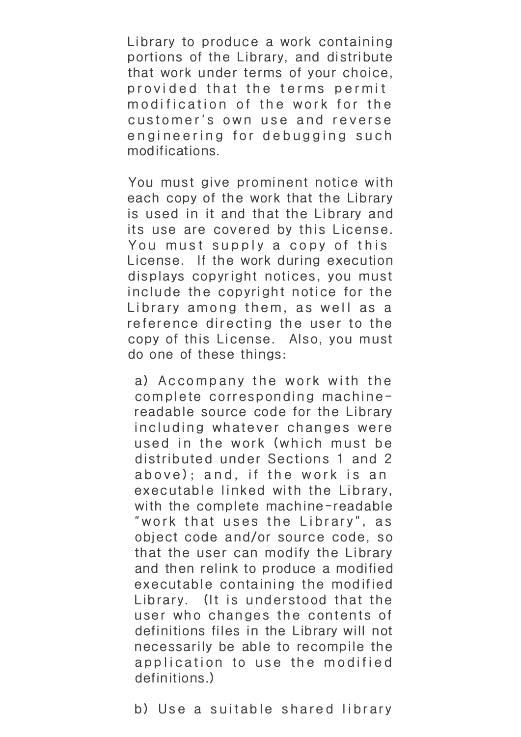Library to produce a work containing portions of the Library, and distribute that work under terms of your choice, provided that the terms permit modification of the work for the customer's own use and reverse engineering for debugging such modifications.

You must give prominent notice with each copy of the work that the Library is used in it and that the Library and its use are covered by this License. You must supply a copy of this License. If the work during execution displays copyright notices, you must include the copyright notice for the Library among them, as well as a reference directing the user to the copy of this License. Also, you must do one of these things:

a) Accompany the work with the complete corresponding machine-readable source code for the Library including whatever changes were used in the work (which must be distributed under Sections 1 and 2 above); and, if the work is an executable linked with the Library, with the complete machine-readable "work that uses the Library", as object code and/or source code, so that the user can modify the Library and then relink to produce a modified executable containing the modified Library. (It is understood that the user who changes the contents of definitions files in the Library will not necessarily be able to recompile the application to use the modified definitions.)

b) Use a suitable shared library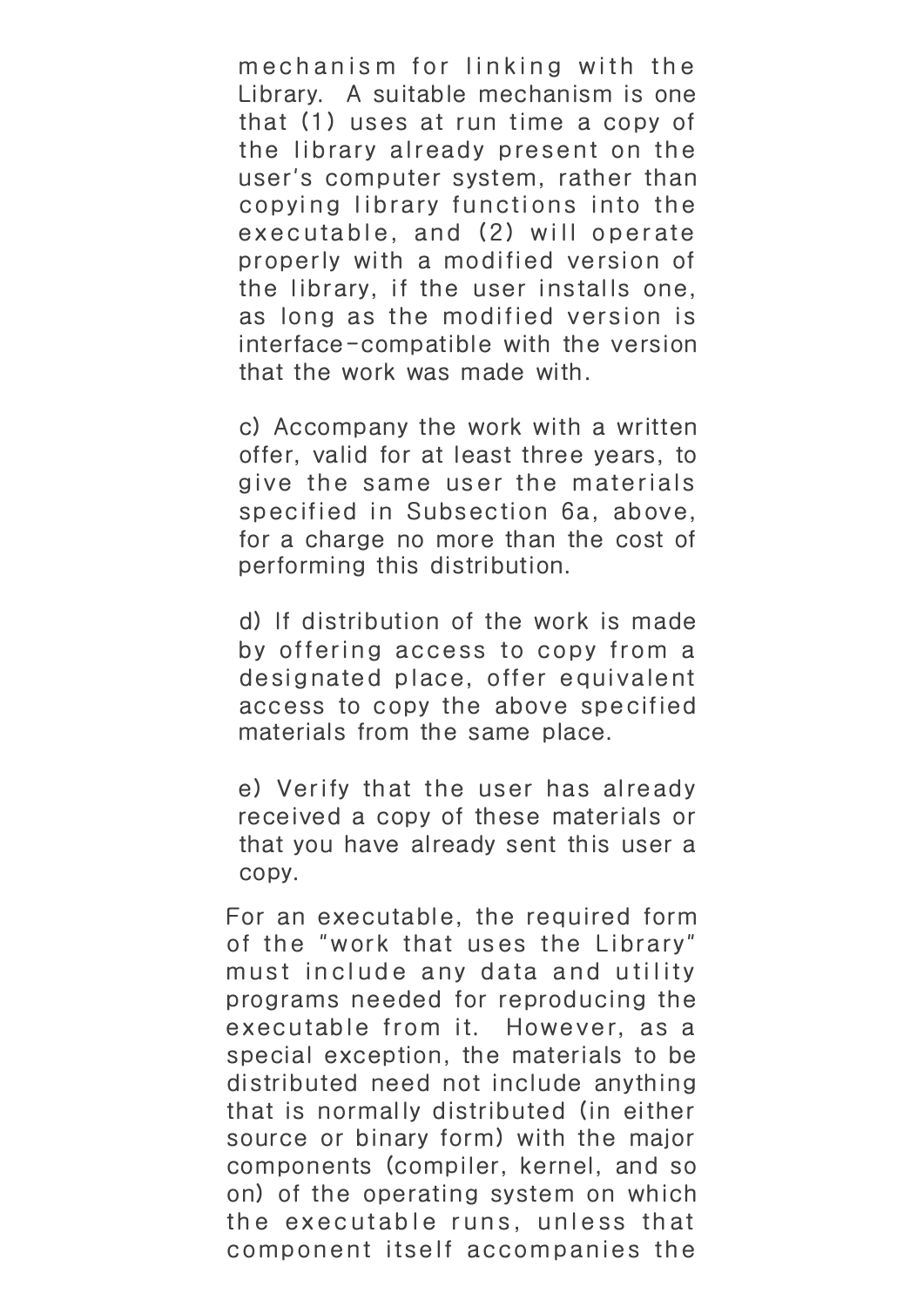mechanism for linking with the Library. A suitable mechanism is one that (1) uses at run time a copy of the library already present on the user's computer system, rather than copying library functions into the executable, and (2) will operate properly with a modified version of the library, if the user installs one, as long as the modified version is interface-compatible with the version that the work was made with.

c) Accompany the work with a written offer, valid for at least three years, to give the same user the materials specified in Subsection 6a, above, for a charge no more than the cost of performing this distribution.

d) If distribution of the work is made by offering access to copy from a designated place, offer equivalent access to copy the above specified materials from the same place.

e) Verify that the user has already received a copy of these materials or that you have already sent this user a copy.

For an executable, the required form of the "work that uses the Library" must include any data and utility programs needed for reproducing the executable from it. However, as a special exception, the materials to be distributed need not include anything that is normally distributed (in either source or binary form) with the major components (compiler, kernel, and so on) of the operating system on which the executable runs, unless that component itself accompanies the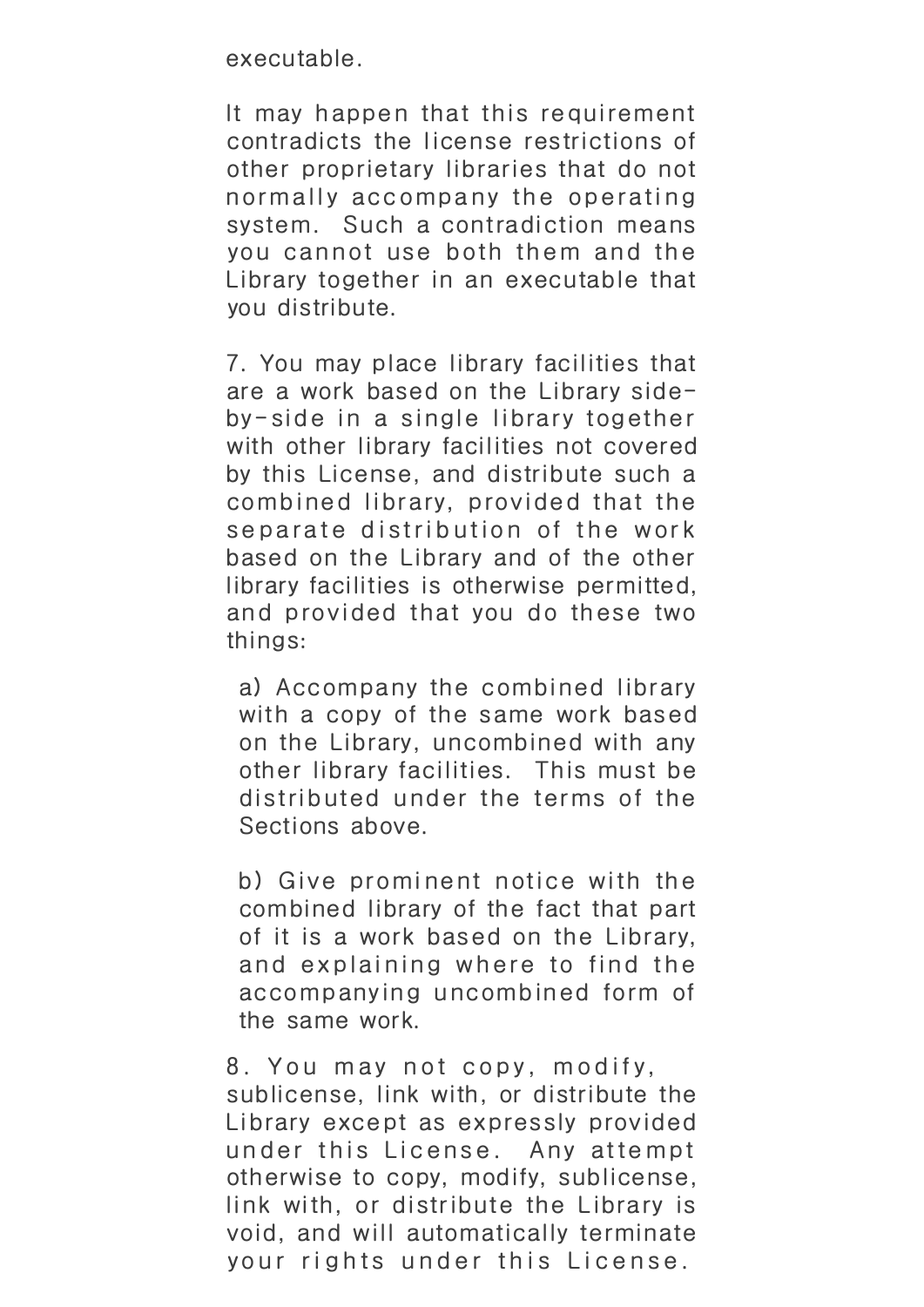executable.

It may happen that this requirement contradicts the license restrictions of other proprietary libraries that do not normally accompany the operating system. Such a contradiction means you cannot use both them and the Library together in an executable that you distribute.

7. You may place library facilities that are a work based on the Library side-by-side in a single library together with other library facilities not covered by this License, and distribute such a combined library, provided that the separate distribution of the work based on the Library and of the other library facilities is otherwise permitted, and provided that you do these two things:

a) Accompany the combined library with a copy of the same work based on the Library, uncombined with any other library facilities. This must be distributed under the terms of the Sections above.

b) Give prominent notice with the combined library of the fact that part of it is a work based on the Library, and explaining where to find the accompanying uncombined form of the same work.

8. You may not copy, modify, sublicense, link with, or distribute the Library except as expressly provided under this License. Any attempt otherwise to copy, modify, sublicense, link with, or distribute the Library is void, and will automatically terminate your rights under this License.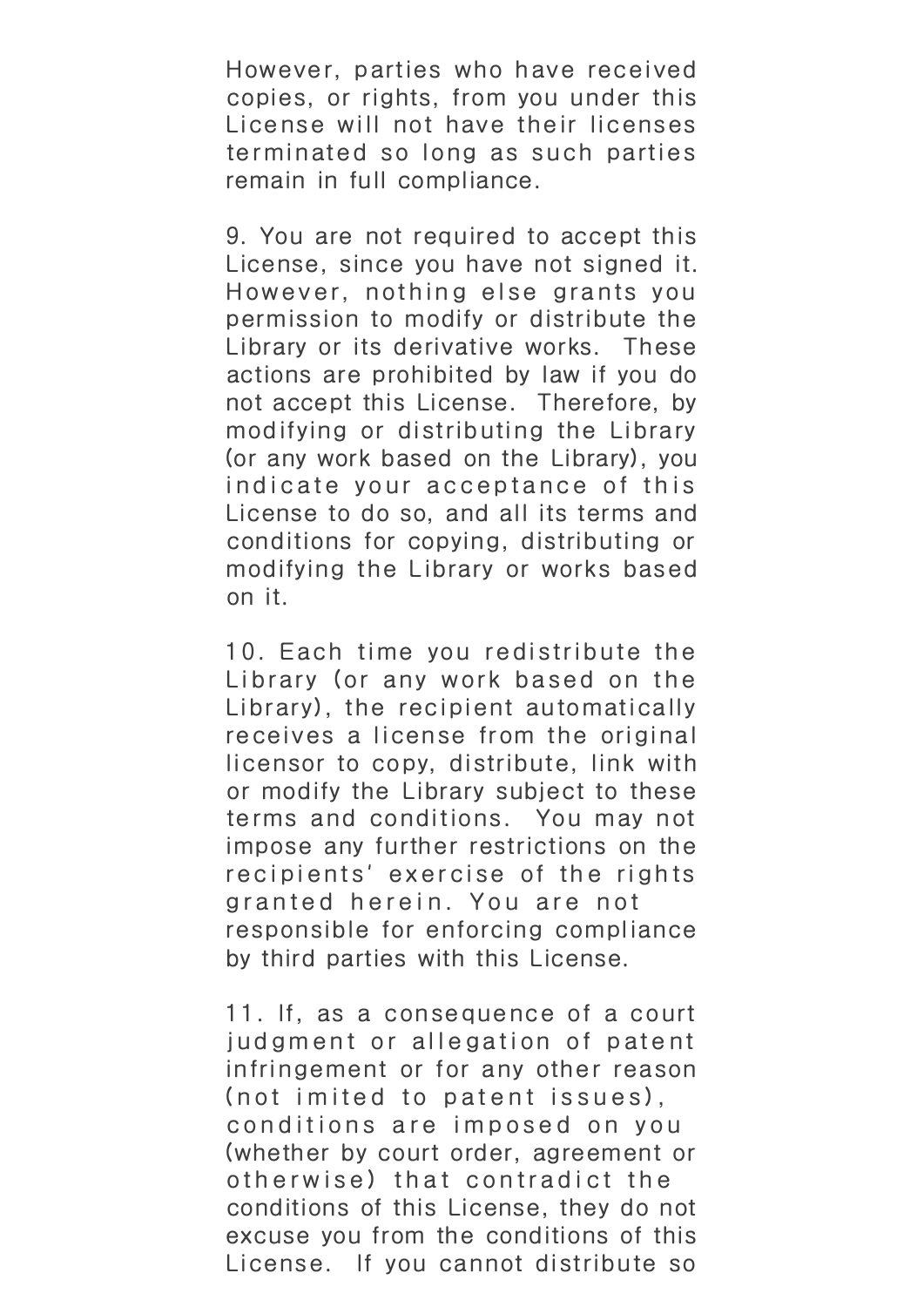However, parties who have received copies, or rights, from you under this License will not have their licenses terminated so long as such parties remain in full compliance.

9. You are not required to accept this License, since you have not signed it. However, nothing else grants you permission to modify or distribute the Library or its derivative works. These actions are prohibited by law if you do not accept this License. Therefore, by modifying or distributing the Library (or any work based on the Library), you indicate your acceptance of this License to do so, and all its terms and conditions for copying, distributing or modifying the Library or works based on it.

10. Each time you redistribute the Library (or any work based on the Library), the recipient automatically receives a license from the original licensor to copy, distribute, link with or modify the Library subject to these terms and conditions. You may not impose any further restrictions on the recipients' exercise of the rights granted herein. You are not responsible for enforcing compliance by third parties with this License.

11. If, as a consequence of a court judgment or allegation of patent infringement or for any other reason (not imited to patent issues), conditions are imposed on you (whether by court order, agreement or otherwise) that contradict the conditions of this License, they do not excuse you from the conditions of this License. If you cannot distribute so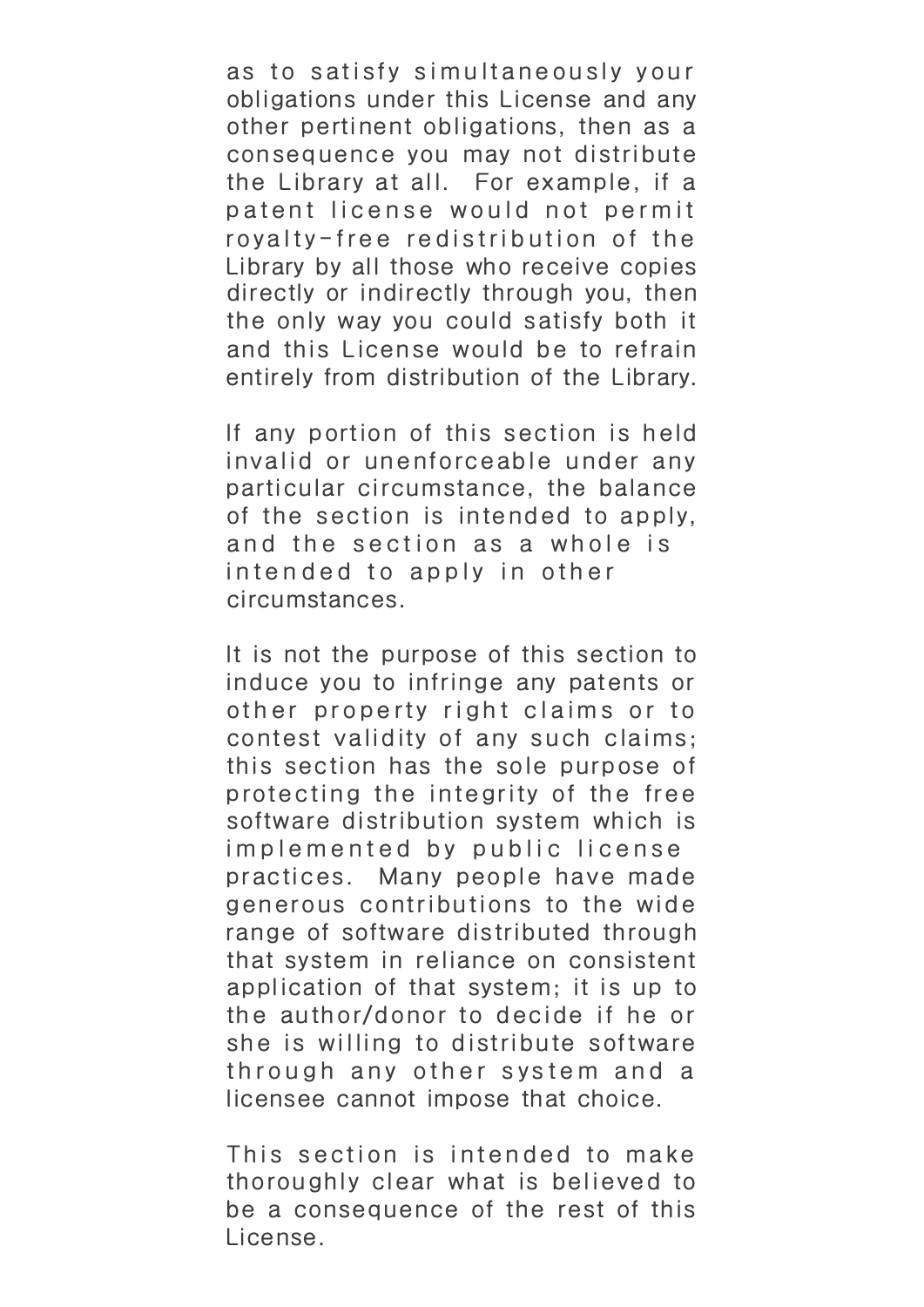as to satisfy simultaneously your obligations under this License and any other pertinent obligations, then as a consequence you may not distribute the Library at all.  For example, if a patent license would not permit royalty-free redistribution of the Library by all those who receive copies directly or indirectly through you, then the only way you could satisfy both it and this License would be to refrain entirely from distribution of the Library.

If any portion of this section is held invalid or unenforceable under any particular circumstance, the balance of the section is intended to apply, and the section as a whole is intended to apply in other circumstances.

It is not the purpose of this section to induce you to infringe any patents or other property right claims or to contest validity of any such claims; this section has the sole purpose of protecting the integrity of the free software distribution system which is implemented by public license practices.  Many people have made generous contributions to the wide range of software distributed through that system in reliance on consistent application of that system; it is up to the author/donor to decide if he or she is willing to distribute software through any other system and a licensee cannot impose that choice.

This section is intended to make thoroughly clear what is believed to be a consequence of the rest of this License.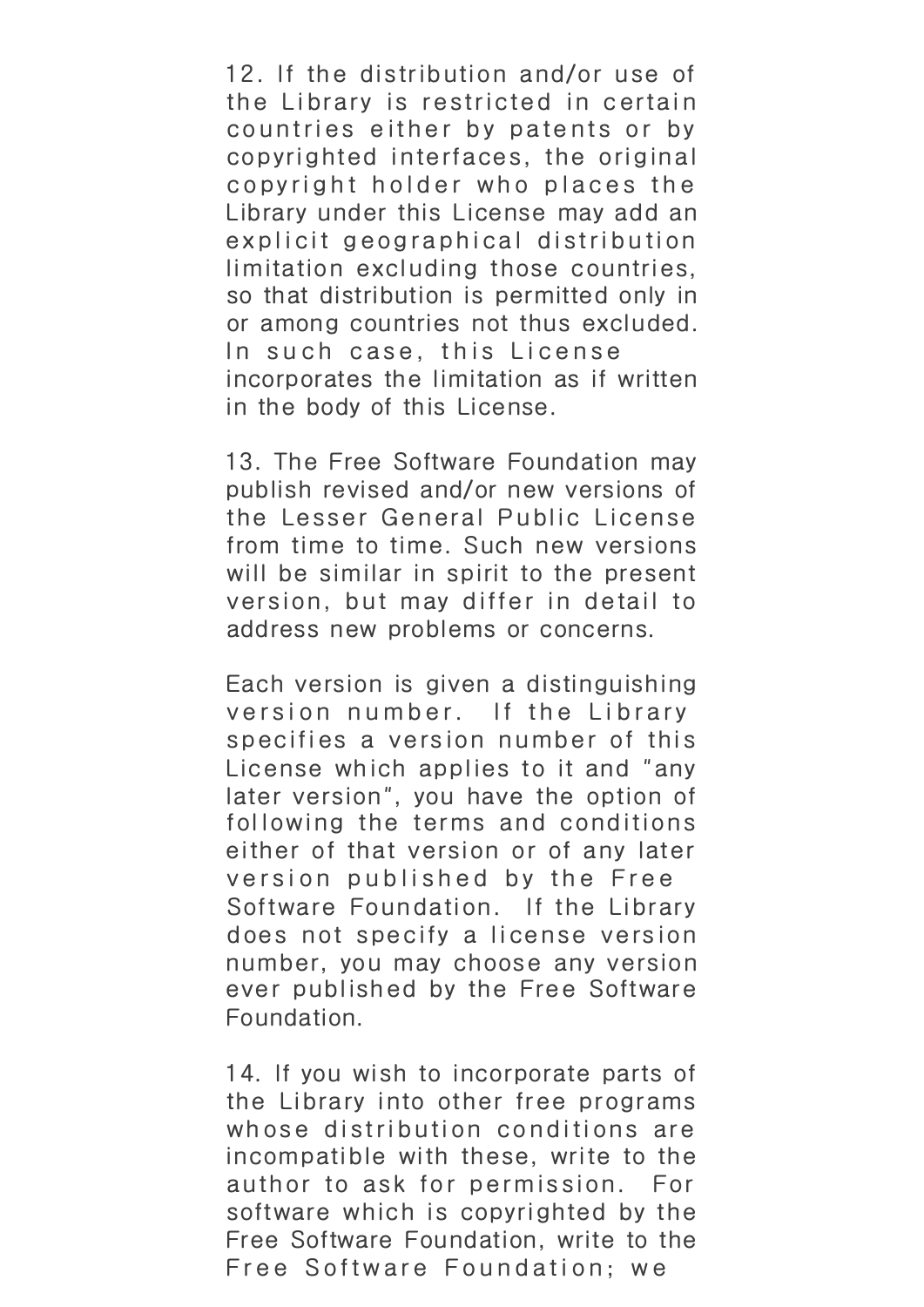12. If the distribution and/or use of the Library is restricted in certain countries either by patents or by copyrighted interfaces, the original copyright holder who places the Library under this License may add an explicit geographical distribution limitation excluding those countries, so that distribution is permitted only in or among countries not thus excluded. In such case, this License incorporates the limitation as if written in the body of this License.

13. The Free Software Foundation may publish revised and/or new versions of the Lesser General Public License from time to time. Such new versions will be similar in spirit to the present version, but may differ in detail to address new problems or concerns.

Each version is given a distinguishing version number. If the Library specifies a version number of this License which applies to it and "any later version", you have the option of following the terms and conditions either of that version or of any later version published by the Free Software Foundation. If the Library does not specify a license version number, you may choose any version ever published by the Free Software Foundation.

14. If you wish to incorporate parts of the Library into other free programs whose distribution conditions are incompatible with these, write to the author to ask for permission. For software which is copyrighted by the Free Software Foundation, write to the Free Software Foundation; we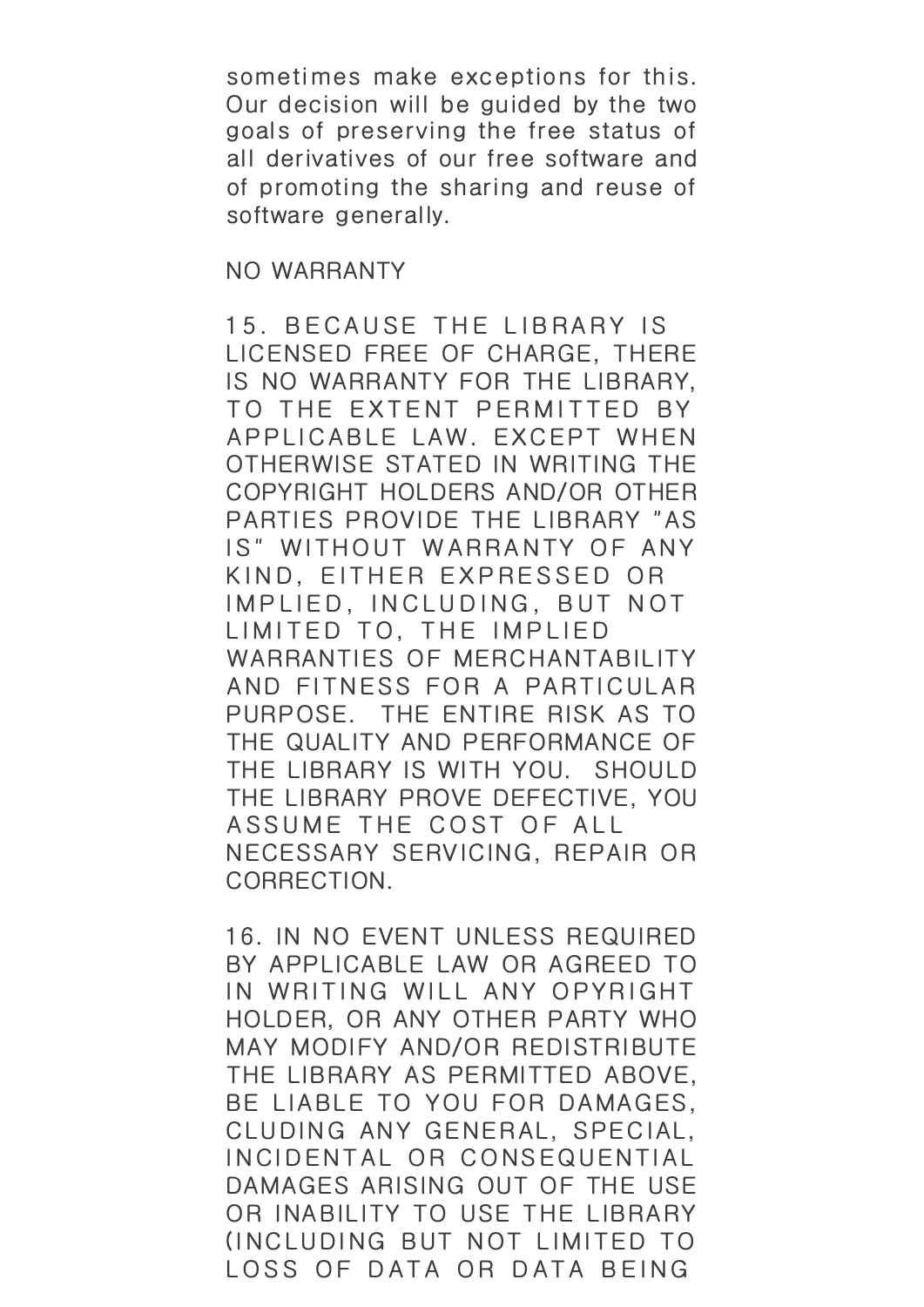sometimes make exceptions for this. Our decision will be guided by the two goals of preserving the free status of all derivatives of our free software and of promoting the sharing and reuse of software generally.

NO WARRANTY

15. BECAUSE THE LIBRARY IS LICENSED FREE OF CHARGE, THERE IS NO WARRANTY FOR THE LIBRARY, TO THE EXTENT PERMITTED BY APPLICABLE LAW. EXCEPT WHEN OTHERWISE STATED IN WRITING THE COPYRIGHT HOLDERS AND/OR OTHER PARTIES PROVIDE THE LIBRARY "AS IS" WITHOUT WARRANTY OF ANY KIND, EITHER EXPRESSED OR IMPLIED, INCLUDING, BUT NOT LIMITED TO, THE IMPLIED WARRANTIES OF MERCHANTABILITY AND FITNESS FOR A PARTICULAR PURPOSE. THE ENTIRE RISK AS TO THE QUALITY AND PERFORMANCE OF THE LIBRARY IS WITH YOU. SHOULD THE LIBRARY PROVE DEFECTIVE, YOU ASSUME THE COST OF ALL NECESSARY SERVICING, REPAIR OR CORRECTION.

16. IN NO EVENT UNLESS REQUIRED BY APPLICABLE LAW OR AGREED TO IN WRITING WILL ANY OPYRIGHT HOLDER, OR ANY OTHER PARTY WHO MAY MODIFY AND/OR REDISTRIBUTE THE LIBRARY AS PERMITTED ABOVE, BE LIABLE TO YOU FOR DAMAGES, CLUDING ANY GENERAL, SPECIAL, INCIDENTAL OR CONSEQUENTIAL DAMAGES ARISING OUT OF THE USE OR INABILITY TO USE THE LIBRARY (INCLUDING BUT NOT LIMITED TO LOSS OF DATA OR DATA BEING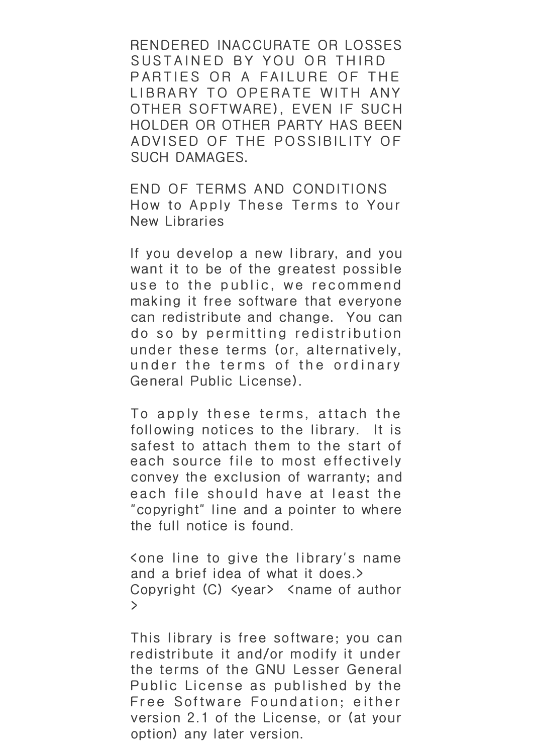RENDERED INACCURATE OR LOSSES SUSTAINED BY YOU OR THIRD PARTIES OR A FAILURE OF THE LIBRARY TO OPERATE WITH ANY OTHER SOFTWARE), EVEN IF SUCH HOLDER OR OTHER PARTY HAS BEEN ADVISED OF THE POSSIBILITY OF SUCH DAMAGES.

END OF TERMS AND CONDITIONS

How to Apply These Terms to Your New Libraries

If you develop a new library, and you want it to be of the greatest possible use to the public, we recommend making it free software that everyone can redistribute and change. You can do so by permitting redistribution under these terms (or, alternatively, under the terms of the ordinary General Public License).

To apply these terms, attach the following notices to the library. It is safest to attach them to the start of each source file to most effectively convey the exclusion of warranty; and each file should have at least the "copyright" line and a pointer to where the full notice is found.

<one line to give the library's name and a brief idea of what it does.>
Copyright (C) <year> <name of author>

This library is free software; you can redistribute it and/or modify it under the terms of the GNU Lesser General Public License as published by the Free Software Foundation; either version 2.1 of the License, or (at your option) any later version.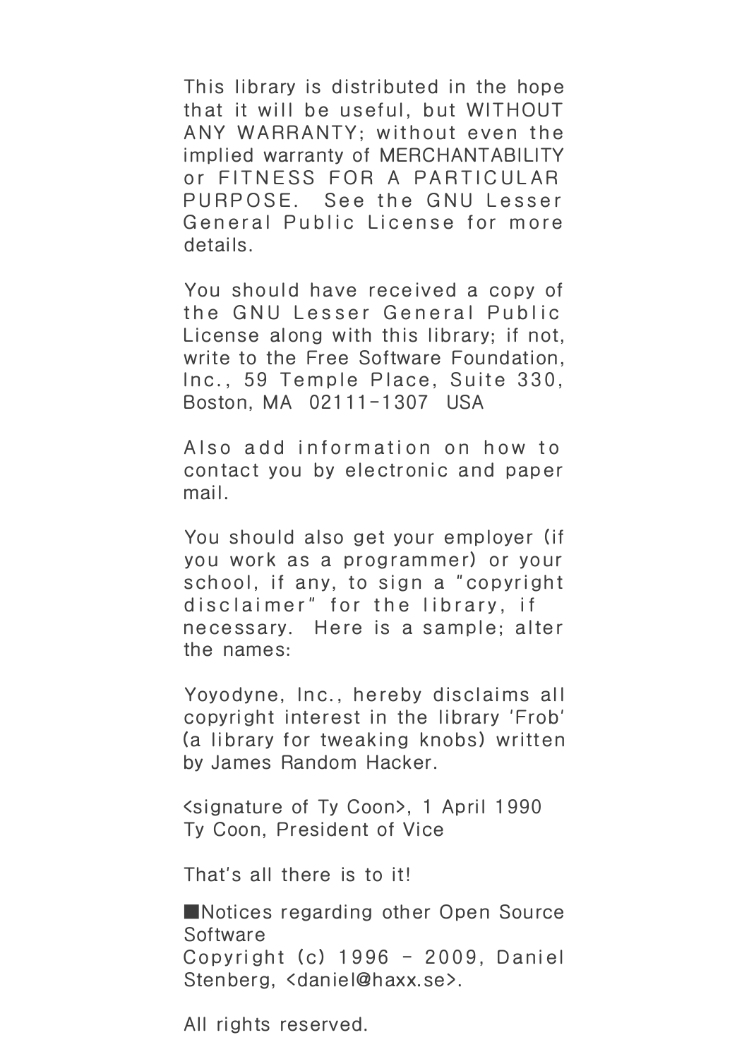This library is distributed in the hope that it will be useful, but WITHOUT ANY WARRANTY; without even the implied warranty of MERCHANTABILITY or FITNESS FOR A PARTICULAR PURPOSE. See the GNU Lesser General Public License for more details.

You should have received a copy of the GNU Lesser General Public License along with this library; if not, write to the Free Software Foundation, Inc., 59 Temple Place, Suite 330, Boston, MA 02111-1307 USA

Also add information on how to contact you by electronic and paper mail.

You should also get your employer (if you work as a programmer) or your school, if any, to sign a "copyright disclaimer" for the library, if necessary. Here is a sample; alter the names:

Yoyodyne, Inc., hereby disclaims all copyright interest in the library 'Frob' (a library for tweaking knobs) written by James Random Hacker.

<signature of Ty Coon>, 1 April 1990
Ty Coon, President of Vice

That's all there is to it!

■Notices regarding other Open Source Software
Copyright (c) 1996 - 2009, Daniel Stenberg, <daniel@haxx.se>.

All rights reserved.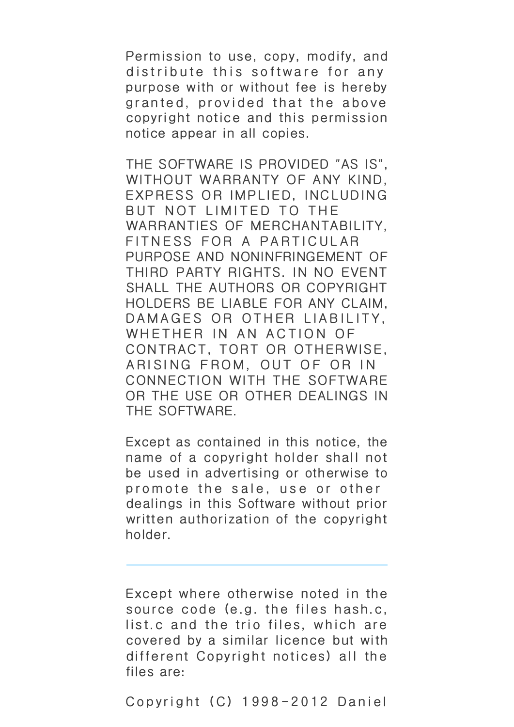Permission to use, copy, modify, and distribute this software for any purpose with or without fee is hereby granted, provided that the above copyright notice and this permission notice appear in all copies.

THE SOFTWARE IS PROVIDED "AS IS", WITHOUT WARRANTY OF ANY KIND, EXPRESS OR IMPLIED, INCLUDING BUT NOT LIMITED TO THE WARRANTIES OF MERCHANTABILITY, FITNESS FOR A PARTICULAR PURPOSE AND NONINFRINGEMENT OF THIRD PARTY RIGHTS. IN NO EVENT SHALL THE AUTHORS OR COPYRIGHT HOLDERS BE LIABLE FOR ANY CLAIM, DAMAGES OR OTHER LIABILITY, WHETHER IN AN ACTION OF CONTRACT, TORT OR OTHERWISE, ARISING FROM, OUT OF OR IN CONNECTION WITH THE SOFTWARE OR THE USE OR OTHER DEALINGS IN THE SOFTWARE.

Except as contained in this notice, the name of a copyright holder shall not be used in advertising or otherwise to promote the sale, use or other dealings in this Software without prior written authorization of the copyright holder.

---

Except where otherwise noted in the source code (e.g. the files hash.c, list.c and the trio files, which are covered by a similar licence but with different Copyright notices) all the files are:

Copyright (C) 1998-2012 Daniel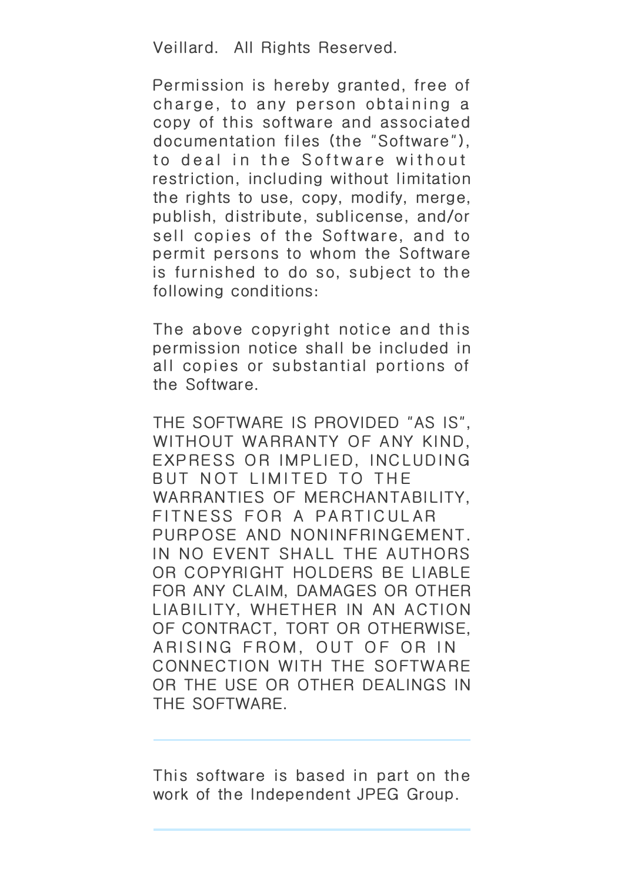Veillard. All Rights Reserved.

Permission is hereby granted, free of charge, to any person obtaining a copy of this software and associated documentation files (the "Software"), to deal in the Software without restriction, including without limitation the rights to use, copy, modify, merge, publish, distribute, sublicense, and/or sell copies of the Software, and to permit persons to whom the Software is furnished to do so, subject to the following conditions:

The above copyright notice and this permission notice shall be included in all copies or substantial portions of the Software.

THE SOFTWARE IS PROVIDED "AS IS", WITHOUT WARRANTY OF ANY KIND, EXPRESS OR IMPLIED, INCLUDING BUT NOT LIMITED TO THE WARRANTIES OF MERCHANTABILITY, FITNESS FOR A PARTICULAR PURPOSE AND NONINFRINGEMENT. IN NO EVENT SHALL THE AUTHORS OR COPYRIGHT HOLDERS BE LIABLE FOR ANY CLAIM, DAMAGES OR OTHER LIABILITY, WHETHER IN AN ACTION OF CONTRACT, TORT OR OTHERWISE, ARISING FROM, OUT OF OR IN CONNECTION WITH THE SOFTWARE OR THE USE OR OTHER DEALINGS IN THE SOFTWARE.

---

This software is based in part on the work of the Independent JPEG Group.

---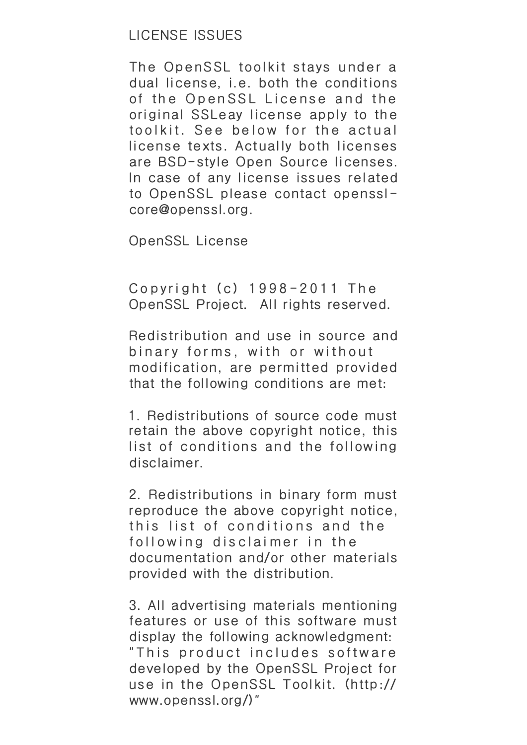## LICENSE ISSUES

The OpenSSL toolkit stays under a dual license, i.e. both the conditions of the OpenSSL License and the original SSLeay license apply to the toolkit. See below for the actual license texts. Actually both licenses are BSD-style Open Source licenses. In case of any license issues related to OpenSSL please contact openssl-core@openssl.org.

### OpenSSL License

Copyright (c) 1998-2011 The OpenSSL Project. All rights reserved.

Redistribution and use in source and binary forms, with or without modification, are permitted provided that the following conditions are met:

1. Redistributions of source code must retain the above copyright notice, this list of conditions and the following disclaimer.

2. Redistributions in binary form must reproduce the above copyright notice, this list of conditions and the following disclaimer in the documentation and/or other materials provided with the distribution.

3. All advertising materials mentioning features or use of this software must display the following acknowledgment: "This product includes software developed by the OpenSSL Project for use in the OpenSSL Toolkit. (http://www.openssl.org/)"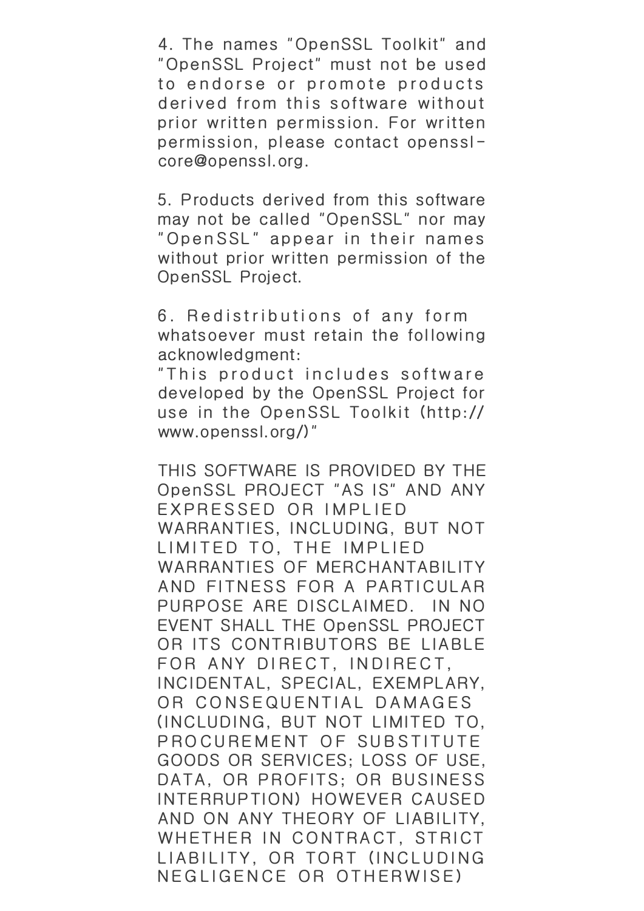4. The names "OpenSSL Toolkit" and "OpenSSL Project" must not be used to endorse or promote products derived from this software without prior written permission. For written permission, please contact openssl-core@openssl.org.

5. Products derived from this software may not be called "OpenSSL" nor may "OpenSSL" appear in their names without prior written permission of the OpenSSL Project.

6. Redistributions of any form whatsoever must retain the following acknowledgment:
"This product includes software developed by the OpenSSL Project for use in the OpenSSL Toolkit (http://www.openssl.org/)"

THIS SOFTWARE IS PROVIDED BY THE OpenSSL PROJECT "AS IS" AND ANY EXPRESSED OR IMPLIED WARRANTIES, INCLUDING, BUT NOT LIMITED TO, THE IMPLIED WARRANTIES OF MERCHANTABILITY AND FITNESS FOR A PARTICULAR PURPOSE ARE DISCLAIMED.  IN NO EVENT SHALL THE OpenSSL PROJECT OR ITS CONTRIBUTORS BE LIABLE FOR ANY DIRECT, INDIRECT, INCIDENTAL, SPECIAL, EXEMPLARY, OR CONSEQUENTIAL DAMAGES (INCLUDING, BUT NOT LIMITED TO, PROCUREMENT OF SUBSTITUTE GOODS OR SERVICES; LOSS OF USE, DATA, OR PROFITS; OR BUSINESS INTERRUPTION) HOWEVER CAUSED AND ON ANY THEORY OF LIABILITY, WHETHER IN CONTRACT, STRICT LIABILITY, OR TORT (INCLUDING NEGLIGENCE OR OTHERWISE)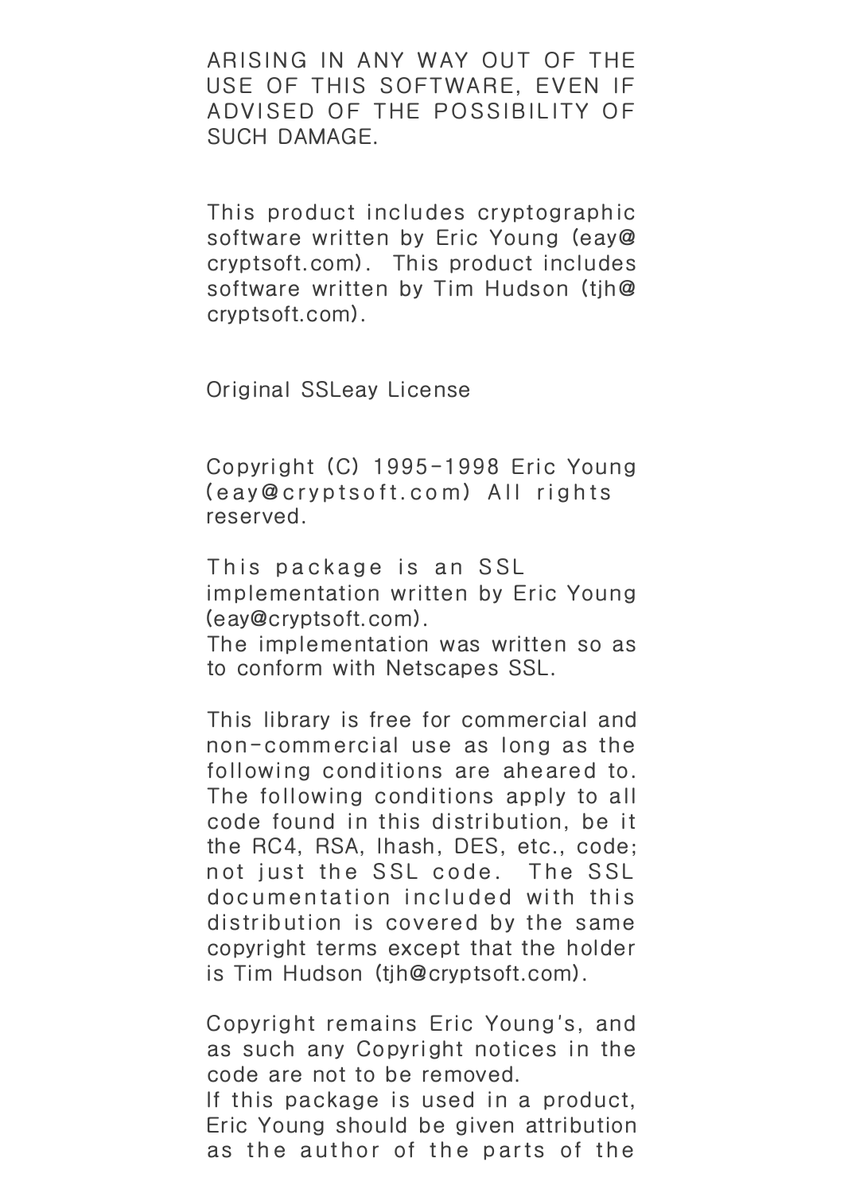ARISING IN ANY WAY OUT OF THE USE OF THIS SOFTWARE, EVEN IF ADVISED OF THE POSSIBILITY OF SUCH DAMAGE.

This product includes cryptographic software written by Eric Young (eay@cryptsoft.com). This product includes software written by Tim Hudson (tjh@cryptsoft.com).

Original SSLeay License

Copyright (C) 1995-1998 Eric Young (eay@cryptsoft.com) All rights reserved.

This package is an SSL implementation written by Eric Young (eay@cryptsoft.com).
The implementation was written so as to conform with Netscapes SSL.

This library is free for commercial and non-commercial use as long as the following conditions are aheared to. The following conditions apply to all code found in this distribution, be it the RC4, RSA, lhash, DES, etc., code; not just the SSL code. The SSL documentation included with this distribution is covered by the same copyright terms except that the holder is Tim Hudson (tjh@cryptsoft.com).

Copyright remains Eric Young's, and as such any Copyright notices in the code are not to be removed.
If this package is used in a product, Eric Young should be given attribution as the author of the parts of the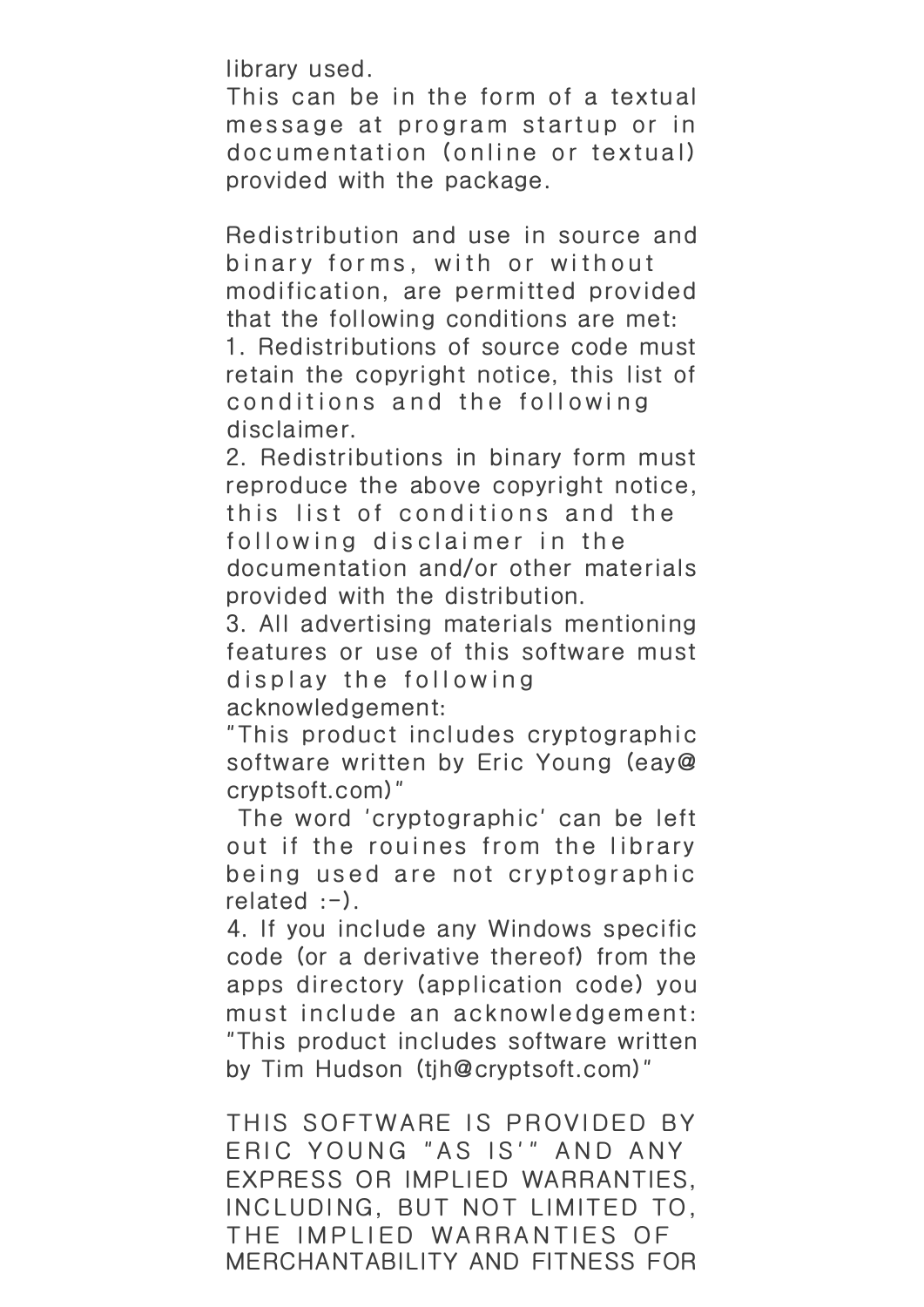library used.
This can be in the form of a textual message at program startup or in documentation (online or textual) provided with the package.

Redistribution and use in source and binary forms, with or without modification, are permitted provided that the following conditions are met:

1. Redistributions of source code must retain the copyright notice, this list of conditions and the following disclaimer.
2. Redistributions in binary form must reproduce the above copyright notice, this list of conditions and the following disclaimer in the documentation and/or other materials provided with the distribution.
3. All advertising materials mentioning features or use of this software must display the following acknowledgement:
"This product includes cryptographic software written by Eric Young (eay@cryptsoft.com)"
The word 'cryptographic' can be left out if the rouines from the library being used are not cryptographic related :-).
4. If you include any Windows specific code (or a derivative thereof) from the apps directory (application code) you must include an acknowledgement:
"This product includes software written by Tim Hudson (tjh@cryptsoft.com)"

THIS SOFTWARE IS PROVIDED BY ERIC YOUNG "AS IS'" AND ANY EXPRESS OR IMPLIED WARRANTIES, INCLUDING, BUT NOT LIMITED TO, THE IMPLIED WARRANTIES OF MERCHANTABILITY AND FITNESS FOR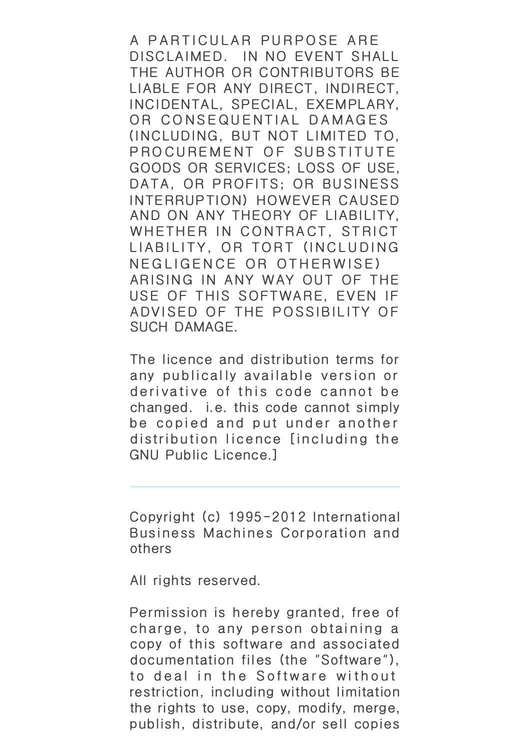A PARTICULAR PURPOSE ARE DISCLAIMED. IN NO EVENT SHALL THE AUTHOR OR CONTRIBUTORS BE LIABLE FOR ANY DIRECT, INDIRECT, INCIDENTAL, SPECIAL, EXEMPLARY, OR CONSEQUENTIAL DAMAGES (INCLUDING, BUT NOT LIMITED TO, PROCUREMENT OF SUBSTITUTE GOODS OR SERVICES; LOSS OF USE, DATA, OR PROFITS; OR BUSINESS INTERRUPTION) HOWEVER CAUSED AND ON ANY THEORY OF LIABILITY, WHETHER IN CONTRACT, STRICT LIABILITY, OR TORT (INCLUDING NEGLIGENCE OR OTHERWISE) ARISING IN ANY WAY OUT OF THE USE OF THIS SOFTWARE, EVEN IF ADVISED OF THE POSSIBILITY OF SUCH DAMAGE.

The licence and distribution terms for any publically available version or derivative of this code cannot be changed. i.e. this code cannot simply be copied and put under another distribution licence [including the GNU Public Licence.]

---

Copyright (c) 1995-2012 International Business Machines Corporation and others

All rights reserved.

Permission is hereby granted, free of charge, to any person obtaining a copy of this software and associated documentation files (the "Software"), to deal in the Software without restriction, including without limitation the rights to use, copy, modify, merge, publish, distribute, and/or sell copies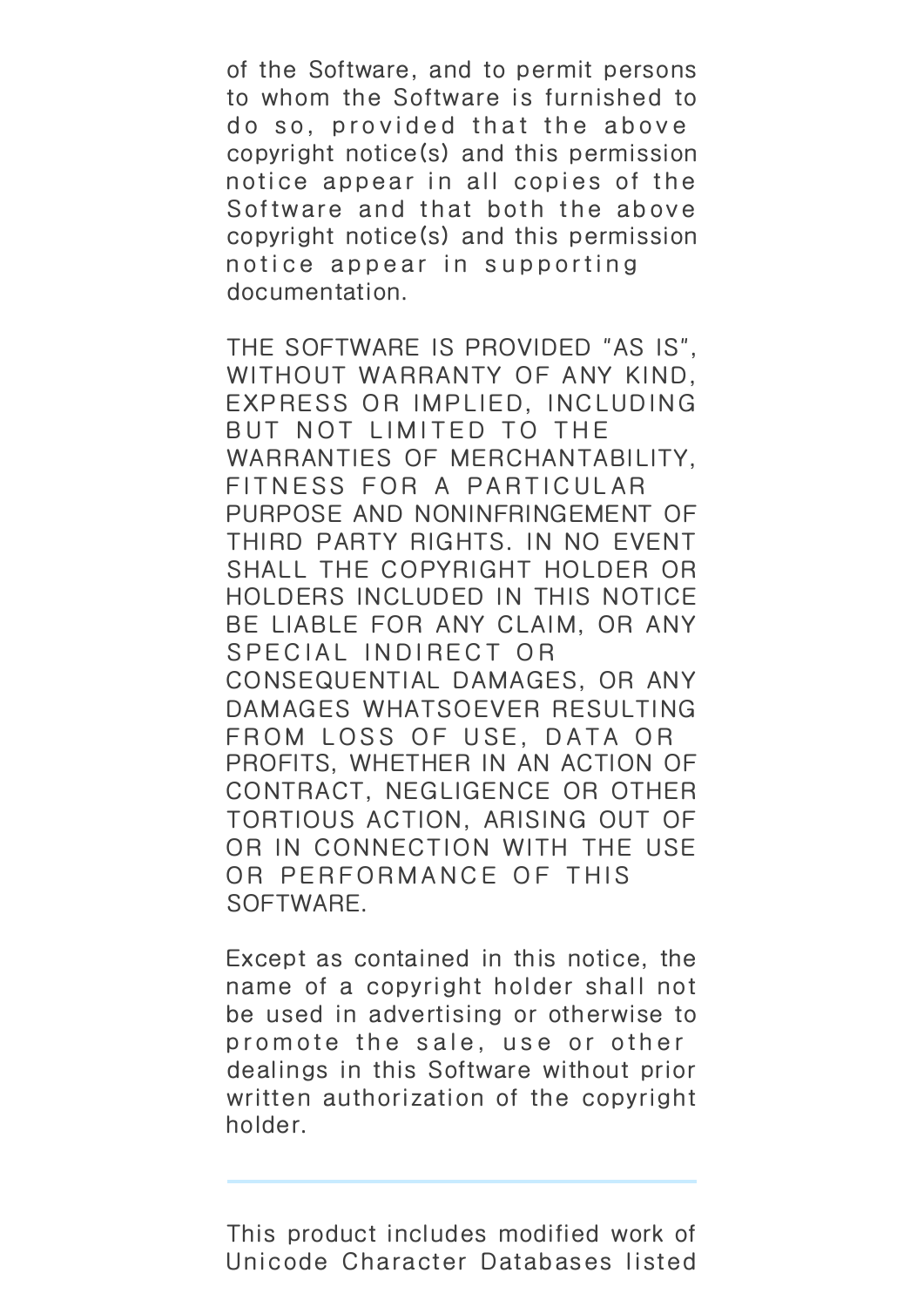of the Software, and to permit persons to whom the Software is furnished to do so, provided that the above copyright notice(s) and this permission notice appear in all copies of the Software and that both the above copyright notice(s) and this permission notice appear in supporting documentation.

THE SOFTWARE IS PROVIDED "AS IS", WITHOUT WARRANTY OF ANY KIND, EXPRESS OR IMPLIED, INCLUDING BUT NOT LIMITED TO THE WARRANTIES OF MERCHANTABILITY, FITNESS FOR A PARTICULAR PURPOSE AND NONINFRINGEMENT OF THIRD PARTY RIGHTS. IN NO EVENT SHALL THE COPYRIGHT HOLDER OR HOLDERS INCLUDED IN THIS NOTICE BE LIABLE FOR ANY CLAIM, OR ANY SPECIAL INDIRECT OR CONSEQUENTIAL DAMAGES, OR ANY DAMAGES WHATSOEVER RESULTING FROM LOSS OF USE, DATA OR PROFITS, WHETHER IN AN ACTION OF CONTRACT, NEGLIGENCE OR OTHER TORTIOUS ACTION, ARISING OUT OF OR IN CONNECTION WITH THE USE OR PERFORMANCE OF THIS SOFTWARE.

Except as contained in this notice, the name of a copyright holder shall not be used in advertising or otherwise to promote the sale, use or other dealings in this Software without prior written authorization of the copyright holder.

---

This product includes modified work of Unicode Character Databases listed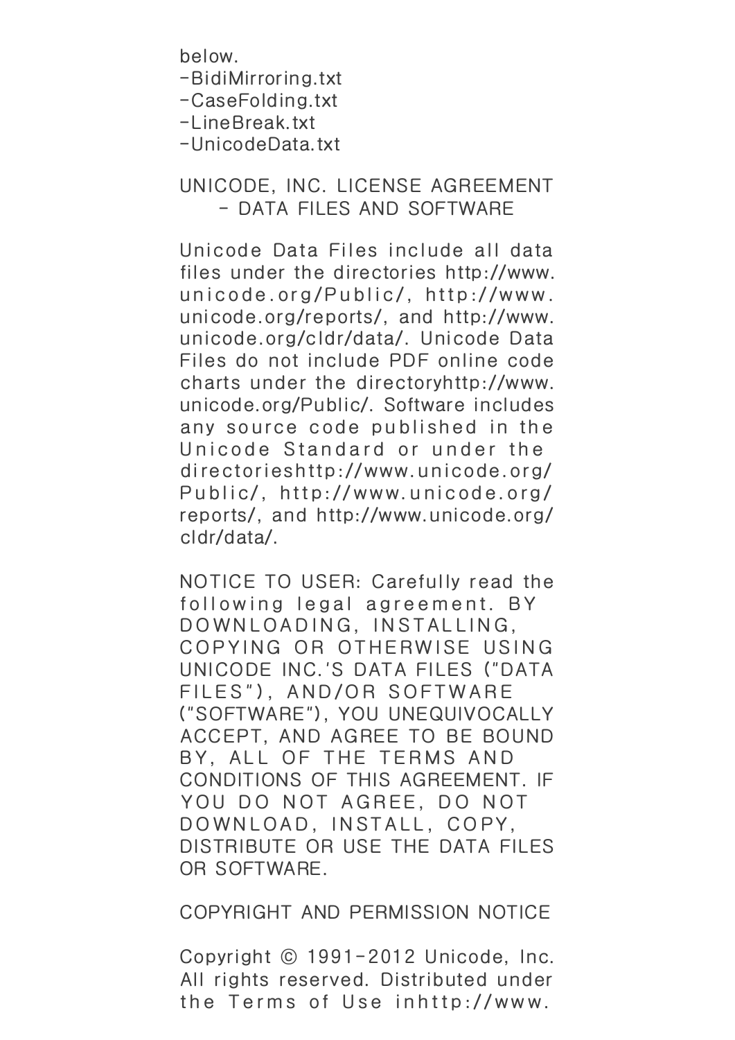below.
-BidiMirroring.txt
-CaseFolding.txt
-LineBreak.txt
-UnicodeData.txt

UNICODE, INC. LICENSE AGREEMENT - DATA FILES AND SOFTWARE

Unicode Data Files include all data files under the directories http://www.unicode.org/Public/, http://www.unicode.org/reports/, and http://www.unicode.org/cldr/data/. Unicode Data Files do not include PDF online code charts under the directoryhttp://www.unicode.org/Public/. Software includes any source code published in the Unicode Standard or under the directorieshttp://www.unicode.org/Public/, http://www.unicode.org/reports/, and http://www.unicode.org/cldr/data/.

NOTICE TO USER: Carefully read the following legal agreement. BY DOWNLOADING, INSTALLING, COPYING OR OTHERWISE USING UNICODE INC.'S DATA FILES ("DATA FILES"), AND/OR SOFTWARE ("SOFTWARE"), YOU UNEQUIVOCALLY ACCEPT, AND AGREE TO BE BOUND BY, ALL OF THE TERMS AND CONDITIONS OF THIS AGREEMENT. IF YOU DO NOT AGREE, DO NOT DOWNLOAD, INSTALL, COPY, DISTRIBUTE OR USE THE DATA FILES OR SOFTWARE.

COPYRIGHT AND PERMISSION NOTICE

Copyright © 1991-2012 Unicode, Inc. All rights reserved. Distributed under the Terms of Use inhttp://www.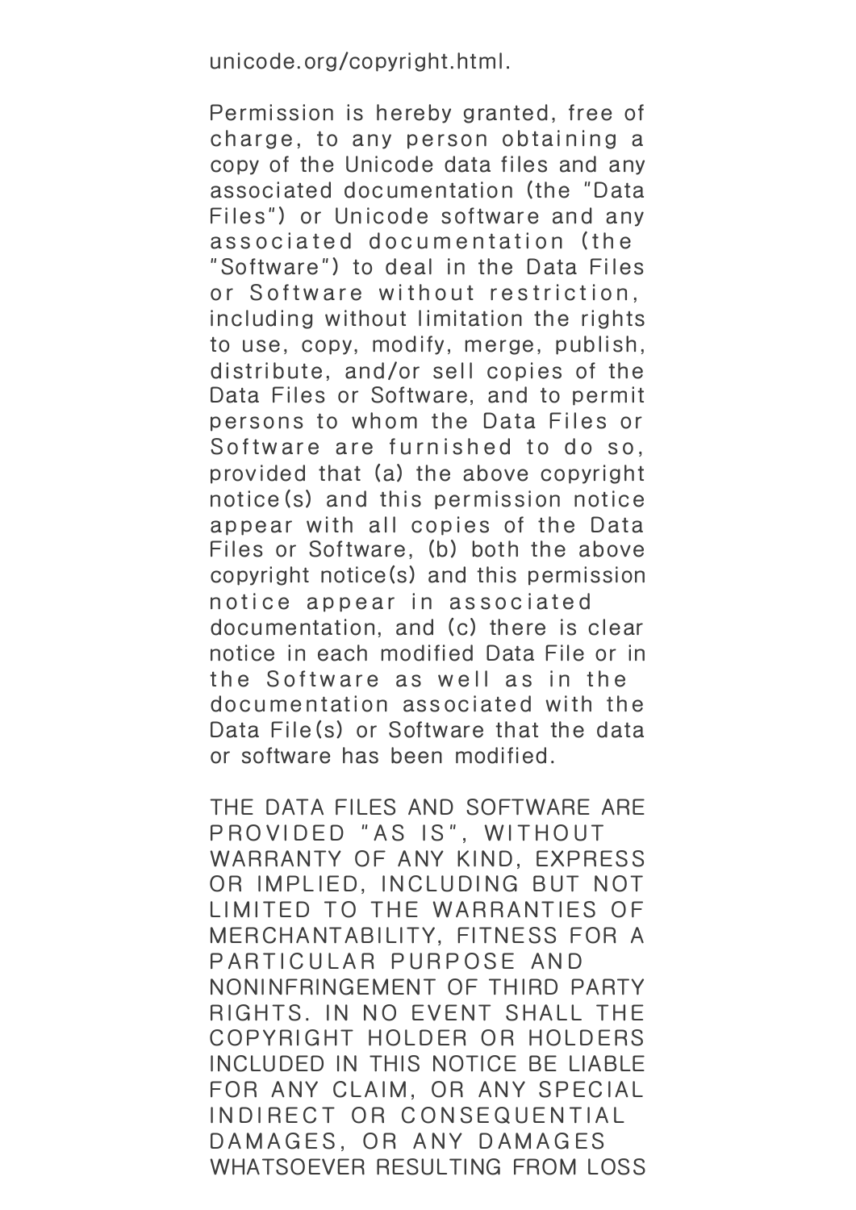unicode.org/copyright.html.

Permission is hereby granted, free of charge, to any person obtaining a copy of the Unicode data files and any associated documentation (the "Data Files") or Unicode software and any associated documentation (the "Software") to deal in the Data Files or Software without restriction, including without limitation the rights to use, copy, modify, merge, publish, distribute, and/or sell copies of the Data Files or Software, and to permit persons to whom the Data Files or Software are furnished to do so, provided that (a) the above copyright notice(s) and this permission notice appear with all copies of the Data Files or Software, (b) both the above copyright notice(s) and this permission notice appear in associated documentation, and (c) there is clear notice in each modified Data File or in the Software as well as in the documentation associated with the Data File(s) or Software that the data or software has been modified.

THE DATA FILES AND SOFTWARE ARE PROVIDED "AS IS", WITHOUT WARRANTY OF ANY KIND, EXPRESS OR IMPLIED, INCLUDING BUT NOT LIMITED TO THE WARRANTIES OF MERCHANTABILITY, FITNESS FOR A PARTICULAR PURPOSE AND NONINFRINGEMENT OF THIRD PARTY RIGHTS. IN NO EVENT SHALL THE COPYRIGHT HOLDER OR HOLDERS INCLUDED IN THIS NOTICE BE LIABLE FOR ANY CLAIM, OR ANY SPECIAL INDIRECT OR CONSEQUENTIAL DAMAGES, OR ANY DAMAGES WHATSOEVER RESULTING FROM LOSS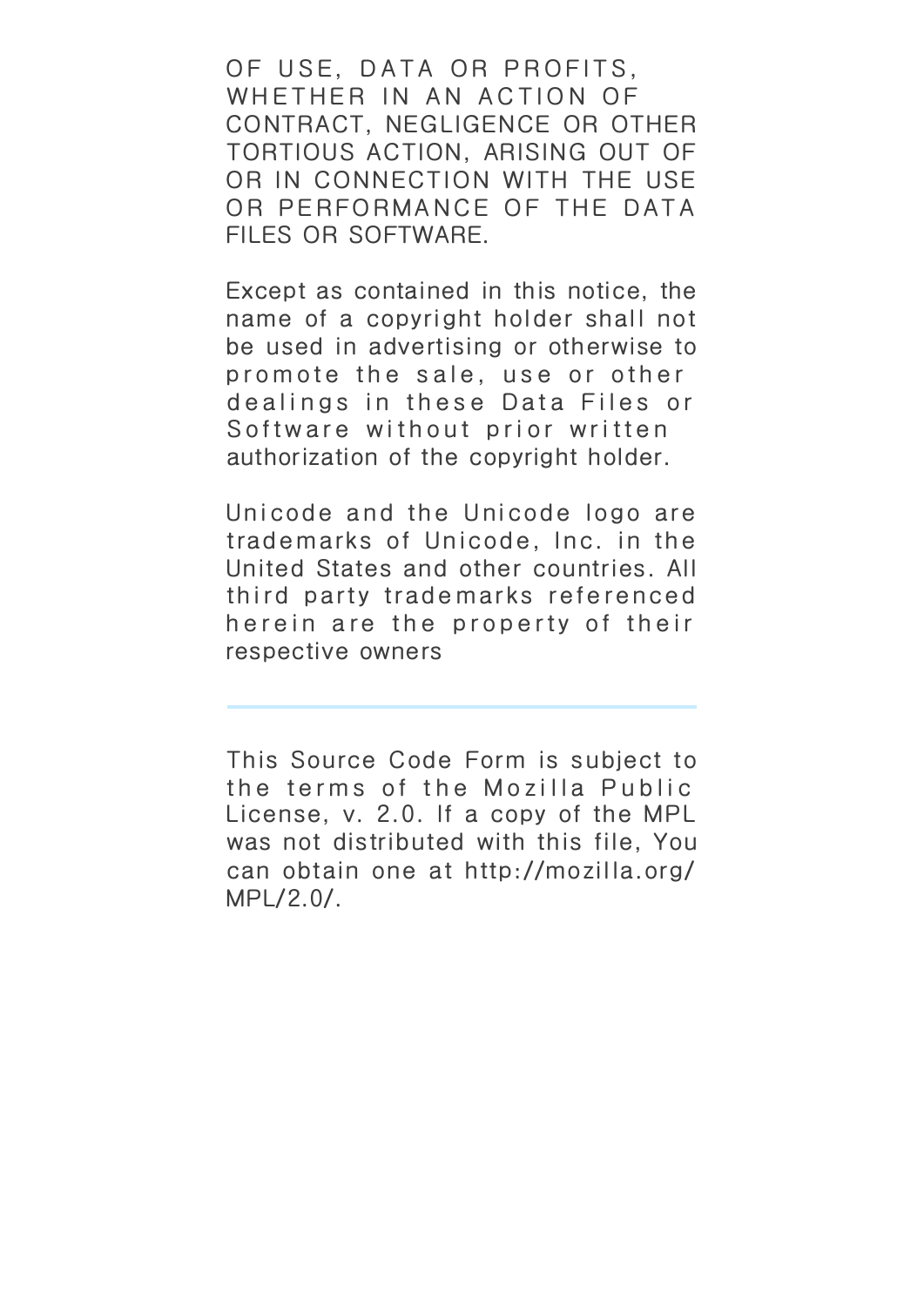OF USE, DATA OR PROFITS, WHETHER IN AN ACTION OF CONTRACT, NEGLIGENCE OR OTHER TORTIOUS ACTION, ARISING OUT OF OR IN CONNECTION WITH THE USE OR PERFORMANCE OF THE DATA FILES OR SOFTWARE.

Except as contained in this notice, the name of a copyright holder shall not be used in advertising or otherwise to promote the sale, use or other dealings in these Data Files or Software without prior written authorization of the copyright holder.

Unicode and the Unicode logo are trademarks of Unicode, Inc. in the United States and other countries. All third party trademarks referenced herein are the property of their respective owners

---

This Source Code Form is subject to the terms of the Mozilla Public License, v. 2.0. If a copy of the MPL was not distributed with this file, You can obtain one at http://mozilla.org/MPL/2.0/.